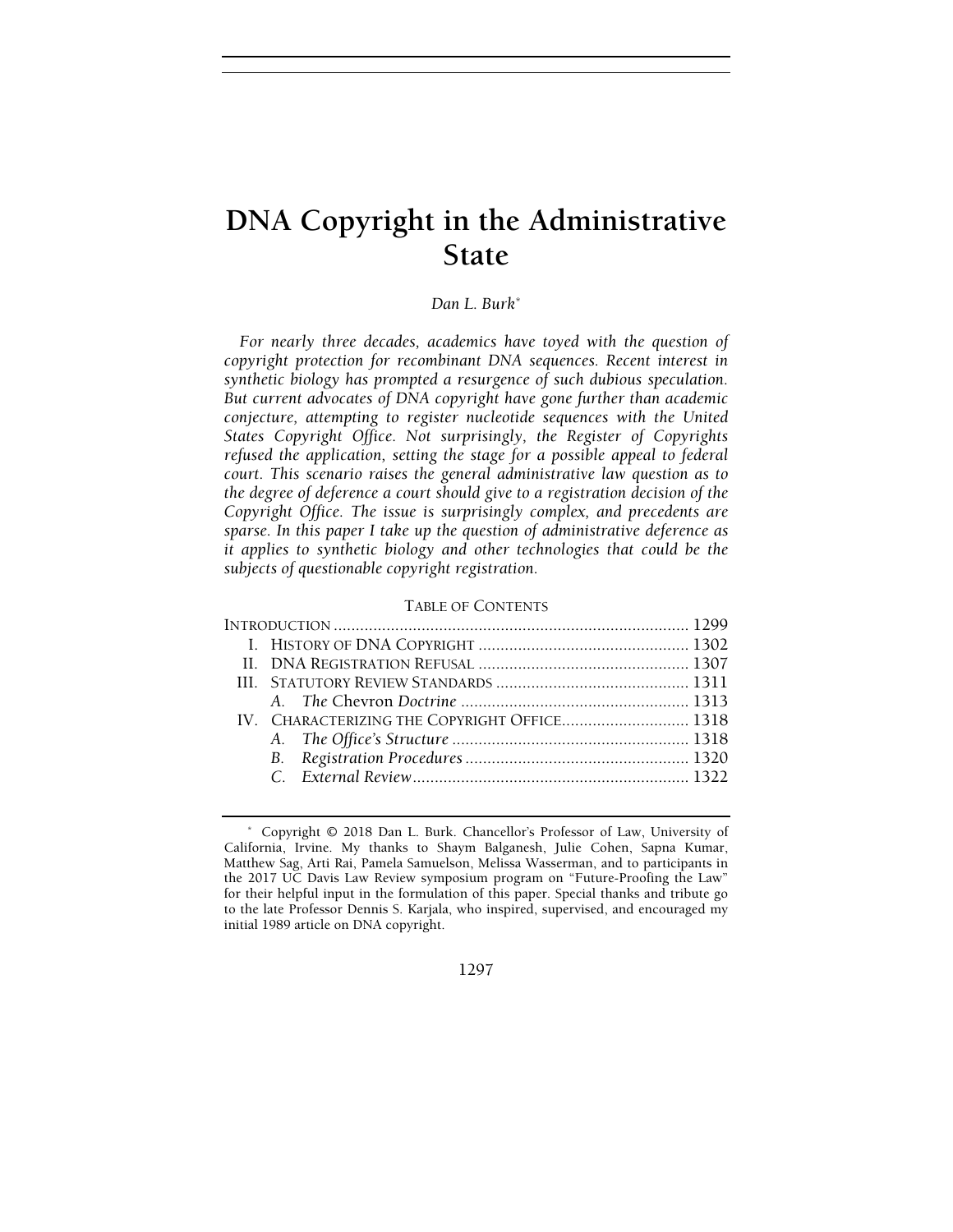# DNA Copyright in the Administrative State

*Dan L. Burk*[*]

*For nearly three decades, academics have toyed with the question of copyright protection for recombinant DNA sequences. Recent interest in synthetic biology has prompted a resurgence of such dubious speculation. But current advocates of DNA copyright have gone further than academic conjecture, attempting to register nucleotide sequences with the United States Copyright Office. Not surprisingly, the Register of Copyrights refused the application, setting the stage for a possible appeal to federal court. This scenario raises the general administrative law question as to the degree of deference a court should give to a registration decision of the Copyright Office. The issue is surprisingly complex, and precedents are sparse. In this paper I take up the question of administrative deference as it applies to synthetic biology and other technologies that could be the subjects of questionable copyright registration.*

TABLE OF CONTENTS

INTRODUCTION ................................................................................ 1299

I. HISTORY OF DNA COPYRIGHT ................................................ 1302

II. DNA REGISTRATION REFUSAL ................................................ 1307

III. STATUTORY REVIEW STANDARDS ............................................ 1311

- A. *The* Chevron *Doctrine* .................................................... 1313

IV. CHARACTERIZING THE COPYRIGHT OFFICE............................. 1318

- A. *The Office's Structure* ...................................................... 1318
- B. *Registration Procedures* ................................................... 1320
- C. *External Review* ............................................................... 1322

---

[*] Copyright © 2018 Dan L. Burk. Chancellor's Professor of Law, University of California, Irvine. My thanks to Shaym Balganesh, Julie Cohen, Sapna Kumar, Matthew Sag, Arti Rai, Pamela Samuelson, Melissa Wasserman, and to participants in the 2017 UC Davis Law Review symposium program on "Future-Proofing the Law" for their helpful input in the formulation of this paper. Special thanks and tribute go to the late Professor Dennis S. Karjala, who inspired, supervised, and encouraged my initial 1989 article on DNA copyright.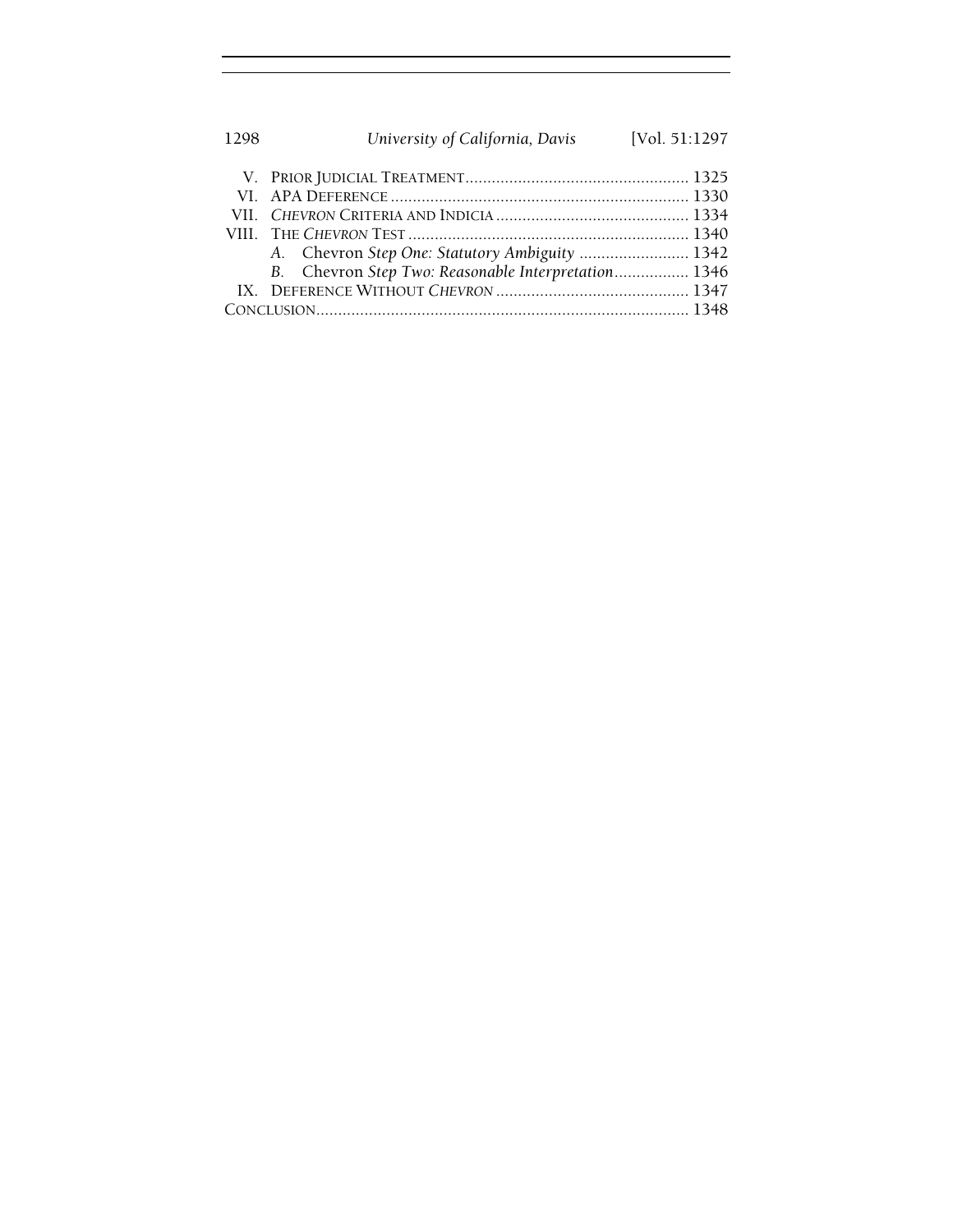V. PRIOR JUDICIAL TREATMENT .................................................. 1325
VI. APA DEFERENCE .................................................................. 1330
VII. *CHEVRON* CRITERIA AND INDICIA ........................................... 1334
VIII. THE *CHEVRON* TEST ............................................................... 1340
  A. Chevron *Step One: Statutory Ambiguity* ......................... 1342
  B. Chevron *Step Two: Reasonable Interpretation*................. 1346
IX. DEFERENCE WITHOUT *CHEVRON* ........................................... 1347
CONCLUSION.................................................................................... 1348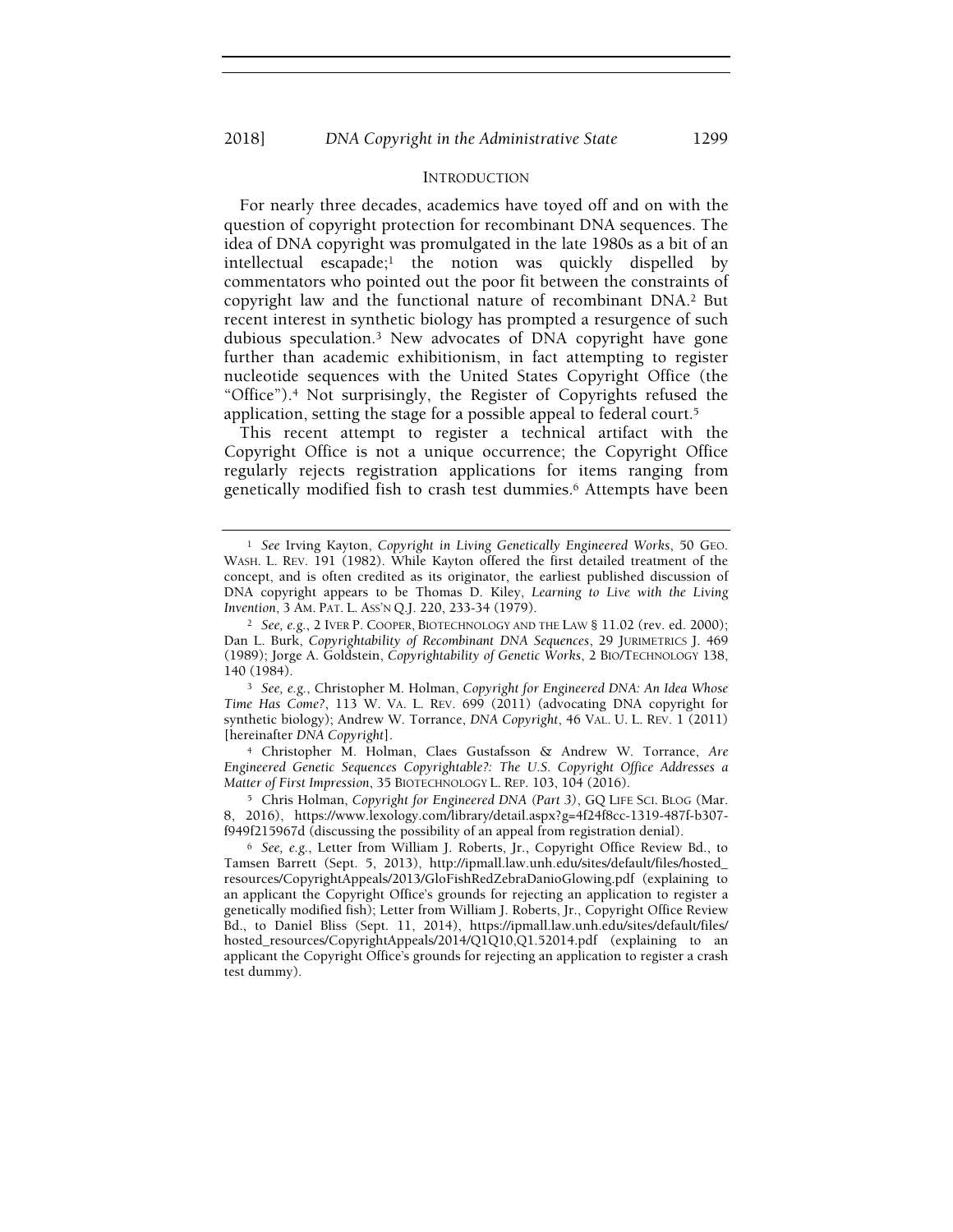## INTRODUCTION

For nearly three decades, academics have toyed off and on with the question of copyright protection for recombinant DNA sequences. The idea of DNA copyright was promulgated in the late 1980s as a bit of an intellectual escapade;[1] the notion was quickly dispelled by commentators who pointed out the poor fit between the constraints of copyright law and the functional nature of recombinant DNA.[2] But recent interest in synthetic biology has prompted a resurgence of such dubious speculation.[3] New advocates of DNA copyright have gone further than academic exhibitionism, in fact attempting to register nucleotide sequences with the United States Copyright Office (the "Office").[4] Not surprisingly, the Register of Copyrights refused the application, setting the stage for a possible appeal to federal court.[5]

This recent attempt to register a technical artifact with the Copyright Office is not a unique occurrence; the Copyright Office regularly rejects registration applications for items ranging from genetically modified fish to crash test dummies.[6] Attempts have been

---

[1] *See* Irving Kayton, *Copyright in Living Genetically Engineered Works*, 50 GEO. WASH. L. REV. 191 (1982). While Kayton offered the first detailed treatment of the concept, and is often credited as its originator, the earliest published discussion of DNA copyright appears to be Thomas D. Kiley, *Learning to Live with the Living Invention*, 3 AM. PAT. L. ASS'N Q.J. 220, 233-34 (1979).

[2] *See, e.g.*, 2 IVER P. COOPER, BIOTECHNOLOGY AND THE LAW § 11.02 (rev. ed. 2000); Dan L. Burk, *Copyrightability of Recombinant DNA Sequences*, 29 JURIMETRICS J. 469 (1989); Jorge A. Goldstein, *Copyrightability of Genetic Works*, 2 BIO/TECHNOLOGY 138, 140 (1984).

[3] *See, e.g.*, Christopher M. Holman, *Copyright for Engineered DNA: An Idea Whose Time Has Come?*, 113 W. VA. L. REV. 699 (2011) (advocating DNA copyright for synthetic biology); Andrew W. Torrance, *DNA Copyright*, 46 VAL. U. L. REV. 1 (2011) [hereinafter *DNA Copyright*].

[4] Christopher M. Holman, Claes Gustafsson & Andrew W. Torrance, *Are Engineered Genetic Sequences Copyrightable?: The U.S. Copyright Office Addresses a Matter of First Impression*, 35 BIOTECHNOLOGY L. REP. 103, 104 (2016).

[5] Chris Holman, *Copyright for Engineered DNA (Part 3)*, GQ LIFE SCI. BLOG (Mar. 8, 2016), https://www.lexology.com/library/detail.aspx?g=4f24f8cc-1319-487f-b307-f949f215967d (discussing the possibility of an appeal from registration denial).

[6] *See, e.g.*, Letter from William J. Roberts, Jr., Copyright Office Review Bd., to Tamsen Barrett (Sept. 5, 2013), http://ipmall.law.unh.edu/sites/default/files/hosted_resources/CopyrightAppeals/2013/GloFishRedZebraDanioGlowing.pdf (explaining to an applicant the Copyright Office's grounds for rejecting an application to register a genetically modified fish); Letter from William J. Roberts, Jr., Copyright Office Review Bd., to Daniel Bliss (Sept. 11, 2014), https://ipmall.law.unh.edu/sites/default/files/hosted_resources/CopyrightAppeals/2014/Q1Q10,Q1.52014.pdf (explaining to an applicant the Copyright Office's grounds for rejecting an application to register a crash test dummy).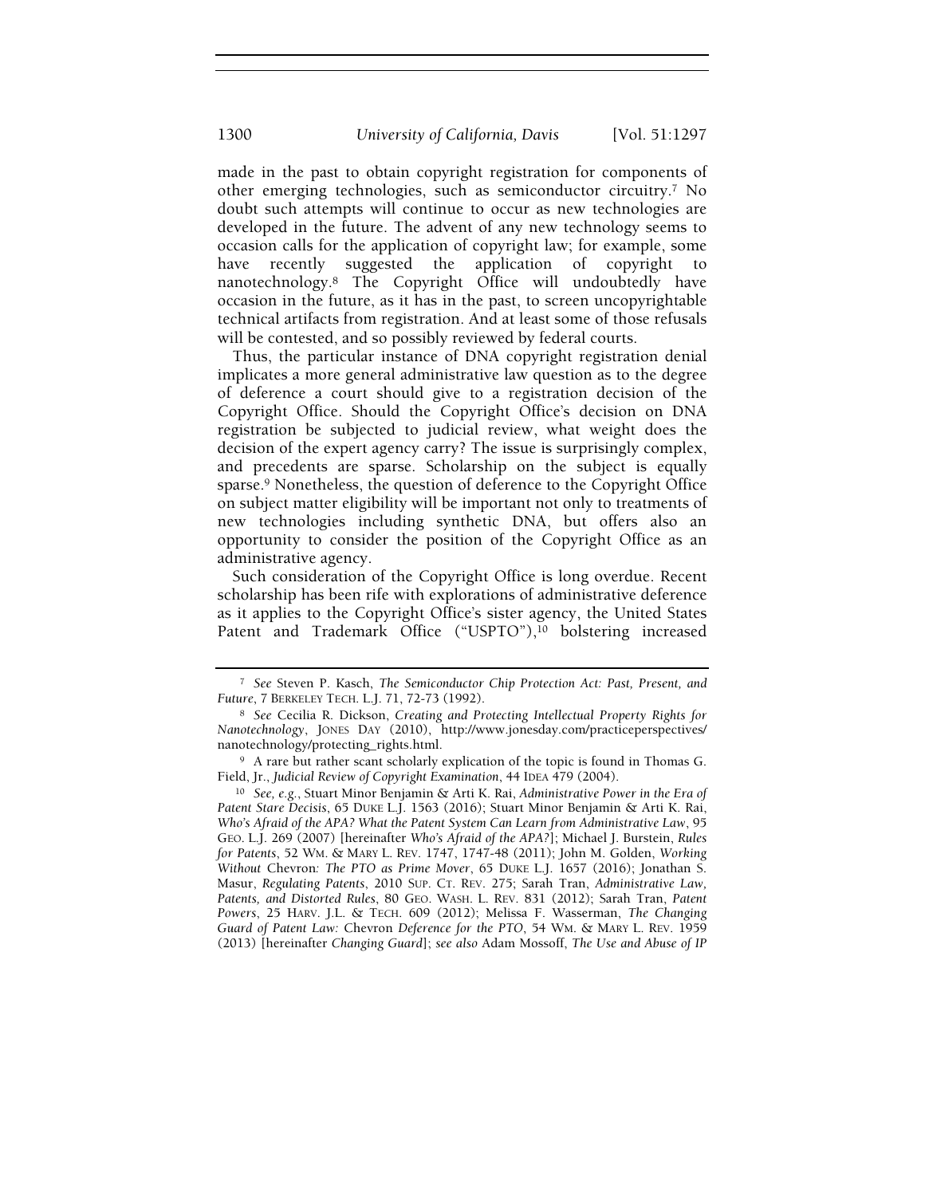made in the past to obtain copyright registration for components of other emerging technologies, such as semiconductor circuitry.[7] No doubt such attempts will continue to occur as new technologies are developed in the future. The advent of any new technology seems to occasion calls for the application of copyright law; for example, some have recently suggested the application of copyright to nanotechnology.[8] The Copyright Office will undoubtedly have occasion in the future, as it has in the past, to screen uncopyrightable technical artifacts from registration. And at least some of those refusals will be contested, and so possibly reviewed by federal courts.

Thus, the particular instance of DNA copyright registration denial implicates a more general administrative law question as to the degree of deference a court should give to a registration decision of the Copyright Office. Should the Copyright Office's decision on DNA registration be subjected to judicial review, what weight does the decision of the expert agency carry? The issue is surprisingly complex, and precedents are sparse. Scholarship on the subject is equally sparse.[9] Nonetheless, the question of deference to the Copyright Office on subject matter eligibility will be important not only to treatments of new technologies including synthetic DNA, but offers also an opportunity to consider the position of the Copyright Office as an administrative agency.

Such consideration of the Copyright Office is long overdue. Recent scholarship has been rife with explorations of administrative deference as it applies to the Copyright Office's sister agency, the United States Patent and Trademark Office ("USPTO"),[10] bolstering increased

---

[7] *See* Steven P. Kasch, *The Semiconductor Chip Protection Act: Past, Present, and Future*, 7 BERKELEY TECH. L.J. 71, 72-73 (1992).

[8] *See* Cecilia R. Dickson, *Creating and Protecting Intellectual Property Rights for Nanotechnology*, JONES DAY (2010), http://www.jonesday.com/practiceperspectives/nanotechnology/protecting_rights.html.

[9] A rare but rather scant scholarly explication of the topic is found in Thomas G. Field, Jr., *Judicial Review of Copyright Examination*, 44 IDEA 479 (2004).

[10] *See, e.g.*, Stuart Minor Benjamin & Arti K. Rai, *Administrative Power in the Era of Patent Stare Decisis*, 65 DUKE L.J. 1563 (2016); Stuart Minor Benjamin & Arti K. Rai, *Who's Afraid of the APA? What the Patent System Can Learn from Administrative Law*, 95 GEO. L.J. 269 (2007) [hereinafter *Who's Afraid of the APA?*]; Michael J. Burstein, *Rules for Patents*, 52 WM. & MARY L. REV. 1747, 1747-48 (2011); John M. Golden, *Working Without* Chevron*: The PTO as Prime Mover*, 65 DUKE L.J. 1657 (2016); Jonathan S. Masur, *Regulating Patents*, 2010 SUP. CT. REV. 275; Sarah Tran, *Administrative Law, Patents, and Distorted Rules*, 80 GEO. WASH. L. REV. 831 (2012); Sarah Tran, *Patent Powers*, 25 HARV. J.L. & TECH. 609 (2012); Melissa F. Wasserman, *The Changing Guard of Patent Law:* Chevron *Deference for the PTO*, 54 WM. & MARY L. REV. 1959 (2013) [hereinafter *Changing Guard*]; *see also* Adam Mossoff, *The Use and Abuse of IP*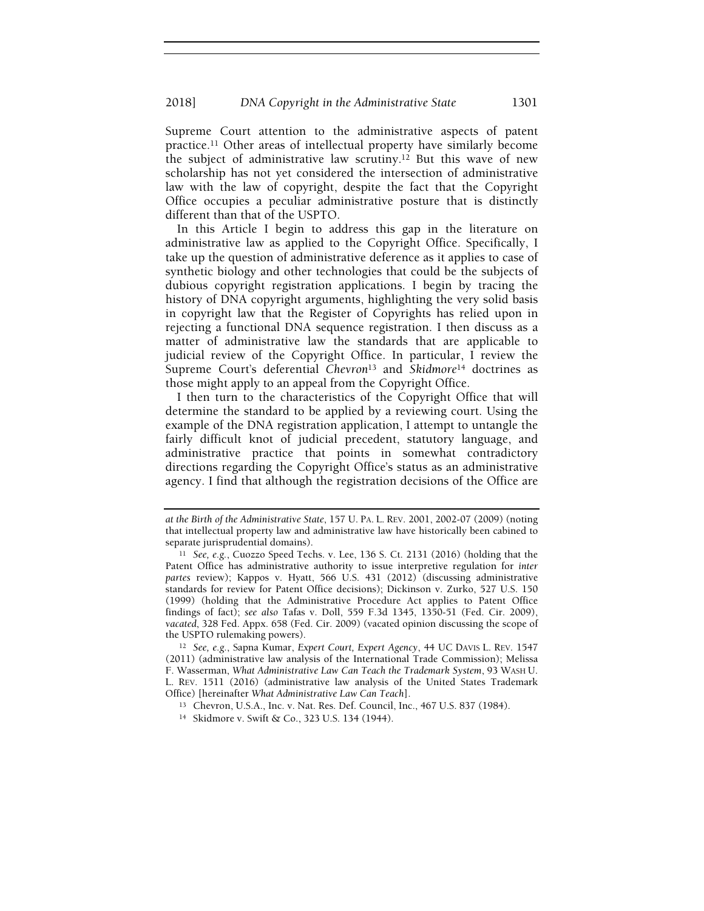Supreme Court attention to the administrative aspects of patent practice.[11] Other areas of intellectual property have similarly become the subject of administrative law scrutiny.[12] But this wave of new scholarship has not yet considered the intersection of administrative law with the law of copyright, despite the fact that the Copyright Office occupies a peculiar administrative posture that is distinctly different than that of the USPTO.

In this Article I begin to address this gap in the literature on administrative law as applied to the Copyright Office. Specifically, I take up the question of administrative deference as it applies to case of synthetic biology and other technologies that could be the subjects of dubious copyright registration applications. I begin by tracing the history of DNA copyright arguments, highlighting the very solid basis in copyright law that the Register of Copyrights has relied upon in rejecting a functional DNA sequence registration. I then discuss as a matter of administrative law the standards that are applicable to judicial review of the Copyright Office. In particular, I review the Supreme Court's deferential *Chevron*[13] and *Skidmore*[14] doctrines as those might apply to an appeal from the Copyright Office.

I then turn to the characteristics of the Copyright Office that will determine the standard to be applied by a reviewing court. Using the example of the DNA registration application, I attempt to untangle the fairly difficult knot of judicial precedent, statutory language, and administrative practice that points in somewhat contradictory directions regarding the Copyright Office's status as an administrative agency. I find that although the registration decisions of the Office are

---

*at the Birth of the Administrative State*, 157 U. PA. L. REV. 2001, 2002-07 (2009) (noting that intellectual property law and administrative law have historically been cabined to separate jurisprudential domains).

[11] *See, e.g.*, Cuozzo Speed Techs. v. Lee, 136 S. Ct. 2131 (2016) (holding that the Patent Office has administrative authority to issue interpretive regulation for *inter partes* review); Kappos v. Hyatt, 566 U.S. 431 (2012) (discussing administrative standards for review for Patent Office decisions); Dickinson v. Zurko, 527 U.S. 150 (1999) (holding that the Administrative Procedure Act applies to Patent Office findings of fact); *see also* Tafas v. Doll, 559 F.3d 1345, 1350-51 (Fed. Cir. 2009), *vacated*, 328 Fed. Appx. 658 (Fed. Cir. 2009) (vacated opinion discussing the scope of the USPTO rulemaking powers).

[12] *See, e.g.*, Sapna Kumar, *Expert Court, Expert Agency*, 44 UC DAVIS L. REV. 1547 (2011) (administrative law analysis of the International Trade Commission); Melissa F. Wasserman, *What Administrative Law Can Teach the Trademark System*, 93 WASH U. L. REV. 1511 (2016) (administrative law analysis of the United States Trademark Office) [hereinafter *What Administrative Law Can Teach*].

[13] Chevron, U.S.A., Inc. v. Nat. Res. Def. Council, Inc., 467 U.S. 837 (1984).

[14] Skidmore v. Swift & Co., 323 U.S. 134 (1944).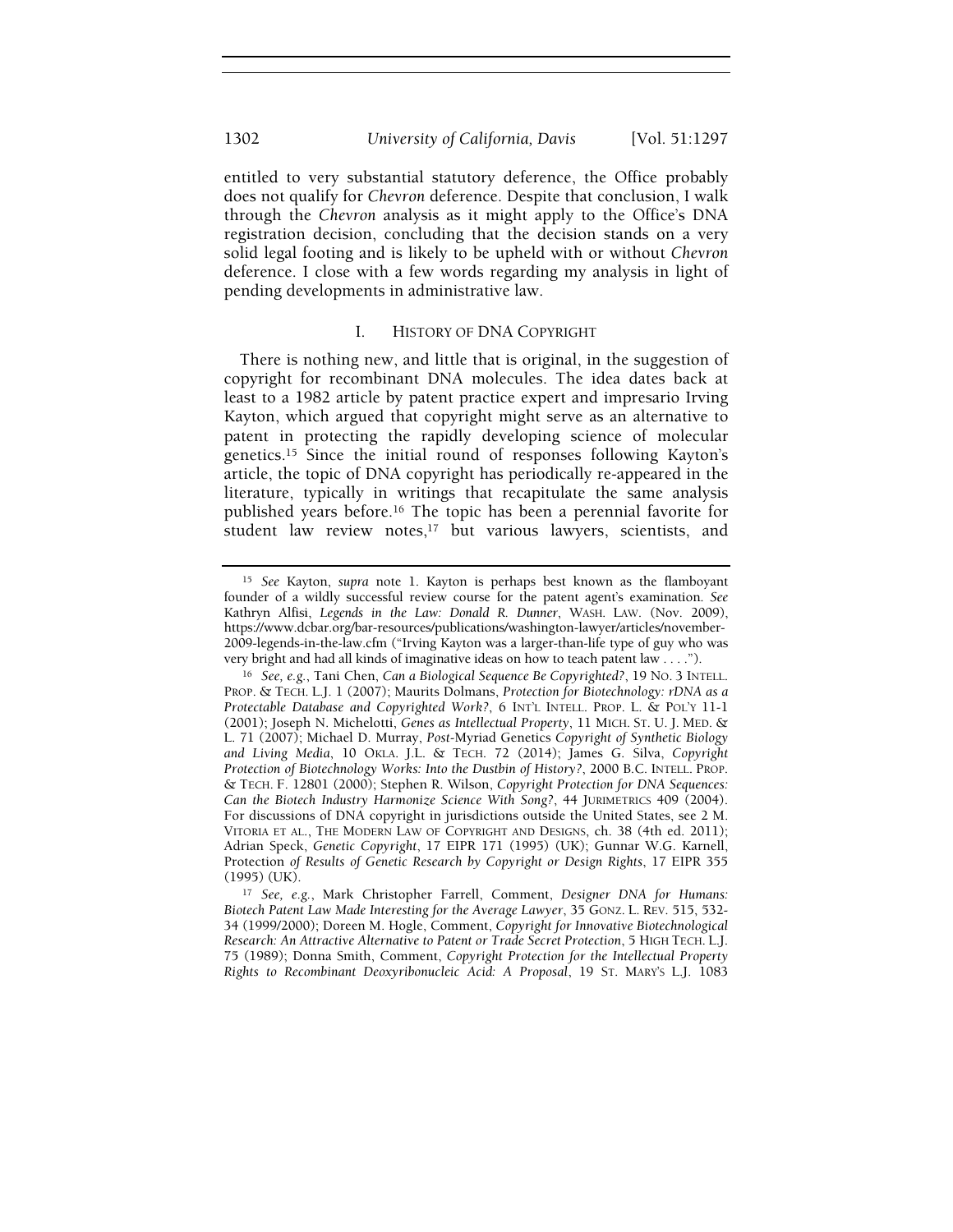entitled to very substantial statutory deference, the Office probably does not qualify for *Chevron* deference. Despite that conclusion, I walk through the *Chevron* analysis as it might apply to the Office's DNA registration decision, concluding that the decision stands on a very solid legal footing and is likely to be upheld with or without *Chevron* deference. I close with a few words regarding my analysis in light of pending developments in administrative law.

## I. HISTORY OF DNA COPYRIGHT

There is nothing new, and little that is original, in the suggestion of copyright for recombinant DNA molecules. The idea dates back at least to a 1982 article by patent practice expert and impresario Irving Kayton, which argued that copyright might serve as an alternative to patent in protecting the rapidly developing science of molecular genetics.[15] Since the initial round of responses following Kayton's article, the topic of DNA copyright has periodically re-appeared in the literature, typically in writings that recapitulate the same analysis published years before.[16] The topic has been a perennial favorite for student law review notes,[17] but various lawyers, scientists, and

---

[15] *See* Kayton, *supra* note 1. Kayton is perhaps best known as the flamboyant founder of a wildly successful review course for the patent agent's examination. *See* Kathryn Alfisi, *Legends in the Law: Donald R. Dunner*, WASH. LAW. (Nov. 2009), https://www.dcbar.org/bar-resources/publications/washington-lawyer/articles/november-2009-legends-in-the-law.cfm ("Irving Kayton was a larger-than-life type of guy who was very bright and had all kinds of imaginative ideas on how to teach patent law . . . .").

[16] *See, e.g.*, Tani Chen, *Can a Biological Sequence Be Copyrighted?*, 19 NO. 3 INTELL. PROP. & TECH. L.J. 1 (2007); Maurits Dolmans, *Protection for Biotechnology: rDNA as a Protectable Database and Copyrighted Work?*, 6 INT'L INTELL. PROP. L. & POL'Y 11-1 (2001); Joseph N. Michelotti, *Genes as Intellectual Property*, 11 MICH. ST. U. J. MED. & L. 71 (2007); Michael D. Murray, *Post-*Myriad Genetics *Copyright of Synthetic Biology and Living Media*, 10 OKLA. J.L. & TECH. 72 (2014); James G. Silva, *Copyright Protection of Biotechnology Works: Into the Dustbin of History?*, 2000 B.C. INTELL. PROP. & TECH. F. 12801 (2000); Stephen R. Wilson, *Copyright Protection for DNA Sequences: Can the Biotech Industry Harmonize Science With Song?*, 44 JURIMETRICS 409 (2004). For discussions of DNA copyright in jurisdictions outside the United States, see 2 M. VITORIA ET AL., THE MODERN LAW OF COPYRIGHT AND DESIGNS, ch. 38 (4th ed. 2011); Adrian Speck, *Genetic Copyright*, 17 EIPR 171 (1995) (UK); Gunnar W.G. Karnell, Protection *of Results of Genetic Research by Copyright or Design Rights*, 17 EIPR 355 (1995) (UK).

[17] *See, e.g.*, Mark Christopher Farrell, Comment, *Designer DNA for Humans: Biotech Patent Law Made Interesting for the Average Lawyer*, 35 GONZ. L. REV. 515, 532-34 (1999/2000); Doreen M. Hogle, Comment, *Copyright for Innovative Biotechnological Research: An Attractive Alternative to Patent or Trade Secret Protection*, 5 HIGH TECH. L.J. 75 (1989); Donna Smith, Comment, *Copyright Protection for the Intellectual Property Rights to Recombinant Deoxyribonucleic Acid: A Proposal*, 19 ST. MARY'S L.J. 1083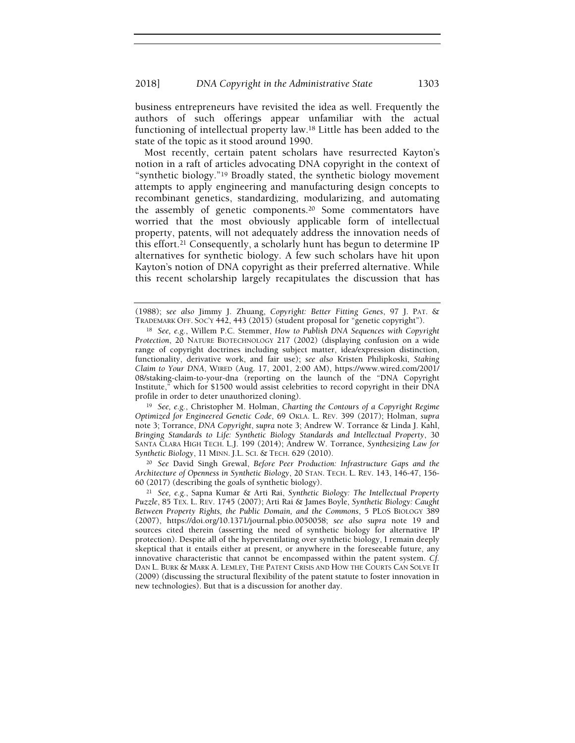business entrepreneurs have revisited the idea as well. Frequently the authors of such offerings appear unfamiliar with the actual functioning of intellectual property law.[18] Little has been added to the state of the topic as it stood around 1990.

Most recently, certain patent scholars have resurrected Kayton's notion in a raft of articles advocating DNA copyright in the context of "synthetic biology."[19] Broadly stated, the synthetic biology movement attempts to apply engineering and manufacturing design concepts to recombinant genetics, standardizing, modularizing, and automating the assembly of genetic components.[20] Some commentators have worried that the most obviously applicable form of intellectual property, patents, will not adequately address the innovation needs of this effort.[21] Consequently, a scholarly hunt has begun to determine IP alternatives for synthetic biology. A few such scholars have hit upon Kayton's notion of DNA copyright as their preferred alternative. While this recent scholarship largely recapitulates the discussion that has

---

(1988); *see also* Jimmy J. Zhuang, *Copyright: Better Fitting Genes*, 97 J. PAT. & TRADEMARK OFF. SOC'Y 442, 443 (2015) (student proposal for "genetic copyright").

[18] *See, e.g.*, Willem P.C. Stemmer, *How to Publish DNA Sequences with Copyright Protection*, 20 NATURE BIOTECHNOLOGY 217 (2002) (displaying confusion on a wide range of copyright doctrines including subject matter, idea/expression distinction, functionality, derivative work, and fair use); *see also* Kristen Philipkoski, *Staking Claim to Your DNA*, WIRED (Aug. 17, 2001, 2:00 AM), https://www.wired.com/2001/08/staking-claim-to-your-dna (reporting on the launch of the "DNA Copyright Institute," which for $1500 would assist celebrities to record copyright in their DNA profile in order to deter unauthorized cloning).

[19] *See, e.g.*, Christopher M. Holman, *Charting the Contours of a Copyright Regime Optimized for Engineered Genetic Code*, 69 OKLA. L. REV. 399 (2017); Holman, *supra* note 3; Torrance, *DNA Copyright*, *supra* note 3; Andrew W. Torrance & Linda J. Kahl, *Bringing Standards to Life: Synthetic Biology Standards and Intellectual Property*, 30 SANTA CLARA HIGH TECH. L.J. 199 (2014); Andrew W. Torrance, *Synthesizing Law for Synthetic Biology*, 11 MINN. J.L. SCI. & TECH. 629 (2010).

[20] *See* David Singh Grewal, *Before Peer Production: Infrastructure Gaps and the Architecture of Openness in Synthetic Biology*, 20 STAN. TECH. L. REV. 143, 146-47, 156-60 (2017) (describing the goals of synthetic biology).

[21] *See, e.g.*, Sapna Kumar & Arti Rai, *Synthetic Biology: The Intellectual Property Puzzle*, 85 TEX. L. REV. 1745 (2007); Arti Rai & James Boyle, *Synthetic Biology: Caught Between Property Rights, the Public Domain, and the Commons*, 5 PLOS BIOLOGY 389 (2007), https://doi.org/10.1371/journal.pbio.0050058; *see also supra* note 19 and sources cited therein (asserting the need of synthetic biology for alternative IP protection). Despite all of the hyperventilating over synthetic biology, I remain deeply skeptical that it entails either at present, or anywhere in the foreseeable future, any innovative characteristic that cannot be encompassed within the patent system. *Cf.* DAN L. BURK & MARK A. LEMLEY, THE PATENT CRISIS AND HOW THE COURTS CAN SOLVE IT (2009) (discussing the structural flexibility of the patent statute to foster innovation in new technologies). But that is a discussion for another day.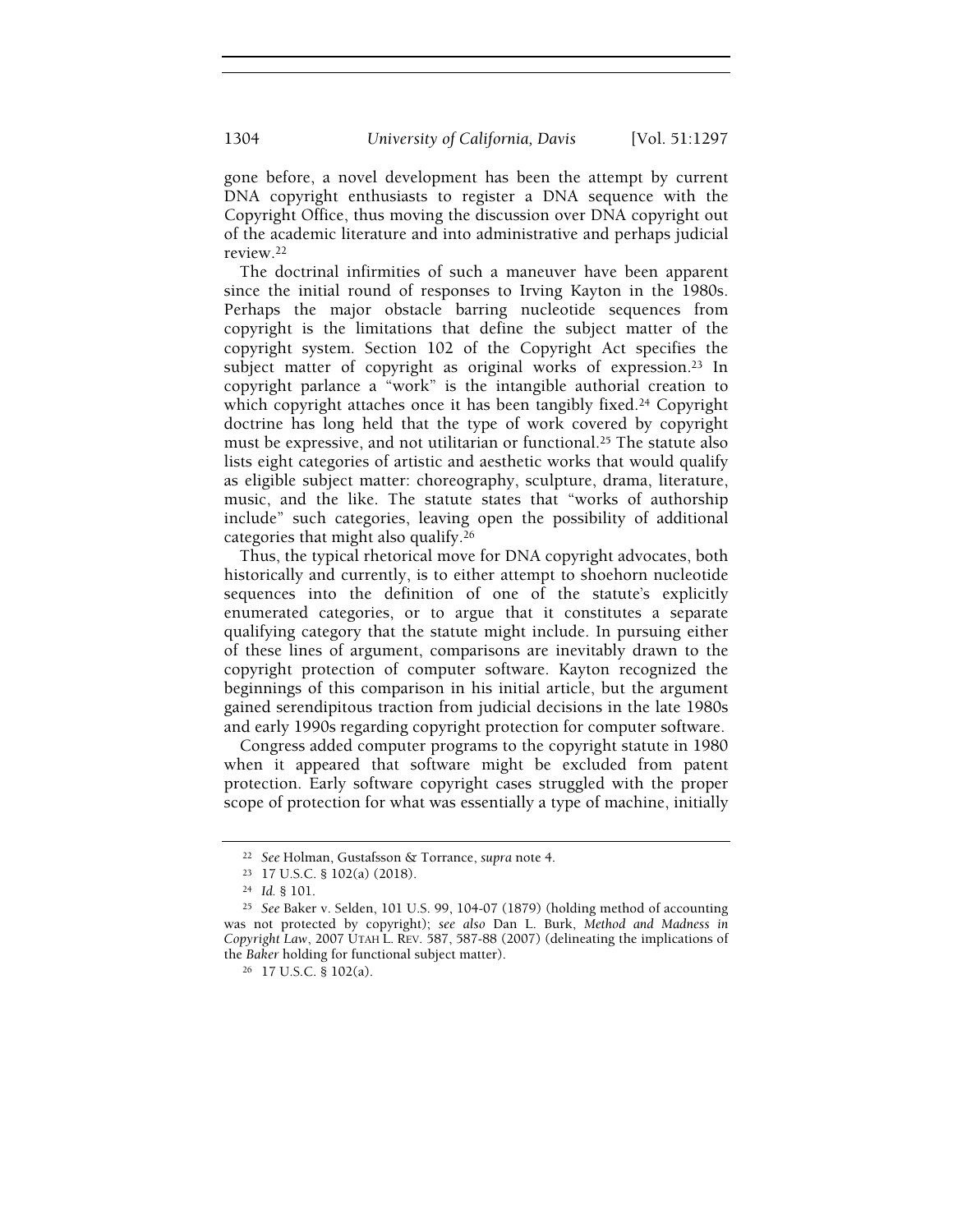gone before, a novel development has been the attempt by current DNA copyright enthusiasts to register a DNA sequence with the Copyright Office, thus moving the discussion over DNA copyright out of the academic literature and into administrative and perhaps judicial review.[22]

The doctrinal infirmities of such a maneuver have been apparent since the initial round of responses to Irving Kayton in the 1980s. Perhaps the major obstacle barring nucleotide sequences from copyright is the limitations that define the subject matter of the copyright system. Section 102 of the Copyright Act specifies the subject matter of copyright as original works of expression.[23] In copyright parlance a "work" is the intangible authorial creation to which copyright attaches once it has been tangibly fixed.[24] Copyright doctrine has long held that the type of work covered by copyright must be expressive, and not utilitarian or functional.[25] The statute also lists eight categories of artistic and aesthetic works that would qualify as eligible subject matter: choreography, sculpture, drama, literature, music, and the like. The statute states that "works of authorship include" such categories, leaving open the possibility of additional categories that might also qualify.[26]

Thus, the typical rhetorical move for DNA copyright advocates, both historically and currently, is to either attempt to shoehorn nucleotide sequences into the definition of one of the statute's explicitly enumerated categories, or to argue that it constitutes a separate qualifying category that the statute might include. In pursuing either of these lines of argument, comparisons are inevitably drawn to the copyright protection of computer software. Kayton recognized the beginnings of this comparison in his initial article, but the argument gained serendipitous traction from judicial decisions in the late 1980s and early 1990s regarding copyright protection for computer software.

Congress added computer programs to the copyright statute in 1980 when it appeared that software might be excluded from patent protection. Early software copyright cases struggled with the proper scope of protection for what was essentially a type of machine, initially

---

[22] *See* Holman, Gustafsson & Torrance, *supra* note 4.

[23] 17 U.S.C. § 102(a) (2018).

[24] *Id.* § 101.

[25] *See* Baker v. Selden, 101 U.S. 99, 104-07 (1879) (holding method of accounting was not protected by copyright); *see also* Dan L. Burk, *Method and Madness in Copyright Law*, 2007 UTAH L. REV. 587, 587-88 (2007) (delineating the implications of the *Baker* holding for functional subject matter).

[26] 17 U.S.C. § 102(a).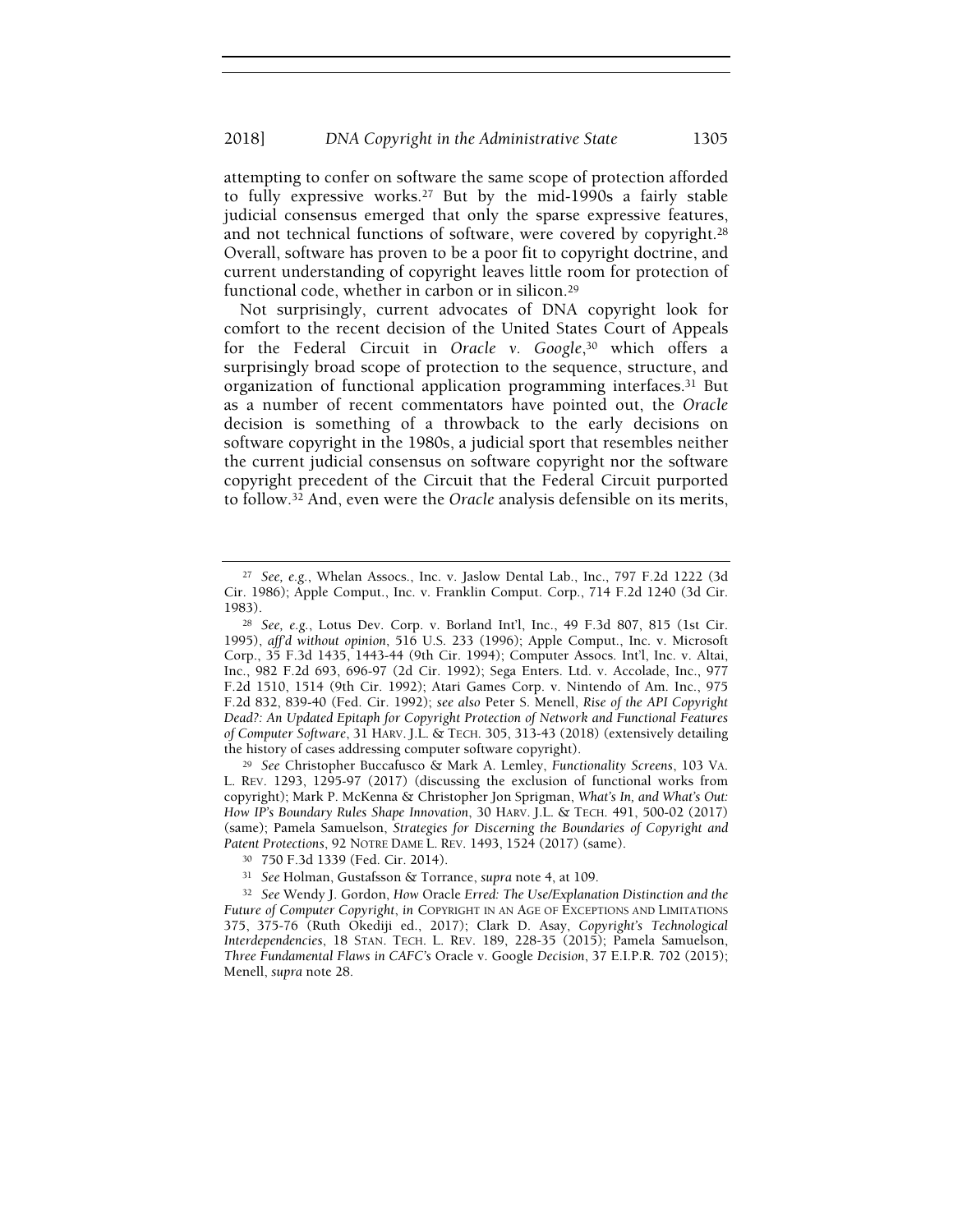attempting to confer on software the same scope of protection afforded to fully expressive works.[27] But by the mid-1990s a fairly stable judicial consensus emerged that only the sparse expressive features, and not technical functions of software, were covered by copyright.[28] Overall, software has proven to be a poor fit to copyright doctrine, and current understanding of copyright leaves little room for protection of functional code, whether in carbon or in silicon.[29]

Not surprisingly, current advocates of DNA copyright look for comfort to the recent decision of the United States Court of Appeals for the Federal Circuit in *Oracle v. Google*,[30] which offers a surprisingly broad scope of protection to the sequence, structure, and organization of functional application programming interfaces.[31] But as a number of recent commentators have pointed out, the *Oracle* decision is something of a throwback to the early decisions on software copyright in the 1980s, a judicial sport that resembles neither the current judicial consensus on software copyright nor the software copyright precedent of the Circuit that the Federal Circuit purported to follow.[32] And, even were the *Oracle* analysis defensible on its merits,

---

[27] *See, e.g.*, Whelan Assocs., Inc. v. Jaslow Dental Lab., Inc., 797 F.2d 1222 (3d Cir. 1986); Apple Comput., Inc. v. Franklin Comput. Corp., 714 F.2d 1240 (3d Cir. 1983).

[28] *See, e.g.*, Lotus Dev. Corp. v. Borland Int'l, Inc., 49 F.3d 807, 815 (1st Cir. 1995), *aff'd without opinion*, 516 U.S. 233 (1996); Apple Comput., Inc. v. Microsoft Corp., 35 F.3d 1435, 1443-44 (9th Cir. 1994); Computer Assocs. Int'l, Inc. v. Altai, Inc., 982 F.2d 693, 696-97 (2d Cir. 1992); Sega Enters. Ltd. v. Accolade, Inc., 977 F.2d 1510, 1514 (9th Cir. 1992); Atari Games Corp. v. Nintendo of Am. Inc., 975 F.2d 832, 839-40 (Fed. Cir. 1992); *see also* Peter S. Menell, *Rise of the API Copyright Dead?: An Updated Epitaph for Copyright Protection of Network and Functional Features of Computer Software*, 31 HARV. J.L. & TECH. 305, 313-43 (2018) (extensively detailing the history of cases addressing computer software copyright).

[29] *See* Christopher Buccafusco & Mark A. Lemley, *Functionality Screens*, 103 VA. L. REV. 1293, 1295-97 (2017) (discussing the exclusion of functional works from copyright); Mark P. McKenna & Christopher Jon Sprigman, *What's In, and What's Out: How IP's Boundary Rules Shape Innovation*, 30 HARV. J.L. & TECH. 491, 500-02 (2017) (same); Pamela Samuelson, *Strategies for Discerning the Boundaries of Copyright and Patent Protections*, 92 NOTRE DAME L. REV. 1493, 1524 (2017) (same).

[30] 750 F.3d 1339 (Fed. Cir. 2014).

[31] *See* Holman, Gustafsson & Torrance, *supra* note 4, at 109.

[32] *See* Wendy J. Gordon, *How* Oracle *Erred: The Use/Explanation Distinction and the Future of Computer Copyright*, *in* COPYRIGHT IN AN AGE OF EXCEPTIONS AND LIMITATIONS 375, 375-76 (Ruth Okediji ed., 2017); Clark D. Asay, *Copyright's Technological Interdependencies*, 18 STAN. TECH. L. REV. 189, 228-35 (2015); Pamela Samuelson, *Three Fundamental Flaws in CAFC's* Oracle v. Google *Decision*, 37 E.I.P.R. 702 (2015); Menell, *supra* note 28.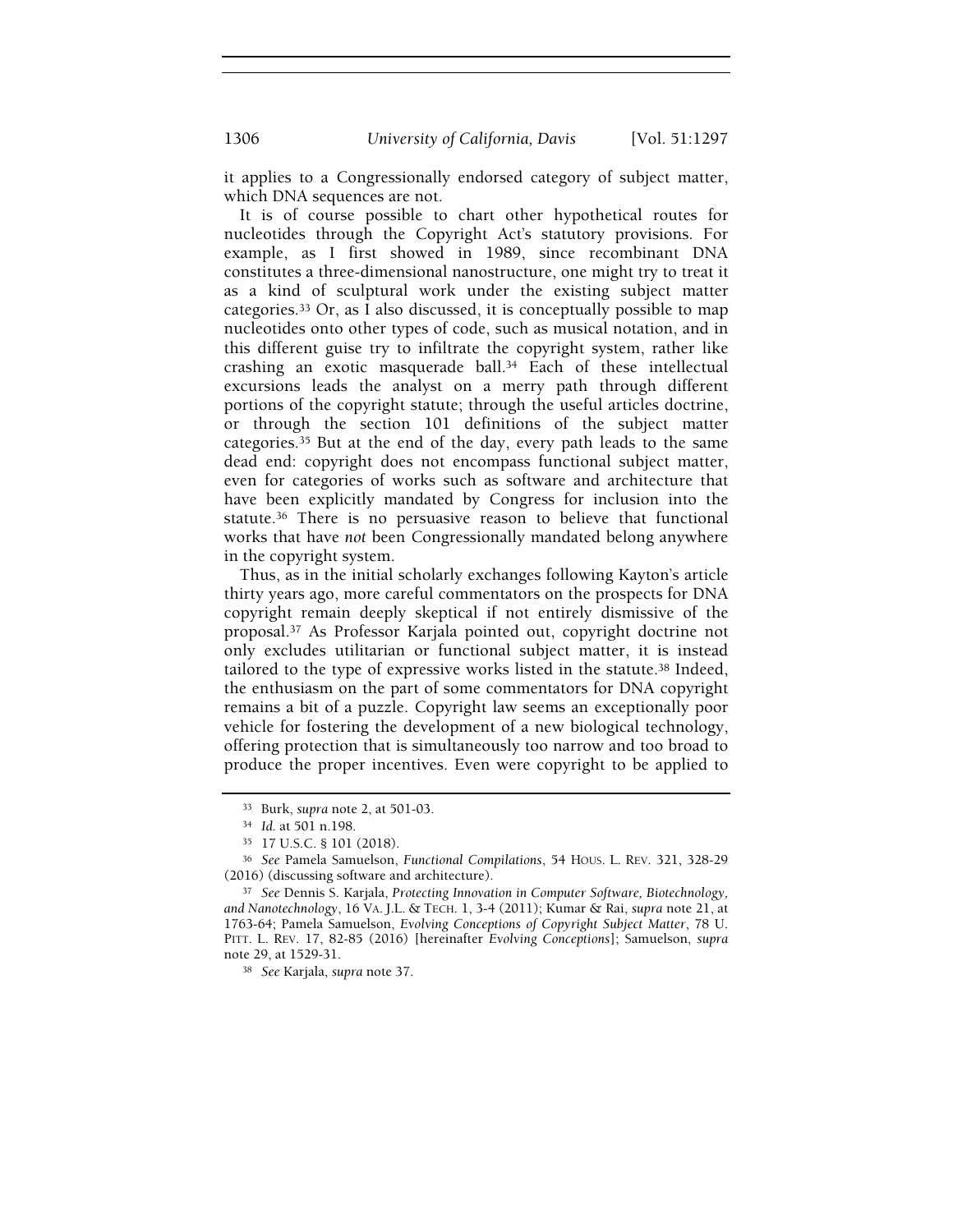it applies to a Congressionally endorsed category of subject matter, which DNA sequences are not.

It is of course possible to chart other hypothetical routes for nucleotides through the Copyright Act's statutory provisions. For example, as I first showed in 1989, since recombinant DNA constitutes a three-dimensional nanostructure, one might try to treat it as a kind of sculptural work under the existing subject matter categories.[33] Or, as I also discussed, it is conceptually possible to map nucleotides onto other types of code, such as musical notation, and in this different guise try to infiltrate the copyright system, rather like crashing an exotic masquerade ball.[34] Each of these intellectual excursions leads the analyst on a merry path through different portions of the copyright statute; through the useful articles doctrine, or through the section 101 definitions of the subject matter categories.[35] But at the end of the day, every path leads to the same dead end: copyright does not encompass functional subject matter, even for categories of works such as software and architecture that have been explicitly mandated by Congress for inclusion into the statute.[36] There is no persuasive reason to believe that functional works that have *not* been Congressionally mandated belong anywhere in the copyright system.

Thus, as in the initial scholarly exchanges following Kayton's article thirty years ago, more careful commentators on the prospects for DNA copyright remain deeply skeptical if not entirely dismissive of the proposal.[37] As Professor Karjala pointed out, copyright doctrine not only excludes utilitarian or functional subject matter, it is instead tailored to the type of expressive works listed in the statute.[38] Indeed, the enthusiasm on the part of some commentators for DNA copyright remains a bit of a puzzle. Copyright law seems an exceptionally poor vehicle for fostering the development of a new biological technology, offering protection that is simultaneously too narrow and too broad to produce the proper incentives. Even were copyright to be applied to

---

[33] Burk, *supra* note 2, at 501-03.

[34] *Id.* at 501 n.198.

[35] 17 U.S.C. § 101 (2018).

[36] *See* Pamela Samuelson, *Functional Compilations*, 54 HOUS. L. REV. 321, 328-29 (2016) (discussing software and architecture).

[37] *See* Dennis S. Karjala, *Protecting Innovation in Computer Software, Biotechnology, and Nanotechnology*, 16 VA. J.L. & TECH. 1, 3-4 (2011); Kumar & Rai, *supra* note 21, at 1763-64; Pamela Samuelson, *Evolving Conceptions of Copyright Subject Matter*, 78 U. PITT. L. REV. 17, 82-85 (2016) [hereinafter *Evolving Conceptions*]; Samuelson, *supra* note 29, at 1529-31.

[38] *See* Karjala, *supra* note 37.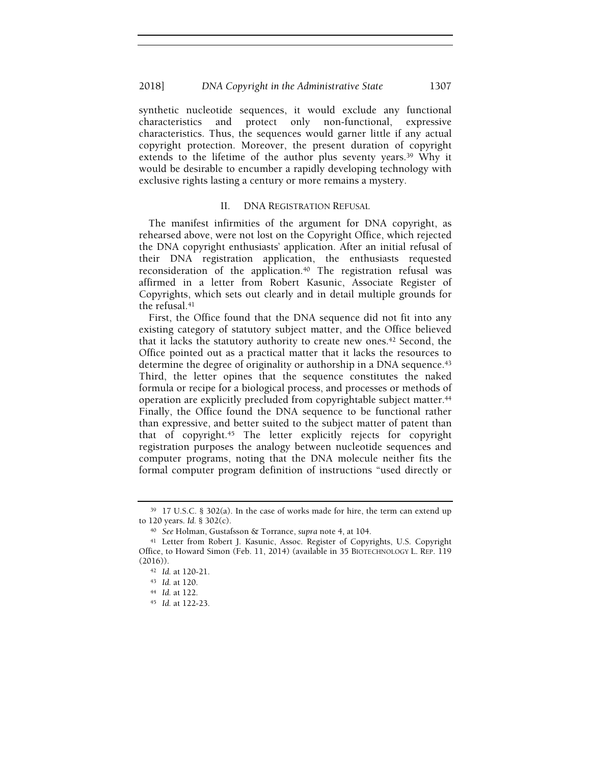synthetic nucleotide sequences, it would exclude any functional characteristics and protect only non-functional, expressive characteristics. Thus, the sequences would garner little if any actual copyright protection. Moreover, the present duration of copyright extends to the lifetime of the author plus seventy years.[39] Why it would be desirable to encumber a rapidly developing technology with exclusive rights lasting a century or more remains a mystery.

## II. DNA REGISTRATION REFUSAL

The manifest infirmities of the argument for DNA copyright, as rehearsed above, were not lost on the Copyright Office, which rejected the DNA copyright enthusiasts' application. After an initial refusal of their DNA registration application, the enthusiasts requested reconsideration of the application.[40] The registration refusal was affirmed in a letter from Robert Kasunic, Associate Register of Copyrights, which sets out clearly and in detail multiple grounds for the refusal.[41]

First, the Office found that the DNA sequence did not fit into any existing category of statutory subject matter, and the Office believed that it lacks the statutory authority to create new ones.[42] Second, the Office pointed out as a practical matter that it lacks the resources to determine the degree of originality or authorship in a DNA sequence.[43] Third, the letter opines that the sequence constitutes the naked formula or recipe for a biological process, and processes or methods of operation are explicitly precluded from copyrightable subject matter.[44] Finally, the Office found the DNA sequence to be functional rather than expressive, and better suited to the subject matter of patent than that of copyright.[45] The letter explicitly rejects for copyright registration purposes the analogy between nucleotide sequences and computer programs, noting that the DNA molecule neither fits the formal computer program definition of instructions "used directly or

---

[39] 17 U.S.C. § 302(a). In the case of works made for hire, the term can extend up to 120 years. *Id.* § 302(c).

[40] *See* Holman, Gustafsson & Torrance, *supra* note 4, at 104.

[41] Letter from Robert J. Kasunic, Assoc. Register of Copyrights, U.S. Copyright Office, to Howard Simon (Feb. 11, 2014) (available in 35 BIOTECHNOLOGY L. REP. 119 (2016)).

[42] *Id.* at 120-21.

[43] *Id.* at 120.

[44] *Id.* at 122.

[45] *Id.* at 122-23.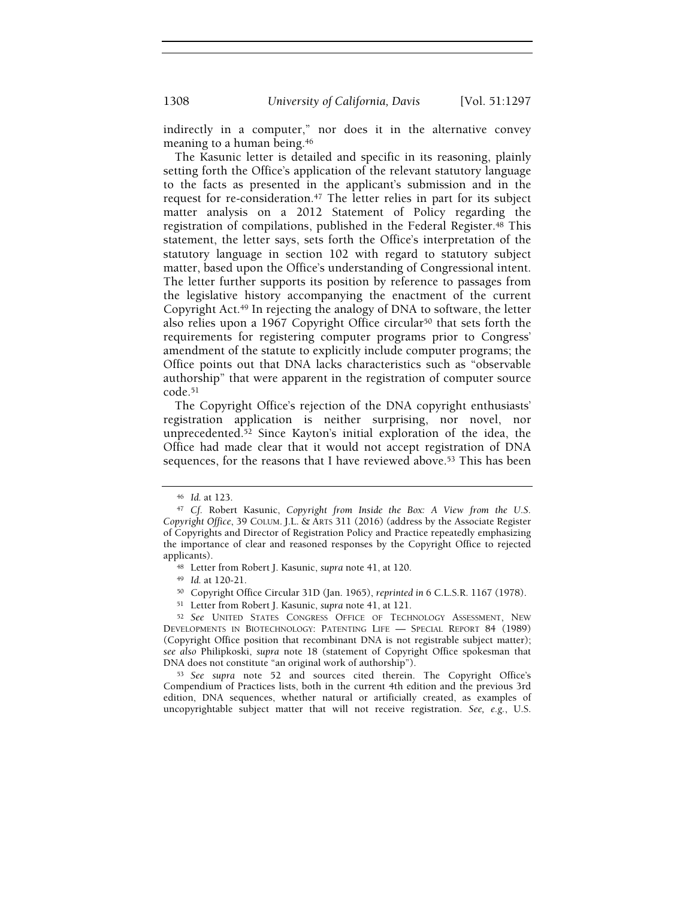indirectly in a computer," nor does it in the alternative convey meaning to a human being.[46]

The Kasunic letter is detailed and specific in its reasoning, plainly setting forth the Office's application of the relevant statutory language to the facts as presented in the applicant's submission and in the request for re-consideration.[47] The letter relies in part for its subject matter analysis on a 2012 Statement of Policy regarding the registration of compilations, published in the Federal Register.[48] This statement, the letter says, sets forth the Office's interpretation of the statutory language in section 102 with regard to statutory subject matter, based upon the Office's understanding of Congressional intent. The letter further supports its position by reference to passages from the legislative history accompanying the enactment of the current Copyright Act.[49] In rejecting the analogy of DNA to software, the letter also relies upon a 1967 Copyright Office circular[50] that sets forth the requirements for registering computer programs prior to Congress' amendment of the statute to explicitly include computer programs; the Office points out that DNA lacks characteristics such as "observable authorship" that were apparent in the registration of computer source code.[51]

The Copyright Office's rejection of the DNA copyright enthusiasts' registration application is neither surprising, nor novel, nor unprecedented.[52] Since Kayton's initial exploration of the idea, the Office had made clear that it would not accept registration of DNA sequences, for the reasons that I have reviewed above.[53] This has been

---

[46] *Id.* at 123.

[47] *Cf.* Robert Kasunic, *Copyright from Inside the Box: A View from the U.S. Copyright Office*, 39 COLUM. J.L. & ARTS 311 (2016) (address by the Associate Register of Copyrights and Director of Registration Policy and Practice repeatedly emphasizing the importance of clear and reasoned responses by the Copyright Office to rejected applicants).

[48] Letter from Robert J. Kasunic, *supra* note 41, at 120.

[49] *Id.* at 120-21.

[50] Copyright Office Circular 31D (Jan. 1965), *reprinted in* 6 C.L.S.R. 1167 (1978).

[51] Letter from Robert J. Kasunic, *supra* note 41, at 121.

[52] *See* UNITED STATES CONGRESS OFFICE OF TECHNOLOGY ASSESSMENT, NEW DEVELOPMENTS IN BIOTECHNOLOGY: PATENTING LIFE — SPECIAL REPORT 84 (1989) (Copyright Office position that recombinant DNA is not registrable subject matter); *see also* Philipkoski, *supra* note 18 (statement of Copyright Office spokesman that DNA does not constitute "an original work of authorship").

[53] *See supra* note 52 and sources cited therein. The Copyright Office's Compendium of Practices lists, both in the current 4th edition and the previous 3rd edition, DNA sequences, whether natural or artificially created, as examples of uncopyrightable subject matter that will not receive registration. *See, e.g.*, U.S.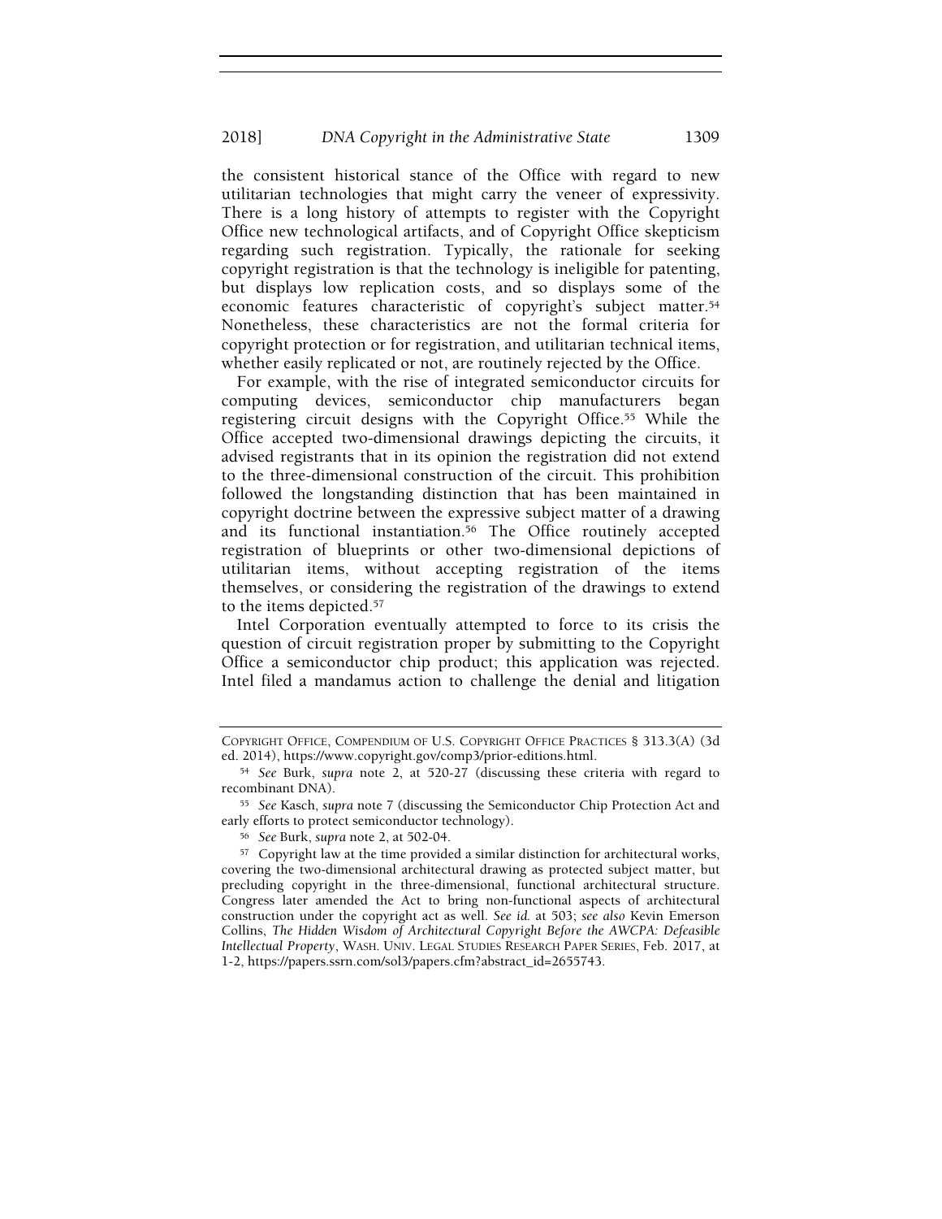the consistent historical stance of the Office with regard to new utilitarian technologies that might carry the veneer of expressivity. There is a long history of attempts to register with the Copyright Office new technological artifacts, and of Copyright Office skepticism regarding such registration. Typically, the rationale for seeking copyright registration is that the technology is ineligible for patenting, but displays low replication costs, and so displays some of the economic features characteristic of copyright's subject matter.[54] Nonetheless, these characteristics are not the formal criteria for copyright protection or for registration, and utilitarian technical items, whether easily replicated or not, are routinely rejected by the Office.

For example, with the rise of integrated semiconductor circuits for computing devices, semiconductor chip manufacturers began registering circuit designs with the Copyright Office.[55] While the Office accepted two-dimensional drawings depicting the circuits, it advised registrants that in its opinion the registration did not extend to the three-dimensional construction of the circuit. This prohibition followed the longstanding distinction that has been maintained in copyright doctrine between the expressive subject matter of a drawing and its functional instantiation.[56] The Office routinely accepted registration of blueprints or other two-dimensional depictions of utilitarian items, without accepting registration of the items themselves, or considering the registration of the drawings to extend to the items depicted.[57]

Intel Corporation eventually attempted to force to its crisis the question of circuit registration proper by submitting to the Copyright Office a semiconductor chip product; this application was rejected. Intel filed a mandamus action to challenge the denial and litigation

---

COPYRIGHT OFFICE, COMPENDIUM OF U.S. COPYRIGHT OFFICE PRACTICES § 313.3(A) (3d ed. 2014), https://www.copyright.gov/comp3/prior-editions.html.

[54] *See* Burk, *supra* note 2, at 520-27 (discussing these criteria with regard to recombinant DNA).

[55] *See* Kasch, *supra* note 7 (discussing the Semiconductor Chip Protection Act and early efforts to protect semiconductor technology).

[56] *See* Burk, *supra* note 2, at 502-04.

[57] Copyright law at the time provided a similar distinction for architectural works, covering the two-dimensional architectural drawing as protected subject matter, but precluding copyright in the three-dimensional, functional architectural structure. Congress later amended the Act to bring non-functional aspects of architectural construction under the copyright act as well. *See id.* at 503; *see also* Kevin Emerson Collins, *The Hidden Wisdom of Architectural Copyright Before the AWCPA: Defeasible Intellectual Property*, WASH. UNIV. LEGAL STUDIES RESEARCH PAPER SERIES, Feb. 2017, at 1-2, https://papers.ssrn.com/sol3/papers.cfm?abstract_id=2655743.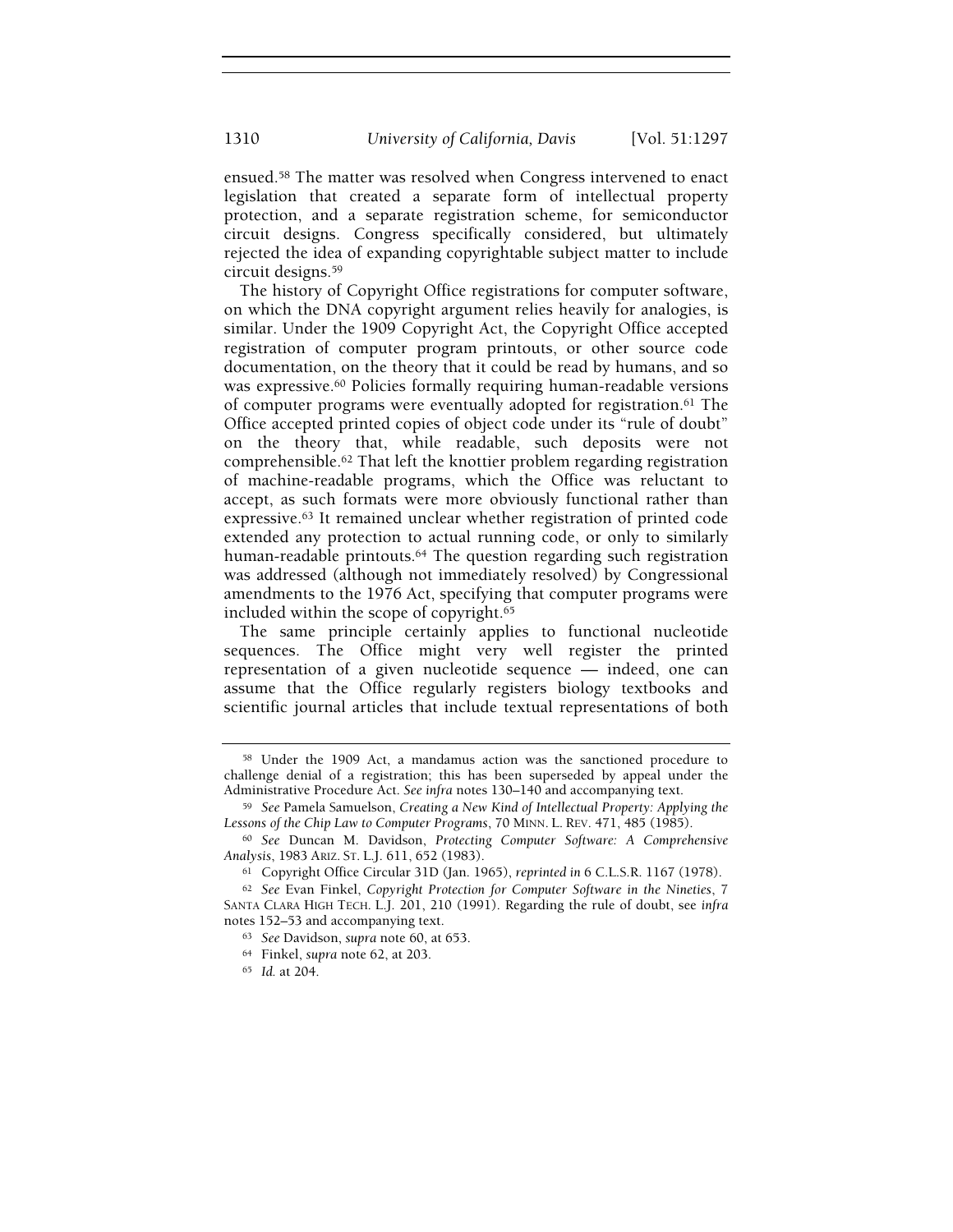ensued.[58] The matter was resolved when Congress intervened to enact legislation that created a separate form of intellectual property protection, and a separate registration scheme, for semiconductor circuit designs. Congress specifically considered, but ultimately rejected the idea of expanding copyrightable subject matter to include circuit designs.[59]

The history of Copyright Office registrations for computer software, on which the DNA copyright argument relies heavily for analogies, is similar. Under the 1909 Copyright Act, the Copyright Office accepted registration of computer program printouts, or other source code documentation, on the theory that it could be read by humans, and so was expressive.[60] Policies formally requiring human-readable versions of computer programs were eventually adopted for registration.[61] The Office accepted printed copies of object code under its "rule of doubt" on the theory that, while readable, such deposits were not comprehensible.[62] That left the knottier problem regarding registration of machine-readable programs, which the Office was reluctant to accept, as such formats were more obviously functional rather than expressive.[63] It remained unclear whether registration of printed code extended any protection to actual running code, or only to similarly human-readable printouts.[64] The question regarding such registration was addressed (although not immediately resolved) by Congressional amendments to the 1976 Act, specifying that computer programs were included within the scope of copyright.[65]

The same principle certainly applies to functional nucleotide sequences. The Office might very well register the printed representation of a given nucleotide sequence — indeed, one can assume that the Office regularly registers biology textbooks and scientific journal articles that include textual representations of both

---

[58] Under the 1909 Act, a mandamus action was the sanctioned procedure to challenge denial of a registration; this has been superseded by appeal under the Administrative Procedure Act. *See infra* notes 130–140 and accompanying text.

[59] *See* Pamela Samuelson, *Creating a New Kind of Intellectual Property: Applying the Lessons of the Chip Law to Computer Programs*, 70 MINN. L. REV. 471, 485 (1985).

[60] *See* Duncan M. Davidson, *Protecting Computer Software: A Comprehensive Analysis*, 1983 ARIZ. ST. L.J. 611, 652 (1983).

[61] Copyright Office Circular 31D (Jan. 1965), *reprinted in* 6 C.L.S.R. 1167 (1978).

[62] *See* Evan Finkel, *Copyright Protection for Computer Software in the Nineties*, 7 SANTA CLARA HIGH TECH. L.J. 201, 210 (1991). Regarding the rule of doubt, see *infra* notes 152–53 and accompanying text.

[63] *See* Davidson, *supra* note 60, at 653.

[64] Finkel, *supra* note 62, at 203.

[65] *Id.* at 204.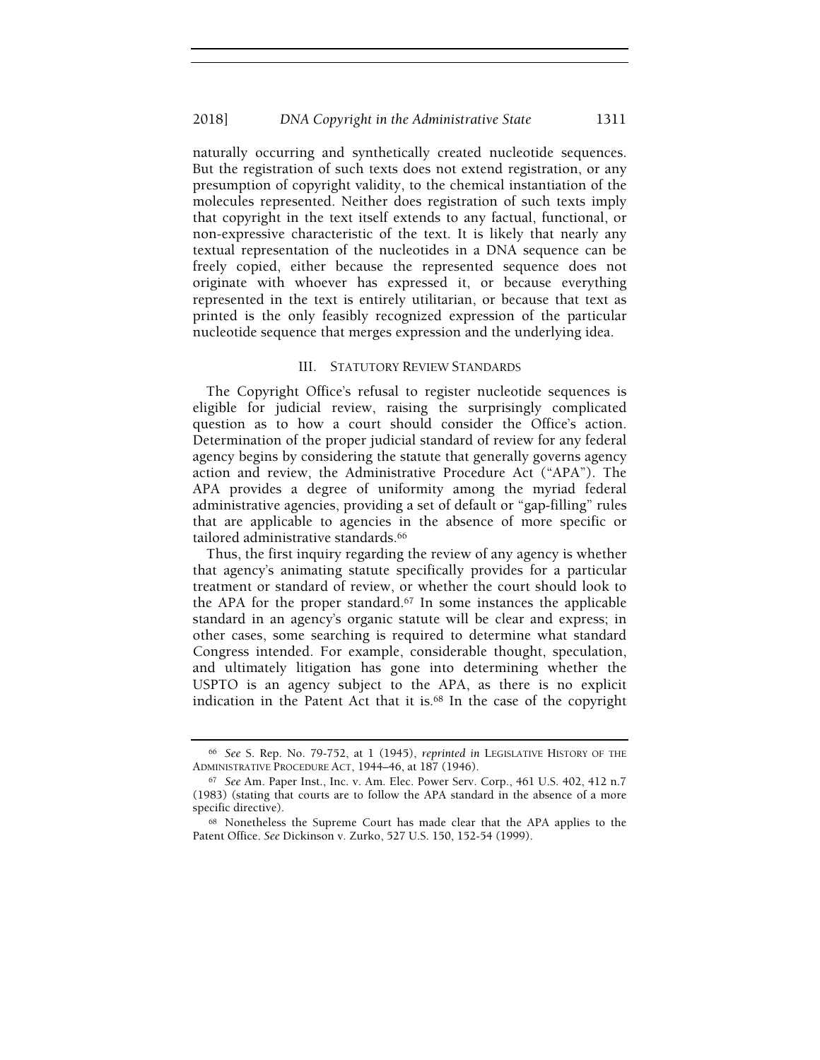naturally occurring and synthetically created nucleotide sequences. But the registration of such texts does not extend registration, or any presumption of copyright validity, to the chemical instantiation of the molecules represented. Neither does registration of such texts imply that copyright in the text itself extends to any factual, functional, or non-expressive characteristic of the text. It is likely that nearly any textual representation of the nucleotides in a DNA sequence can be freely copied, either because the represented sequence does not originate with whoever has expressed it, or because everything represented in the text is entirely utilitarian, or because that text as printed is the only feasibly recognized expression of the particular nucleotide sequence that merges expression and the underlying idea.

## III. Statutory Review Standards

The Copyright Office's refusal to register nucleotide sequences is eligible for judicial review, raising the surprisingly complicated question as to how a court should consider the Office's action. Determination of the proper judicial standard of review for any federal agency begins by considering the statute that generally governs agency action and review, the Administrative Procedure Act ("APA"). The APA provides a degree of uniformity among the myriad federal administrative agencies, providing a set of default or "gap-filling" rules that are applicable to agencies in the absence of more specific or tailored administrative standards.[66]

Thus, the first inquiry regarding the review of any agency is whether that agency's animating statute specifically provides for a particular treatment or standard of review, or whether the court should look to the APA for the proper standard.[67] In some instances the applicable standard in an agency's organic statute will be clear and express; in other cases, some searching is required to determine what standard Congress intended. For example, considerable thought, speculation, and ultimately litigation has gone into determining whether the USPTO is an agency subject to the APA, as there is no explicit indication in the Patent Act that it is.[68] In the case of the copyright

---

[66] *See* S. Rep. No. 79-752, at 1 (1945), *reprinted in* Legislative History of the Administrative Procedure Act, 1944–46, at 187 (1946).

[67] *See* Am. Paper Inst., Inc. v. Am. Elec. Power Serv. Corp., 461 U.S. 402, 412 n.7 (1983) (stating that courts are to follow the APA standard in the absence of a more specific directive).

[68] Nonetheless the Supreme Court has made clear that the APA applies to the Patent Office. *See* Dickinson v. Zurko, 527 U.S. 150, 152-54 (1999).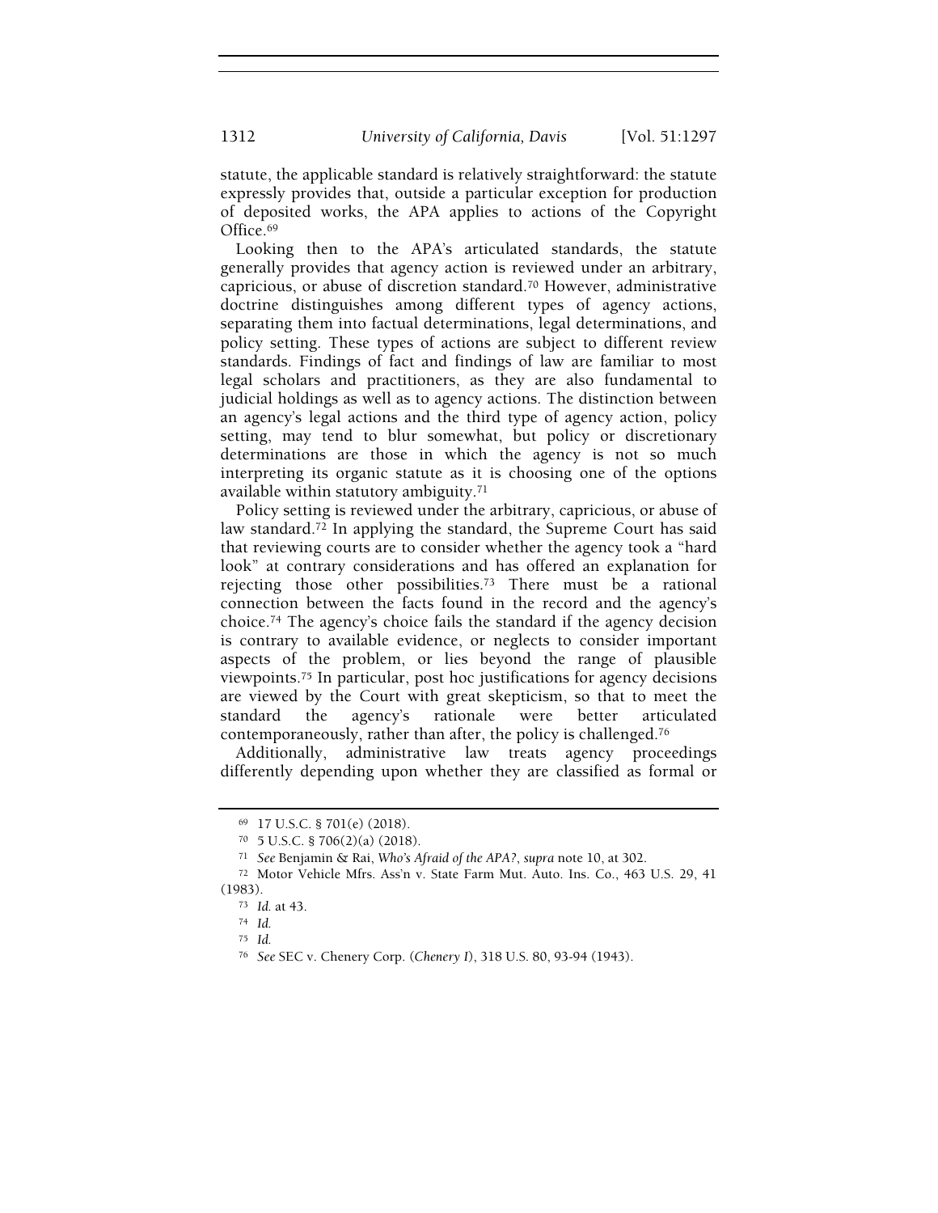statute, the applicable standard is relatively straightforward: the statute expressly provides that, outside a particular exception for production of deposited works, the APA applies to actions of the Copyright Office.[69]

Looking then to the APA's articulated standards, the statute generally provides that agency action is reviewed under an arbitrary, capricious, or abuse of discretion standard.[70] However, administrative doctrine distinguishes among different types of agency actions, separating them into factual determinations, legal determinations, and policy setting. These types of actions are subject to different review standards. Findings of fact and findings of law are familiar to most legal scholars and practitioners, as they are also fundamental to judicial holdings as well as to agency actions. The distinction between an agency's legal actions and the third type of agency action, policy setting, may tend to blur somewhat, but policy or discretionary determinations are those in which the agency is not so much interpreting its organic statute as it is choosing one of the options available within statutory ambiguity.[71]

Policy setting is reviewed under the arbitrary, capricious, or abuse of law standard.[72] In applying the standard, the Supreme Court has said that reviewing courts are to consider whether the agency took a "hard look" at contrary considerations and has offered an explanation for rejecting those other possibilities.[73] There must be a rational connection between the facts found in the record and the agency's choice.[74] The agency's choice fails the standard if the agency decision is contrary to available evidence, or neglects to consider important aspects of the problem, or lies beyond the range of plausible viewpoints.[75] In particular, post hoc justifications for agency decisions are viewed by the Court with great skepticism, so that to meet the standard the agency's rationale were better articulated contemporaneously, rather than after, the policy is challenged.[76]

Additionally, administrative law treats agency proceedings differently depending upon whether they are classified as formal or

---

[69] 17 U.S.C. § 701(e) (2018).

[70] 5 U.S.C. § 706(2)(a) (2018).

[71] *See* Benjamin & Rai, *Who's Afraid of the APA?*, *supra* note 10, at 302.

[72] Motor Vehicle Mfrs. Ass'n v. State Farm Mut. Auto. Ins. Co., 463 U.S. 29, 41 (1983).

[73] *Id.* at 43.

[74] *Id.*

[75] *Id.*

[76] *See* SEC v. Chenery Corp. (*Chenery I*), 318 U.S. 80, 93-94 (1943).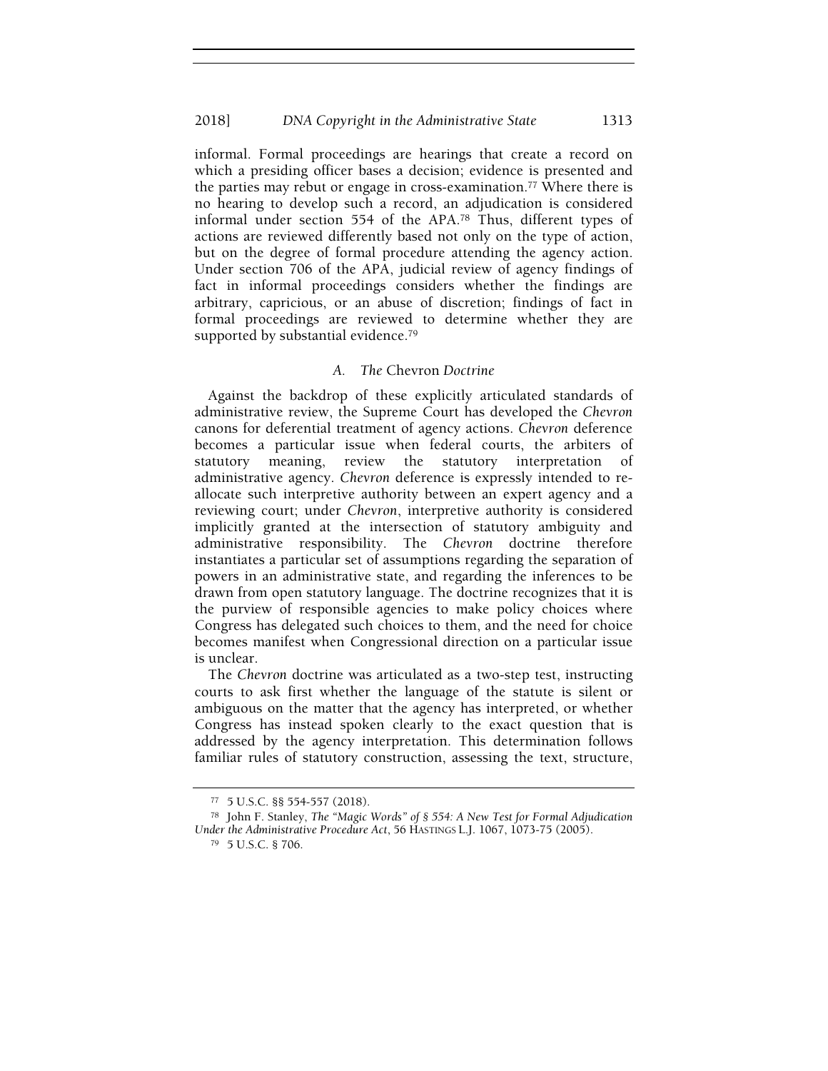informal. Formal proceedings are hearings that create a record on which a presiding officer bases a decision; evidence is presented and the parties may rebut or engage in cross-examination.[77] Where there is no hearing to develop such a record, an adjudication is considered informal under section 554 of the APA.[78] Thus, different types of actions are reviewed differently based not only on the type of action, but on the degree of formal procedure attending the agency action. Under section 706 of the APA, judicial review of agency findings of fact in informal proceedings considers whether the findings are arbitrary, capricious, or an abuse of discretion; findings of fact in formal proceedings are reviewed to determine whether they are supported by substantial evidence.[79]

### A. *The* Chevron *Doctrine*

Against the backdrop of these explicitly articulated standards of administrative review, the Supreme Court has developed the *Chevron* canons for deferential treatment of agency actions. *Chevron* deference becomes a particular issue when federal courts, the arbiters of statutory meaning, review the statutory interpretation of administrative agency. *Chevron* deference is expressly intended to re-allocate such interpretive authority between an expert agency and a reviewing court; under *Chevron*, interpretive authority is considered implicitly granted at the intersection of statutory ambiguity and administrative responsibility. The *Chevron* doctrine therefore instantiates a particular set of assumptions regarding the separation of powers in an administrative state, and regarding the inferences to be drawn from open statutory language. The doctrine recognizes that it is the purview of responsible agencies to make policy choices where Congress has delegated such choices to them, and the need for choice becomes manifest when Congressional direction on a particular issue is unclear.

The *Chevron* doctrine was articulated as a two-step test, instructing courts to ask first whether the language of the statute is silent or ambiguous on the matter that the agency has interpreted, or whether Congress has instead spoken clearly to the exact question that is addressed by the agency interpretation. This determination follows familiar rules of statutory construction, assessing the text, structure,

---

[77] 5 U.S.C. §§ 554-557 (2018).

[78] John F. Stanley, *The "Magic Words" of § 554: A New Test for Formal Adjudication Under the Administrative Procedure Act*, 56 HASTINGS L.J. 1067, 1073-75 (2005).

[79] 5 U.S.C. § 706.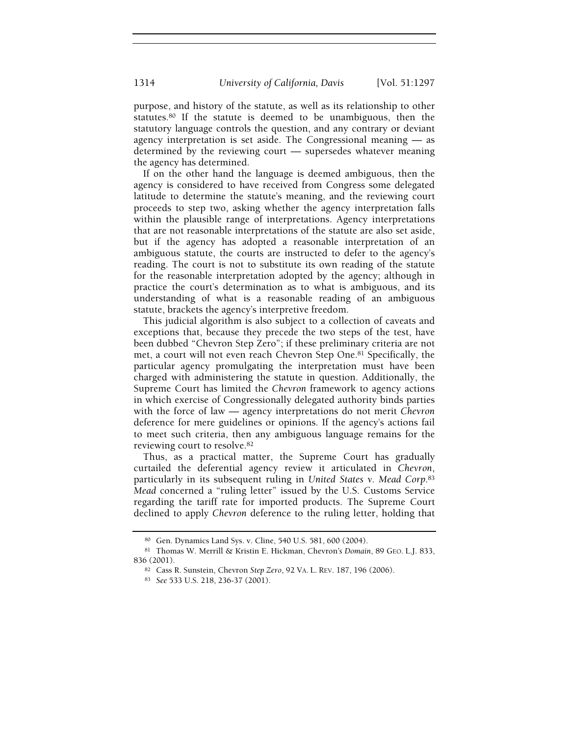purpose, and history of the statute, as well as its relationship to other statutes.[80] If the statute is deemed to be unambiguous, then the statutory language controls the question, and any contrary or deviant agency interpretation is set aside. The Congressional meaning — as determined by the reviewing court — supersedes whatever meaning the agency has determined.

If on the other hand the language is deemed ambiguous, then the agency is considered to have received from Congress some delegated latitude to determine the statute's meaning, and the reviewing court proceeds to step two, asking whether the agency interpretation falls within the plausible range of interpretations. Agency interpretations that are not reasonable interpretations of the statute are also set aside, but if the agency has adopted a reasonable interpretation of an ambiguous statute, the courts are instructed to defer to the agency's reading. The court is not to substitute its own reading of the statute for the reasonable interpretation adopted by the agency; although in practice the court's determination as to what is ambiguous, and its understanding of what is a reasonable reading of an ambiguous statute, brackets the agency's interpretive freedom.

This judicial algorithm is also subject to a collection of caveats and exceptions that, because they precede the two steps of the test, have been dubbed "Chevron Step Zero"; if these preliminary criteria are not met, a court will not even reach Chevron Step One.[81] Specifically, the particular agency promulgating the interpretation must have been charged with administering the statute in question. Additionally, the Supreme Court has limited the *Chevron* framework to agency actions in which exercise of Congressionally delegated authority binds parties with the force of law — agency interpretations do not merit *Chevron* deference for mere guidelines or opinions. If the agency's actions fail to meet such criteria, then any ambiguous language remains for the reviewing court to resolve.[82]

Thus, as a practical matter, the Supreme Court has gradually curtailed the deferential agency review it articulated in *Chevron*, particularly in its subsequent ruling in *United States v. Mead Corp*.[83] *Mead* concerned a "ruling letter" issued by the U.S. Customs Service regarding the tariff rate for imported products. The Supreme Court declined to apply *Chevron* deference to the ruling letter, holding that

---

[80] Gen. Dynamics Land Sys. v. Cline, 540 U.S. 581, 600 (2004).

[81] Thomas W. Merrill & Kristin E. Hickman, *Chevron's Domain*, 89 GEO. L.J. 833, 836 (2001).

[82] Cass R. Sunstein, Chevron *Step Zero*, 92 VA. L. REV. 187, 196 (2006).

[83] *See* 533 U.S. 218, 236-37 (2001).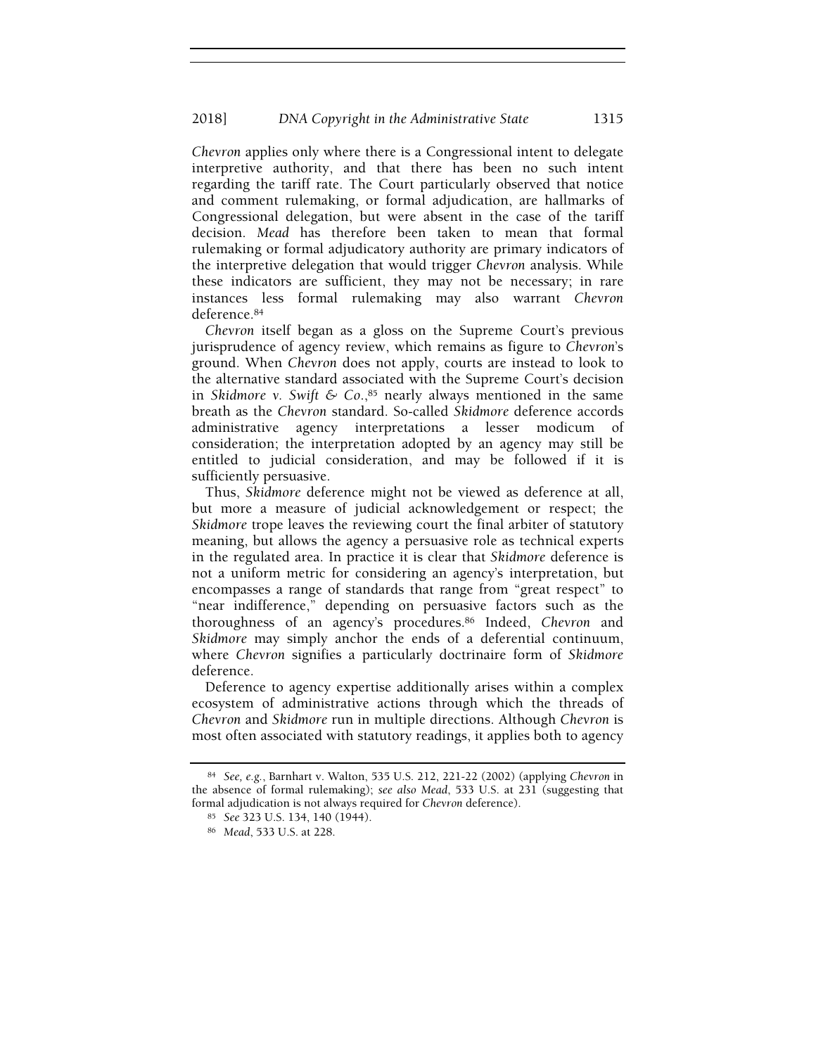*Chevron* applies only where there is a Congressional intent to delegate interpretive authority, and that there has been no such intent regarding the tariff rate. The Court particularly observed that notice and comment rulemaking, or formal adjudication, are hallmarks of Congressional delegation, but were absent in the case of the tariff decision. *Mead* has therefore been taken to mean that formal rulemaking or formal adjudicatory authority are primary indicators of the interpretive delegation that would trigger *Chevron* analysis. While these indicators are sufficient, they may not be necessary; in rare instances less formal rulemaking may also warrant *Chevron* deference.[84]

*Chevron* itself began as a gloss on the Supreme Court's previous jurisprudence of agency review, which remains as figure to *Chevron*'s ground. When *Chevron* does not apply, courts are instead to look to the alternative standard associated with the Supreme Court's decision in *Skidmore v. Swift & Co.*,[85] nearly always mentioned in the same breath as the *Chevron* standard. So-called *Skidmore* deference accords administrative agency interpretations a lesser modicum of consideration; the interpretation adopted by an agency may still be entitled to judicial consideration, and may be followed if it is sufficiently persuasive.

Thus, *Skidmore* deference might not be viewed as deference at all, but more a measure of judicial acknowledgement or respect; the *Skidmore* trope leaves the reviewing court the final arbiter of statutory meaning, but allows the agency a persuasive role as technical experts in the regulated area. In practice it is clear that *Skidmore* deference is not a uniform metric for considering an agency's interpretation, but encompasses a range of standards that range from "great respect" to "near indifference," depending on persuasive factors such as the thoroughness of an agency's procedures.[86] Indeed, *Chevron* and *Skidmore* may simply anchor the ends of a deferential continuum, where *Chevron* signifies a particularly doctrinaire form of *Skidmore* deference.

Deference to agency expertise additionally arises within a complex ecosystem of administrative actions through which the threads of *Chevron* and *Skidmore* run in multiple directions. Although *Chevron* is most often associated with statutory readings, it applies both to agency

---

[84] *See, e.g.*, Barnhart v. Walton, 535 U.S. 212, 221-22 (2002) (applying *Chevron* in the absence of formal rulemaking); *see also Mead*, 533 U.S. at 231 (suggesting that formal adjudication is not always required for *Chevron* deference).

[85] *See* 323 U.S. 134, 140 (1944).

[86] *Mead*, 533 U.S. at 228.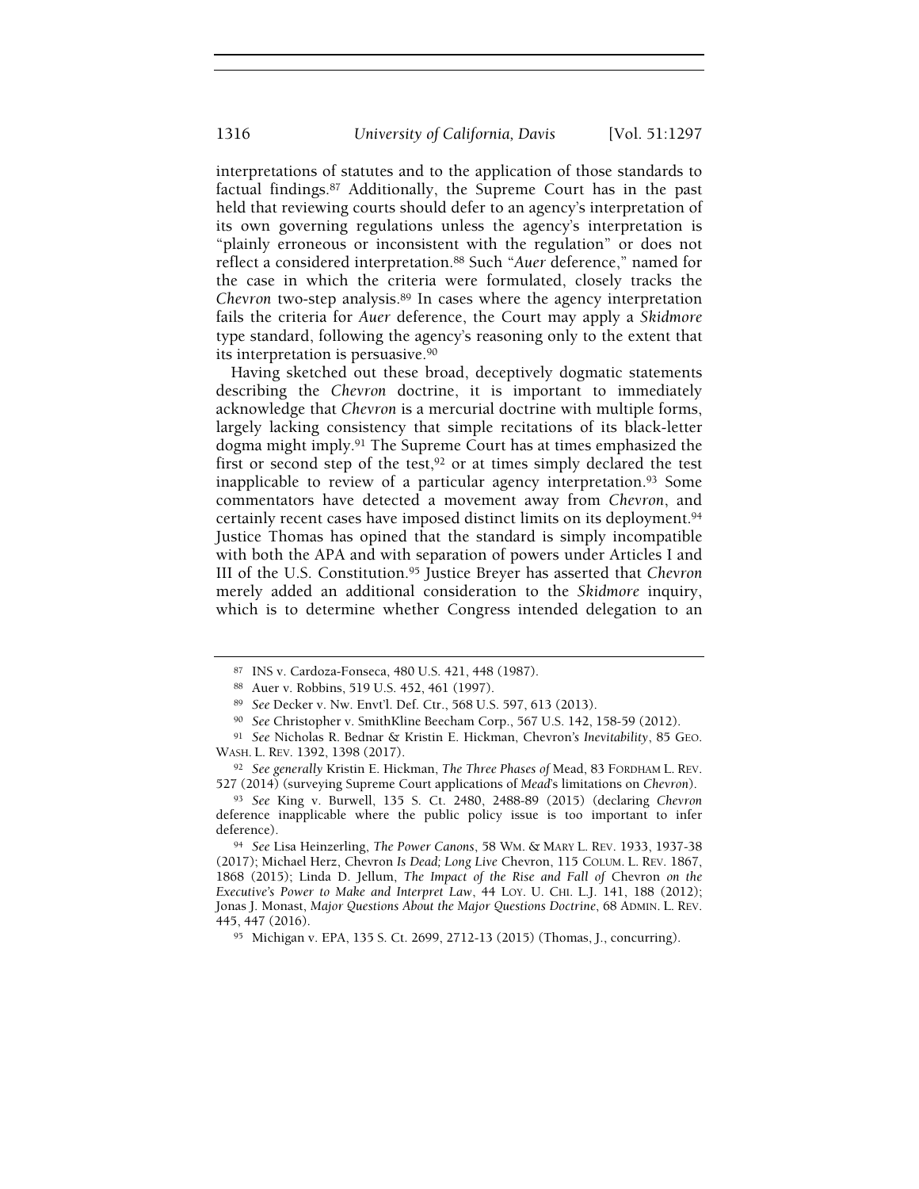interpretations of statutes and to the application of those standards to factual findings.[87] Additionally, the Supreme Court has in the past held that reviewing courts should defer to an agency's interpretation of its own governing regulations unless the agency's interpretation is "plainly erroneous or inconsistent with the regulation" or does not reflect a considered interpretation.[88] Such "*Auer* deference," named for the case in which the criteria were formulated, closely tracks the *Chevron* two-step analysis.[89] In cases where the agency interpretation fails the criteria for *Auer* deference, the Court may apply a *Skidmore* type standard, following the agency's reasoning only to the extent that its interpretation is persuasive.[90]

Having sketched out these broad, deceptively dogmatic statements describing the *Chevron* doctrine, it is important to immediately acknowledge that *Chevron* is a mercurial doctrine with multiple forms, largely lacking consistency that simple recitations of its black-letter dogma might imply.[91] The Supreme Court has at times emphasized the first or second step of the test,[92] or at times simply declared the test inapplicable to review of a particular agency interpretation.[93] Some commentators have detected a movement away from *Chevron*, and certainly recent cases have imposed distinct limits on its deployment.[94] Justice Thomas has opined that the standard is simply incompatible with both the APA and with separation of powers under Articles I and III of the U.S. Constitution.[95] Justice Breyer has asserted that *Chevron* merely added an additional consideration to the *Skidmore* inquiry, which is to determine whether Congress intended delegation to an

---

[87] INS v. Cardoza-Fonseca, 480 U.S. 421, 448 (1987).

[88] Auer v. Robbins, 519 U.S. 452, 461 (1997).

[89] *See* Decker v. Nw. Envt'l. Def. Ctr., 568 U.S. 597, 613 (2013).

[90] *See* Christopher v. SmithKline Beecham Corp., 567 U.S. 142, 158-59 (2012).

[91] *See* Nicholas R. Bednar & Kristin E. Hickman, Chevron*'s Inevitability*, 85 GEO. WASH. L. REV. 1392, 1398 (2017).

[92] *See generally* Kristin E. Hickman, *The Three Phases of* Mead, 83 FORDHAM L. REV. 527 (2014) (surveying Supreme Court applications of *Mead*'s limitations on *Chevron*).

[93] *See* King v. Burwell, 135 S. Ct. 2480, 2488-89 (2015) (declaring *Chevron* deference inapplicable where the public policy issue is too important to infer deference).

[94] *See* Lisa Heinzerling, *The Power Canons*, 58 WM. & MARY L. REV. 1933, 1937-38 (2017); Michael Herz, Chevron *Is Dead; Long Live* Chevron, 115 COLUM. L. REV. 1867, 1868 (2015); Linda D. Jellum, *The Impact of the Rise and Fall of* Chevron *on the Executive's Power to Make and Interpret Law*, 44 LOY. U. CHI. L.J. 141, 188 (2012); Jonas J. Monast, *Major Questions About the Major Questions Doctrine*, 68 ADMIN. L. REV. 445, 447 (2016).

[95] Michigan v. EPA, 135 S. Ct. 2699, 2712-13 (2015) (Thomas, J., concurring).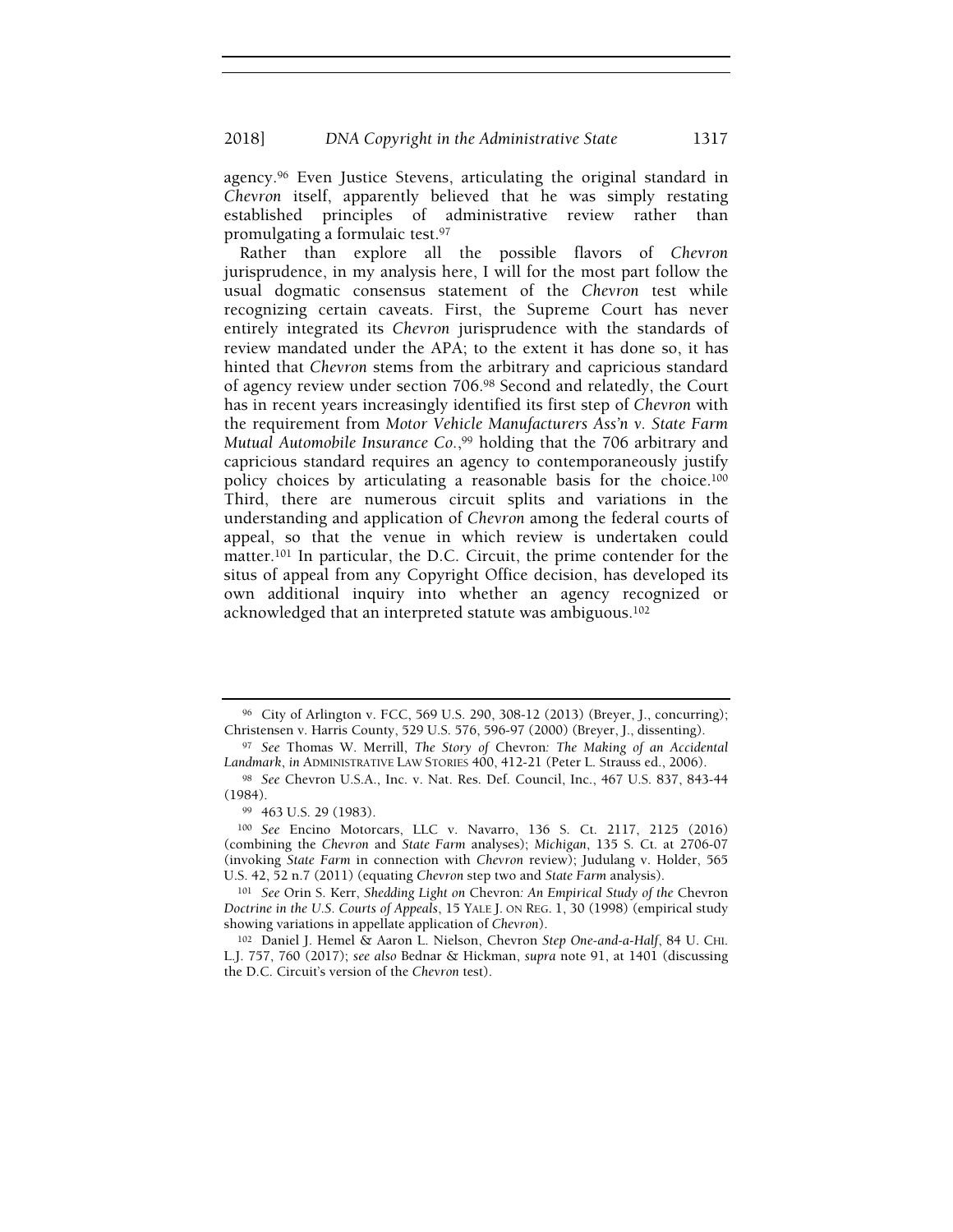agency.[96] Even Justice Stevens, articulating the original standard in *Chevron* itself, apparently believed that he was simply restating established principles of administrative review rather than promulgating a formulaic test.[97]

Rather than explore all the possible flavors of *Chevron* jurisprudence, in my analysis here, I will for the most part follow the usual dogmatic consensus statement of the *Chevron* test while recognizing certain caveats. First, the Supreme Court has never entirely integrated its *Chevron* jurisprudence with the standards of review mandated under the APA; to the extent it has done so, it has hinted that *Chevron* stems from the arbitrary and capricious standard of agency review under section 706.[98] Second and relatedly, the Court has in recent years increasingly identified its first step of *Chevron* with the requirement from *Motor Vehicle Manufacturers Ass'n v. State Farm Mutual Automobile Insurance Co.*,[99] holding that the 706 arbitrary and capricious standard requires an agency to contemporaneously justify policy choices by articulating a reasonable basis for the choice.[100] Third, there are numerous circuit splits and variations in the understanding and application of *Chevron* among the federal courts of appeal, so that the venue in which review is undertaken could matter.[101] In particular, the D.C. Circuit, the prime contender for the situs of appeal from any Copyright Office decision, has developed its own additional inquiry into whether an agency recognized or acknowledged that an interpreted statute was ambiguous.[102]

---

[96] City of Arlington v. FCC, 569 U.S. 290, 308-12 (2013) (Breyer, J., concurring); Christensen v. Harris County, 529 U.S. 576, 596-97 (2000) (Breyer, J., dissenting).

[97] *See* Thomas W. Merrill, *The Story of* Chevron*: The Making of an Accidental Landmark*, *in* ADMINISTRATIVE LAW STORIES 400, 412-21 (Peter L. Strauss ed., 2006).

[98] *See* Chevron U.S.A., Inc. v. Nat. Res. Def. Council, Inc., 467 U.S. 837, 843-44 (1984).

[99] 463 U.S. 29 (1983).

[100] *See* Encino Motorcars, LLC v. Navarro, 136 S. Ct. 2117, 2125 (2016) (combining the *Chevron* and *State Farm* analyses); *Michigan*, 135 S. Ct. at 2706-07 (invoking *State Farm* in connection with *Chevron* review); Judulang v. Holder, 565 U.S. 42, 52 n.7 (2011) (equating *Chevron* step two and *State Farm* analysis).

[101] *See* Orin S. Kerr, *Shedding Light on* Chevron*: An Empirical Study of the* Chevron *Doctrine in the U.S. Courts of Appeals*, 15 YALE J. ON REG. 1, 30 (1998) (empirical study showing variations in appellate application of *Chevron*).

[102] Daniel J. Hemel & Aaron L. Nielson, Chevron *Step One-and-a-Half*, 84 U. CHI. L.J. 757, 760 (2017); *see also* Bednar & Hickman, *supra* note 91, at 1401 (discussing the D.C. Circuit's version of the *Chevron* test).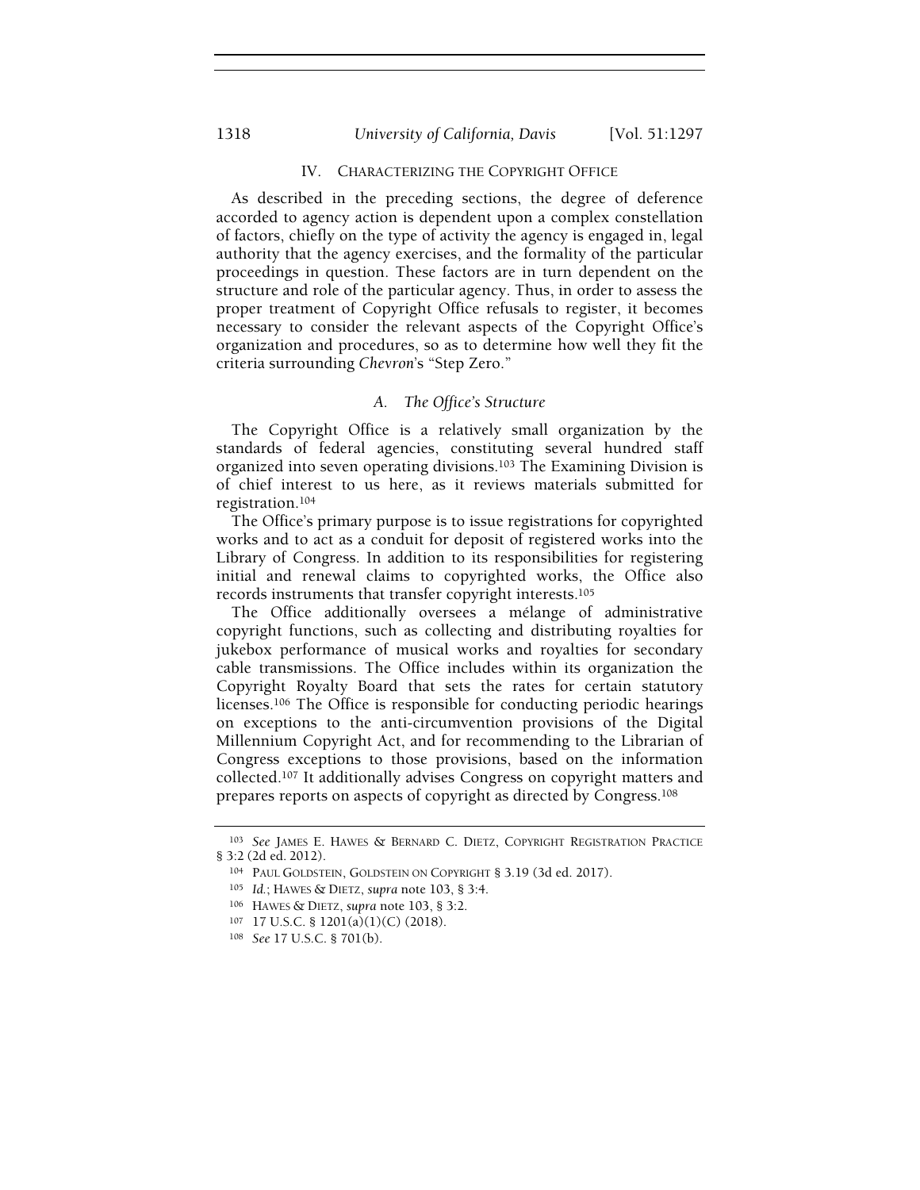## IV. CHARACTERIZING THE COPYRIGHT OFFICE

As described in the preceding sections, the degree of deference accorded to agency action is dependent upon a complex constellation of factors, chiefly on the type of activity the agency is engaged in, legal authority that the agency exercises, and the formality of the particular proceedings in question. These factors are in turn dependent on the structure and role of the particular agency. Thus, in order to assess the proper treatment of Copyright Office refusals to register, it becomes necessary to consider the relevant aspects of the Copyright Office's organization and procedures, so as to determine how well they fit the criteria surrounding *Chevron*'s "Step Zero."

### *A. The Office's Structure*

The Copyright Office is a relatively small organization by the standards of federal agencies, constituting several hundred staff organized into seven operating divisions.[103] The Examining Division is of chief interest to us here, as it reviews materials submitted for registration.[104]

The Office's primary purpose is to issue registrations for copyrighted works and to act as a conduit for deposit of registered works into the Library of Congress. In addition to its responsibilities for registering initial and renewal claims to copyrighted works, the Office also records instruments that transfer copyright interests.[105]

The Office additionally oversees a mélange of administrative copyright functions, such as collecting and distributing royalties for jukebox performance of musical works and royalties for secondary cable transmissions. The Office includes within its organization the Copyright Royalty Board that sets the rates for certain statutory licenses.[106] The Office is responsible for conducting periodic hearings on exceptions to the anti-circumvention provisions of the Digital Millennium Copyright Act, and for recommending to the Librarian of Congress exceptions to those provisions, based on the information collected.[107] It additionally advises Congress on copyright matters and prepares reports on aspects of copyright as directed by Congress.[108]

---

[103] *See* JAMES E. HAWES & BERNARD C. DIETZ, COPYRIGHT REGISTRATION PRACTICE § 3:2 (2d ed. 2012).

[104] PAUL GOLDSTEIN, GOLDSTEIN ON COPYRIGHT § 3.19 (3d ed. 2017).

[105] *Id.*; HAWES & DIETZ, *supra* note 103, § 3:4.

[106] HAWES & DIETZ, *supra* note 103, § 3:2.

[107] 17 U.S.C. § 1201(a)(1)(C) (2018).

[108] *See* 17 U.S.C. § 701(b).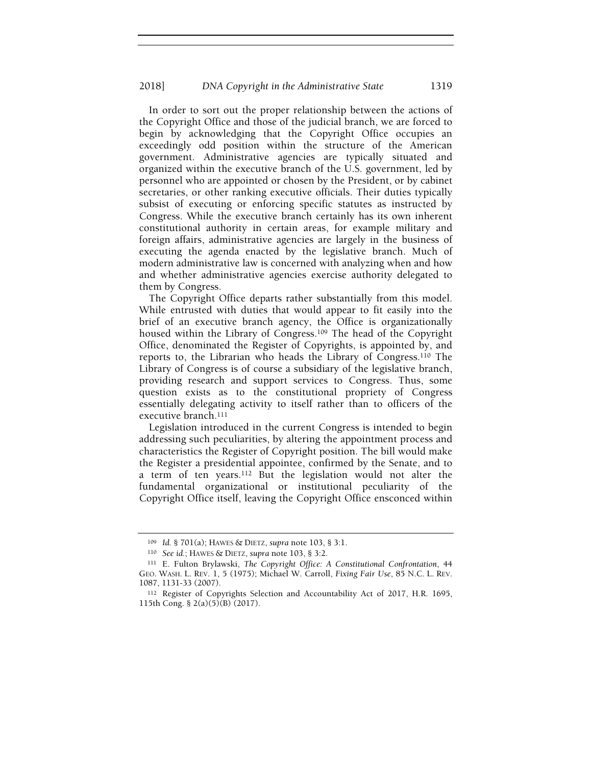In order to sort out the proper relationship between the actions of the Copyright Office and those of the judicial branch, we are forced to begin by acknowledging that the Copyright Office occupies an exceedingly odd position within the structure of the American government. Administrative agencies are typically situated and organized within the executive branch of the U.S. government, led by personnel who are appointed or chosen by the President, or by cabinet secretaries, or other ranking executive officials. Their duties typically subsist of executing or enforcing specific statutes as instructed by Congress. While the executive branch certainly has its own inherent constitutional authority in certain areas, for example military and foreign affairs, administrative agencies are largely in the business of executing the agenda enacted by the legislative branch. Much of modern administrative law is concerned with analyzing when and how and whether administrative agencies exercise authority delegated to them by Congress.

The Copyright Office departs rather substantially from this model. While entrusted with duties that would appear to fit easily into the brief of an executive branch agency, the Office is organizationally housed within the Library of Congress.[109] The head of the Copyright Office, denominated the Register of Copyrights, is appointed by, and reports to, the Librarian who heads the Library of Congress.[110] The Library of Congress is of course a subsidiary of the legislative branch, providing research and support services to Congress. Thus, some question exists as to the constitutional propriety of Congress essentially delegating activity to itself rather than to officers of the executive branch.[111]

Legislation introduced in the current Congress is intended to begin addressing such peculiarities, by altering the appointment process and characteristics the Register of Copyright position. The bill would make the Register a presidential appointee, confirmed by the Senate, and to a term of ten years.[112] But the legislation would not alter the fundamental organizational or institutional peculiarity of the Copyright Office itself, leaving the Copyright Office ensconced within

---

[109] *Id.* § 701(a); HAWES & DIETZ, *supra* note 103, § 3:1.

[110] *See id.*; HAWES & DIETZ, *supra* note 103, § 3:2.

[111] E. Fulton Brylawski, *The Copyright Office: A Constitutional Confrontation*, 44 GEO. WASH. L. REV. 1, 5 (1975); Michael W. Carroll, *Fixing Fair Use*, 85 N.C. L. REV. 1087, 1131-33 (2007).

[112] Register of Copyrights Selection and Accountability Act of 2017, H.R. 1695, 115th Cong. § 2(a)(5)(B) (2017).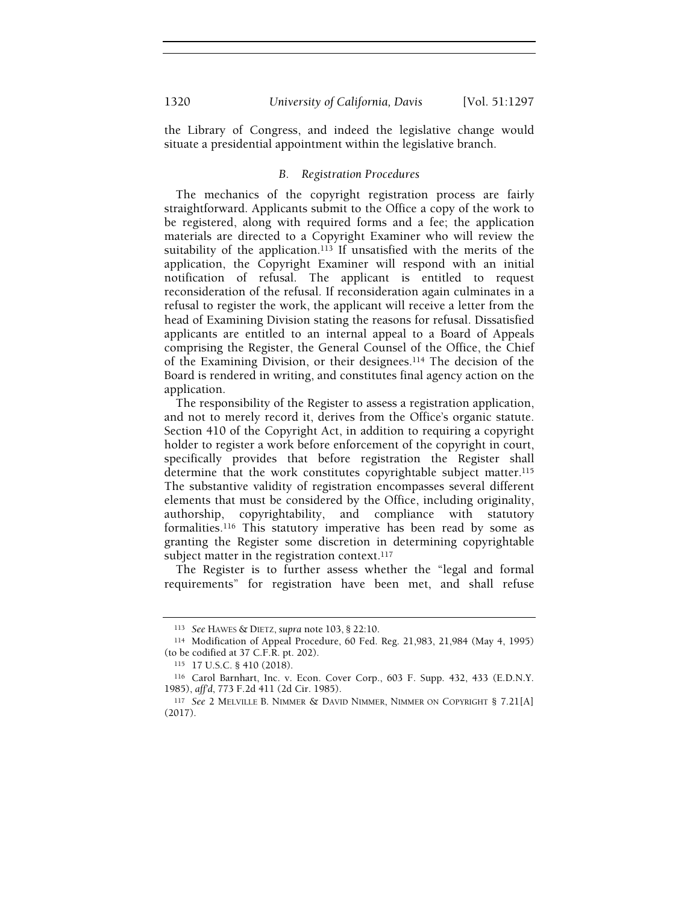the Library of Congress, and indeed the legislative change would situate a presidential appointment within the legislative branch.

### B. Registration Procedures

The mechanics of the copyright registration process are fairly straightforward. Applicants submit to the Office a copy of the work to be registered, along with required forms and a fee; the application materials are directed to a Copyright Examiner who will review the suitability of the application.[113] If unsatisfied with the merits of the application, the Copyright Examiner will respond with an initial notification of refusal. The applicant is entitled to request reconsideration of the refusal. If reconsideration again culminates in a refusal to register the work, the applicant will receive a letter from the head of Examining Division stating the reasons for refusal. Dissatisfied applicants are entitled to an internal appeal to a Board of Appeals comprising the Register, the General Counsel of the Office, the Chief of the Examining Division, or their designees.[114] The decision of the Board is rendered in writing, and constitutes final agency action on the application.

The responsibility of the Register to assess a registration application, and not to merely record it, derives from the Office's organic statute. Section 410 of the Copyright Act, in addition to requiring a copyright holder to register a work before enforcement of the copyright in court, specifically provides that before registration the Register shall determine that the work constitutes copyrightable subject matter.[115] The substantive validity of registration encompasses several different elements that must be considered by the Office, including originality, authorship, copyrightability, and compliance with statutory formalities.[116] This statutory imperative has been read by some as granting the Register some discretion in determining copyrightable subject matter in the registration context.[117]

The Register is to further assess whether the "legal and formal requirements" for registration have been met, and shall refuse

---

[113] *See* HAWES & DIETZ, *supra* note 103, § 22:10.

[114] Modification of Appeal Procedure, 60 Fed. Reg. 21,983, 21,984 (May 4, 1995) (to be codified at 37 C.F.R. pt. 202).

[115] 17 U.S.C. § 410 (2018).

[116] Carol Barnhart, Inc. v. Econ. Cover Corp., 603 F. Supp. 432, 433 (E.D.N.Y. 1985), *aff'd*, 773 F.2d 411 (2d Cir. 1985).

[117] *See* 2 MELVILLE B. NIMMER & DAVID NIMMER, NIMMER ON COPYRIGHT § 7.21[A] (2017).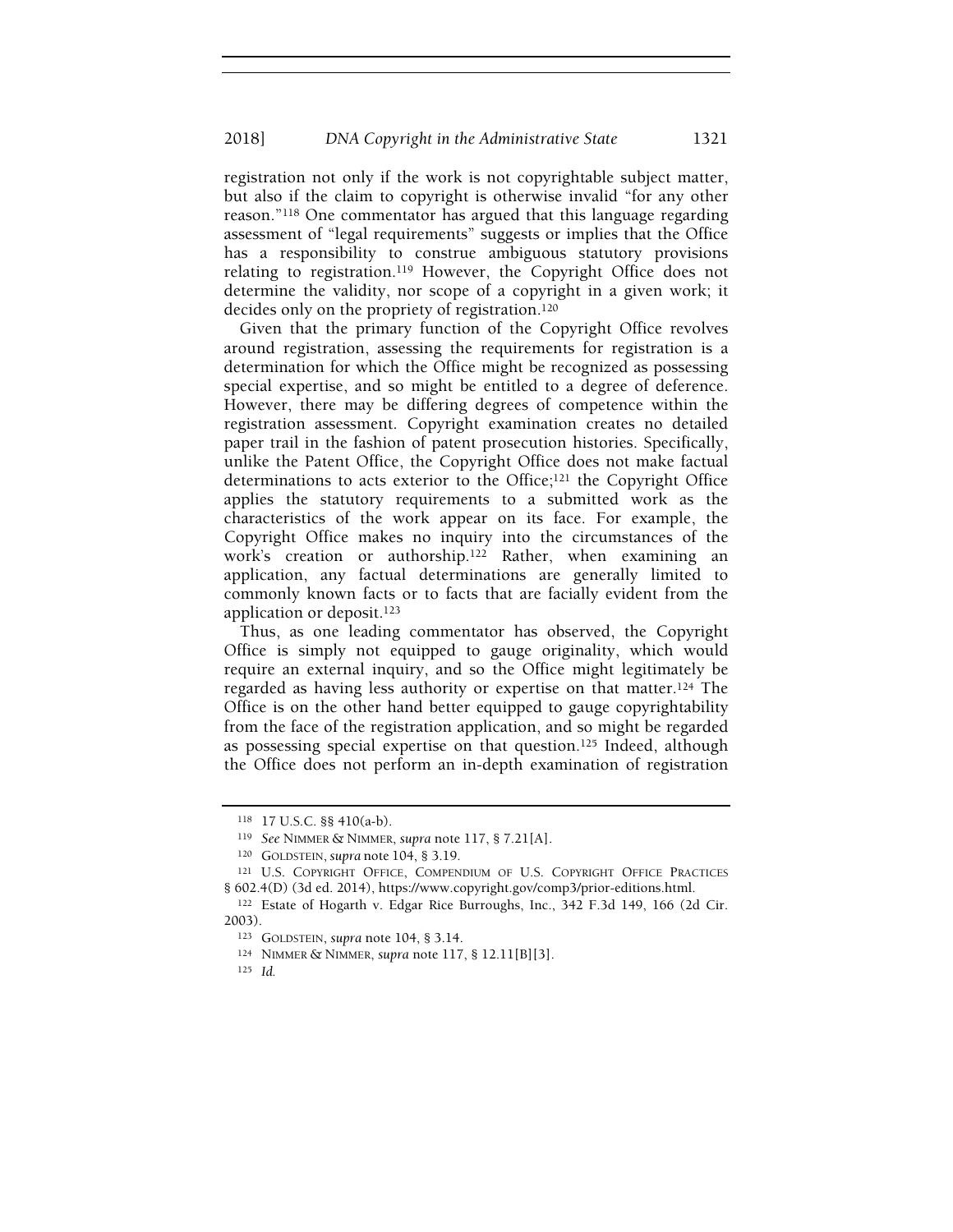registration not only if the work is not copyrightable subject matter, but also if the claim to copyright is otherwise invalid "for any other reason."[118] One commentator has argued that this language regarding assessment of "legal requirements" suggests or implies that the Office has a responsibility to construe ambiguous statutory provisions relating to registration.[119] However, the Copyright Office does not determine the validity, nor scope of a copyright in a given work; it decides only on the propriety of registration.[120]

Given that the primary function of the Copyright Office revolves around registration, assessing the requirements for registration is a determination for which the Office might be recognized as possessing special expertise, and so might be entitled to a degree of deference. However, there may be differing degrees of competence within the registration assessment. Copyright examination creates no detailed paper trail in the fashion of patent prosecution histories. Specifically, unlike the Patent Office, the Copyright Office does not make factual determinations to acts exterior to the Office;[121] the Copyright Office applies the statutory requirements to a submitted work as the characteristics of the work appear on its face. For example, the Copyright Office makes no inquiry into the circumstances of the work's creation or authorship.[122] Rather, when examining an application, any factual determinations are generally limited to commonly known facts or to facts that are facially evident from the application or deposit.[123]

Thus, as one leading commentator has observed, the Copyright Office is simply not equipped to gauge originality, which would require an external inquiry, and so the Office might legitimately be regarded as having less authority or expertise on that matter.[124] The Office is on the other hand better equipped to gauge copyrightability from the face of the registration application, and so might be regarded as possessing special expertise on that question.[125] Indeed, although the Office does not perform an in-depth examination of registration

---

[118] 17 U.S.C. §§ 410(a-b).

[119] *See* NIMMER & NIMMER, *supra* note 117, § 7.21[A].

[120] GOLDSTEIN, *supra* note 104, § 3.19.

[121] U.S. COPYRIGHT OFFICE, COMPENDIUM OF U.S. COPYRIGHT OFFICE PRACTICES § 602.4(D) (3d ed. 2014), https://www.copyright.gov/comp3/prior-editions.html.

[122] Estate of Hogarth v. Edgar Rice Burroughs, Inc., 342 F.3d 149, 166 (2d Cir. 2003).

[123] GOLDSTEIN, *supra* note 104, § 3.14.

[124] NIMMER & NIMMER, *supra* note 117, § 12.11[B][3].

[125] *Id.*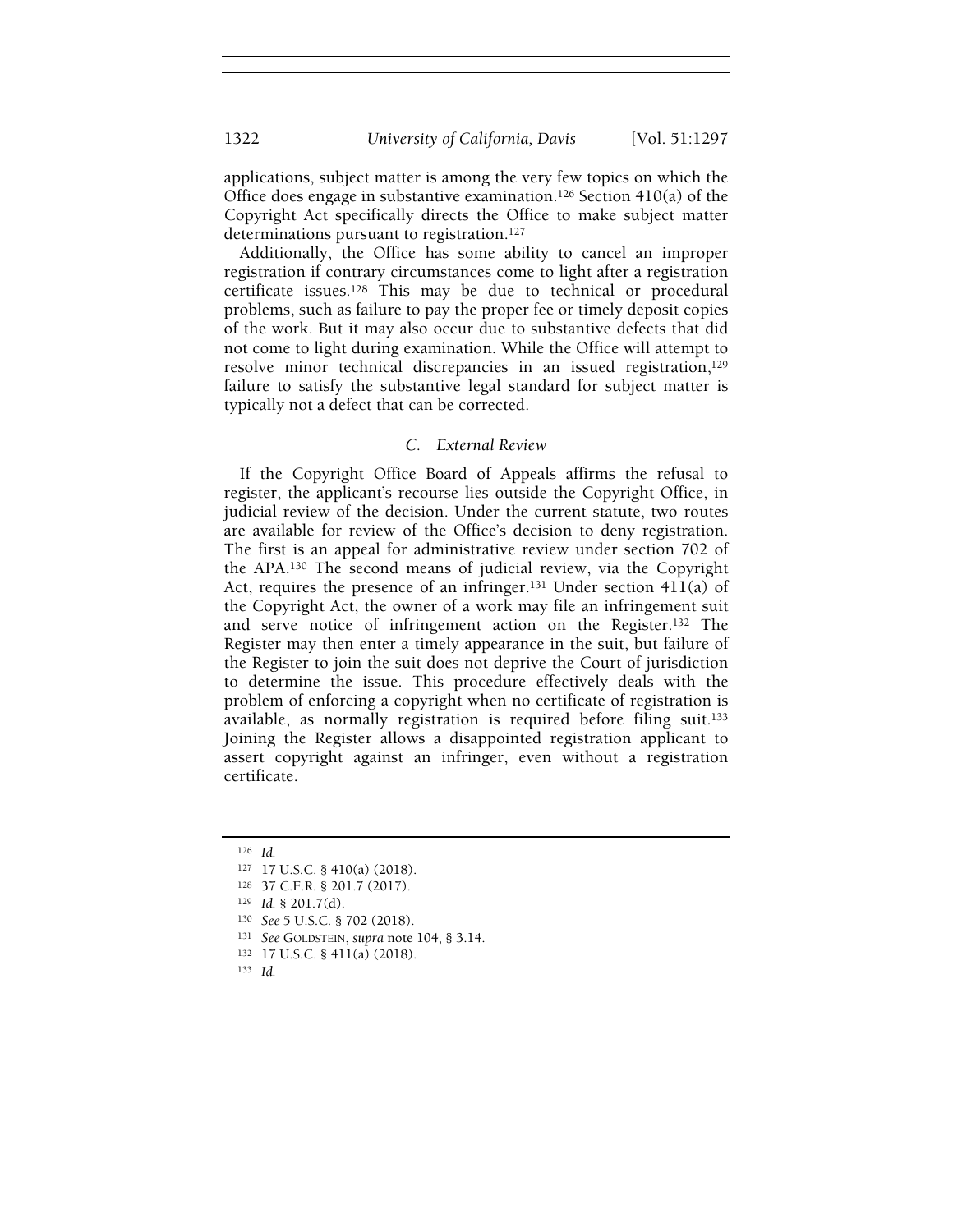applications, subject matter is among the very few topics on which the Office does engage in substantive examination.[126] Section 410(a) of the Copyright Act specifically directs the Office to make subject matter determinations pursuant to registration.[127]

Additionally, the Office has some ability to cancel an improper registration if contrary circumstances come to light after a registration certificate issues.[128] This may be due to technical or procedural problems, such as failure to pay the proper fee or timely deposit copies of the work. But it may also occur due to substantive defects that did not come to light during examination. While the Office will attempt to resolve minor technical discrepancies in an issued registration,[129] failure to satisfy the substantive legal standard for subject matter is typically not a defect that can be corrected.

### *C. External Review*

If the Copyright Office Board of Appeals affirms the refusal to register, the applicant's recourse lies outside the Copyright Office, in judicial review of the decision. Under the current statute, two routes are available for review of the Office's decision to deny registration. The first is an appeal for administrative review under section 702 of the APA.[130] The second means of judicial review, via the Copyright Act, requires the presence of an infringer.[131] Under section 411(a) of the Copyright Act, the owner of a work may file an infringement suit and serve notice of infringement action on the Register.[132] The Register may then enter a timely appearance in the suit, but failure of the Register to join the suit does not deprive the Court of jurisdiction to determine the issue. This procedure effectively deals with the problem of enforcing a copyright when no certificate of registration is available, as normally registration is required before filing suit.[133] Joining the Register allows a disappointed registration applicant to assert copyright against an infringer, even without a registration certificate.

---

[126] *Id.*

[127] 17 U.S.C. § 410(a) (2018).

[128] 37 C.F.R. § 201.7 (2017).

[129] *Id.* § 201.7(d).

[130] *See* 5 U.S.C. § 702 (2018).

[131] *See* GOLDSTEIN, *supra* note 104, § 3.14.

[132] 17 U.S.C. § 411(a) (2018).

[133] *Id.*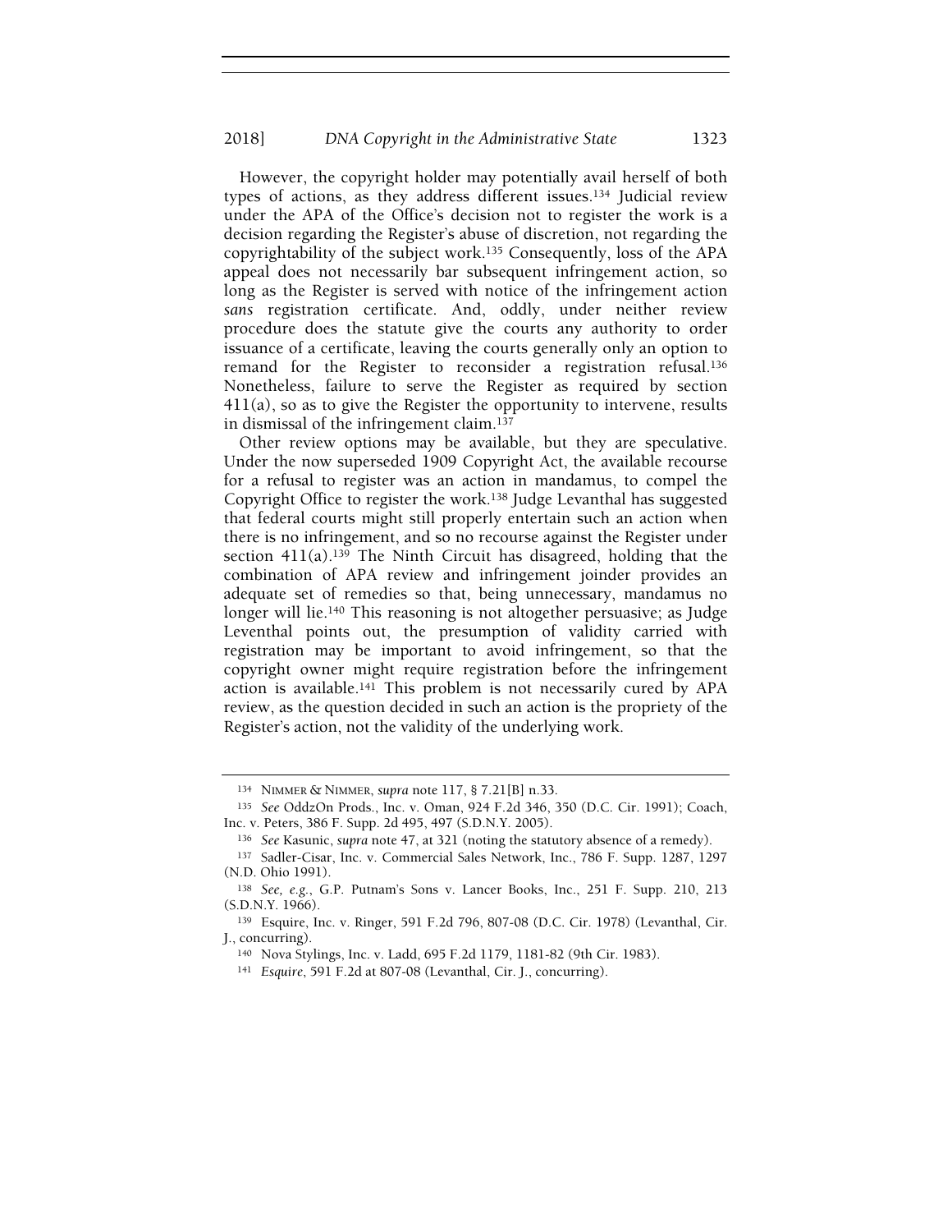However, the copyright holder may potentially avail herself of both types of actions, as they address different issues.[134] Judicial review under the APA of the Office's decision not to register the work is a decision regarding the Register's abuse of discretion, not regarding the copyrightability of the subject work.[135] Consequently, loss of the APA appeal does not necessarily bar subsequent infringement action, so long as the Register is served with notice of the infringement action *sans* registration certificate. And, oddly, under neither review procedure does the statute give the courts any authority to order issuance of a certificate, leaving the courts generally only an option to remand for the Register to reconsider a registration refusal.[136] Nonetheless, failure to serve the Register as required by section 411(a), so as to give the Register the opportunity to intervene, results in dismissal of the infringement claim.[137]

Other review options may be available, but they are speculative. Under the now superseded 1909 Copyright Act, the available recourse for a refusal to register was an action in mandamus, to compel the Copyright Office to register the work.[138] Judge Levanthal has suggested that federal courts might still properly entertain such an action when there is no infringement, and so no recourse against the Register under section 411(a).[139] The Ninth Circuit has disagreed, holding that the combination of APA review and infringement joinder provides an adequate set of remedies so that, being unnecessary, mandamus no longer will lie.[140] This reasoning is not altogether persuasive; as Judge Leventhal points out, the presumption of validity carried with registration may be important to avoid infringement, so that the copyright owner might require registration before the infringement action is available.[141] This problem is not necessarily cured by APA review, as the question decided in such an action is the propriety of the Register's action, not the validity of the underlying work.

---

[134] NIMMER & NIMMER, *supra* note 117, § 7.21[B] n.33.

[135] *See* OddzOn Prods., Inc. v. Oman, 924 F.2d 346, 350 (D.C. Cir. 1991); Coach, Inc. v. Peters, 386 F. Supp. 2d 495, 497 (S.D.N.Y. 2005).

[136] *See* Kasunic, *supra* note 47, at 321 (noting the statutory absence of a remedy).

[137] Sadler-Cisar, Inc. v. Commercial Sales Network, Inc., 786 F. Supp. 1287, 1297 (N.D. Ohio 1991).

[138] *See, e.g.*, G.P. Putnam's Sons v. Lancer Books, Inc., 251 F. Supp. 210, 213 (S.D.N.Y. 1966).

[139] Esquire, Inc. v. Ringer, 591 F.2d 796, 807-08 (D.C. Cir. 1978) (Levanthal, Cir. J., concurring).

[140] Nova Stylings, Inc. v. Ladd, 695 F.2d 1179, 1181-82 (9th Cir. 1983).

[141] *Esquire*, 591 F.2d at 807-08 (Levanthal, Cir. J., concurring).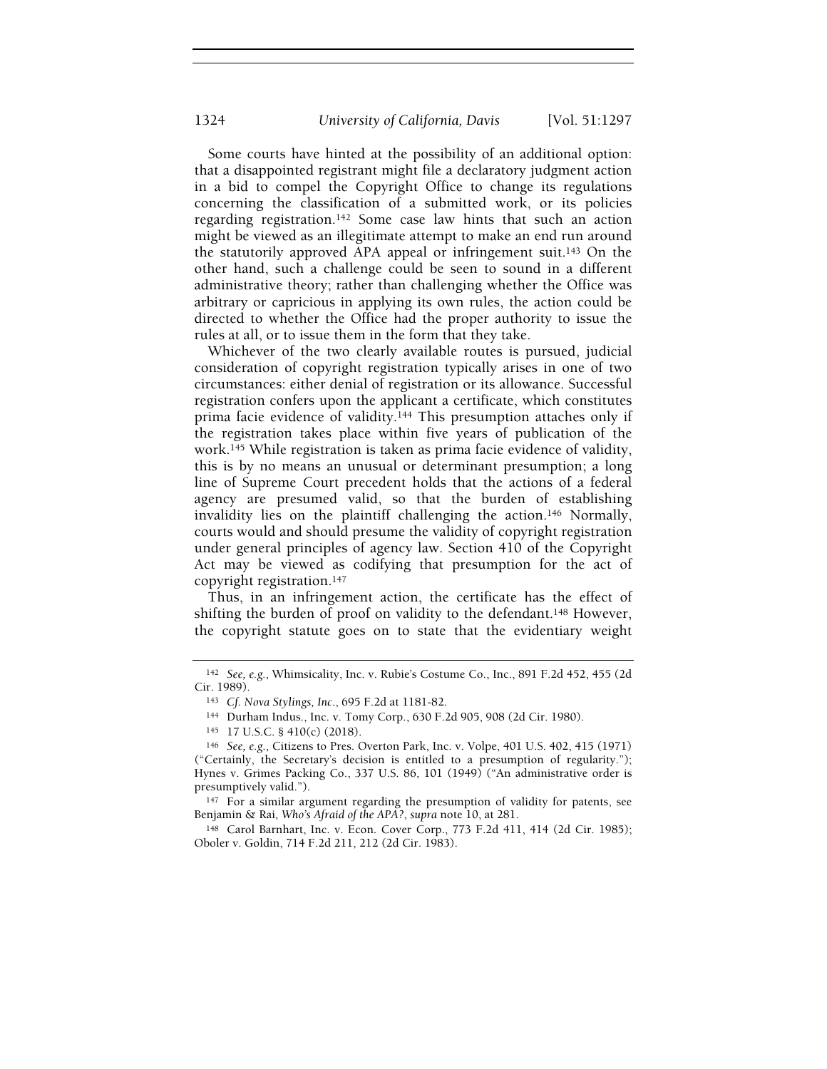Some courts have hinted at the possibility of an additional option: that a disappointed registrant might file a declaratory judgment action in a bid to compel the Copyright Office to change its regulations concerning the classification of a submitted work, or its policies regarding registration.[142] Some case law hints that such an action might be viewed as an illegitimate attempt to make an end run around the statutorily approved APA appeal or infringement suit.[143] On the other hand, such a challenge could be seen to sound in a different administrative theory; rather than challenging whether the Office was arbitrary or capricious in applying its own rules, the action could be directed to whether the Office had the proper authority to issue the rules at all, or to issue them in the form that they take.

Whichever of the two clearly available routes is pursued, judicial consideration of copyright registration typically arises in one of two circumstances: either denial of registration or its allowance. Successful registration confers upon the applicant a certificate, which constitutes prima facie evidence of validity.[144] This presumption attaches only if the registration takes place within five years of publication of the work.[145] While registration is taken as prima facie evidence of validity, this is by no means an unusual or determinant presumption; a long line of Supreme Court precedent holds that the actions of a federal agency are presumed valid, so that the burden of establishing invalidity lies on the plaintiff challenging the action.[146] Normally, courts would and should presume the validity of copyright registration under general principles of agency law. Section 410 of the Copyright Act may be viewed as codifying that presumption for the act of copyright registration.[147]

Thus, in an infringement action, the certificate has the effect of shifting the burden of proof on validity to the defendant.[148] However, the copyright statute goes on to state that the evidentiary weight

---

[142] *See, e.g.*, Whimsicality, Inc. v. Rubie's Costume Co., Inc., 891 F.2d 452, 455 (2d Cir. 1989).

[143] *Cf. Nova Stylings, Inc.*, 695 F.2d at 1181-82.

[144] Durham Indus., Inc. v. Tomy Corp., 630 F.2d 905, 908 (2d Cir. 1980).

[145] 17 U.S.C. § 410(c) (2018).

[146] *See, e.g.*, Citizens to Pres. Overton Park, Inc. v. Volpe, 401 U.S. 402, 415 (1971) ("Certainly, the Secretary's decision is entitled to a presumption of regularity."); Hynes v. Grimes Packing Co., 337 U.S. 86, 101 (1949) ("An administrative order is presumptively valid.").

[147] For a similar argument regarding the presumption of validity for patents, see Benjamin & Rai, *Who's Afraid of the APA?*, *supra* note 10, at 281.

[148] Carol Barnhart, Inc. v. Econ. Cover Corp., 773 F.2d 411, 414 (2d Cir. 1985); Oboler v. Goldin, 714 F.2d 211, 212 (2d Cir. 1983).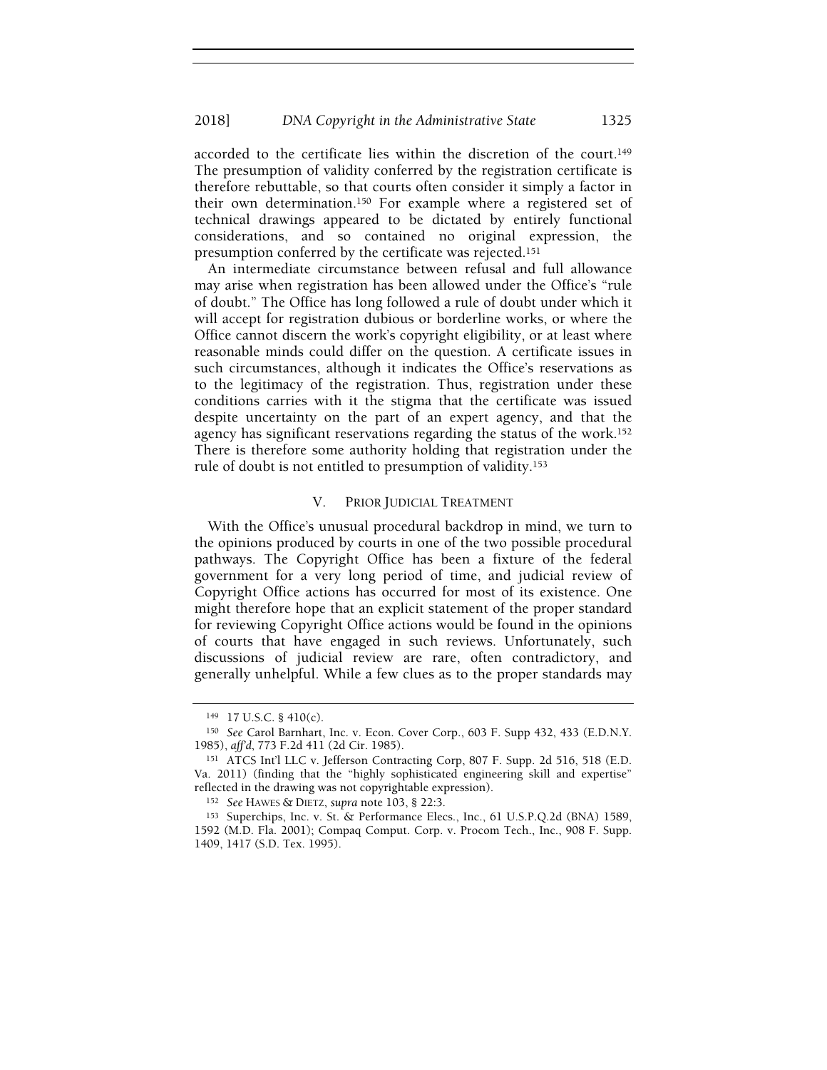accorded to the certificate lies within the discretion of the court.[149] The presumption of validity conferred by the registration certificate is therefore rebuttable, so that courts often consider it simply a factor in their own determination.[150] For example where a registered set of technical drawings appeared to be dictated by entirely functional considerations, and so contained no original expression, the presumption conferred by the certificate was rejected.[151]

An intermediate circumstance between refusal and full allowance may arise when registration has been allowed under the Office's "rule of doubt." The Office has long followed a rule of doubt under which it will accept for registration dubious or borderline works, or where the Office cannot discern the work's copyright eligibility, or at least where reasonable minds could differ on the question. A certificate issues in such circumstances, although it indicates the Office's reservations as to the legitimacy of the registration. Thus, registration under these conditions carries with it the stigma that the certificate was issued despite uncertainty on the part of an expert agency, and that the agency has significant reservations regarding the status of the work.[152] There is therefore some authority holding that registration under the rule of doubt is not entitled to presumption of validity.[153]

## V. PRIOR JUDICIAL TREATMENT

With the Office's unusual procedural backdrop in mind, we turn to the opinions produced by courts in one of the two possible procedural pathways. The Copyright Office has been a fixture of the federal government for a very long period of time, and judicial review of Copyright Office actions has occurred for most of its existence. One might therefore hope that an explicit statement of the proper standard for reviewing Copyright Office actions would be found in the opinions of courts that have engaged in such reviews. Unfortunately, such discussions of judicial review are rare, often contradictory, and generally unhelpful. While a few clues as to the proper standards may

---

[149] 17 U.S.C. § 410(c).

[150] *See* Carol Barnhart, Inc. v. Econ. Cover Corp., 603 F. Supp 432, 433 (E.D.N.Y. 1985), *aff'd*, 773 F.2d 411 (2d Cir. 1985).

[151] ATCS Int'l LLC v. Jefferson Contracting Corp, 807 F. Supp. 2d 516, 518 (E.D. Va. 2011) (finding that the "highly sophisticated engineering skill and expertise" reflected in the drawing was not copyrightable expression).

[152] *See* HAWES & DIETZ, *supra* note 103, § 22:3.

[153] Superchips, Inc. v. St. & Performance Elecs., Inc., 61 U.S.P.Q.2d (BNA) 1589, 1592 (M.D. Fla. 2001); Compaq Comput. Corp. v. Procom Tech., Inc., 908 F. Supp. 1409, 1417 (S.D. Tex. 1995).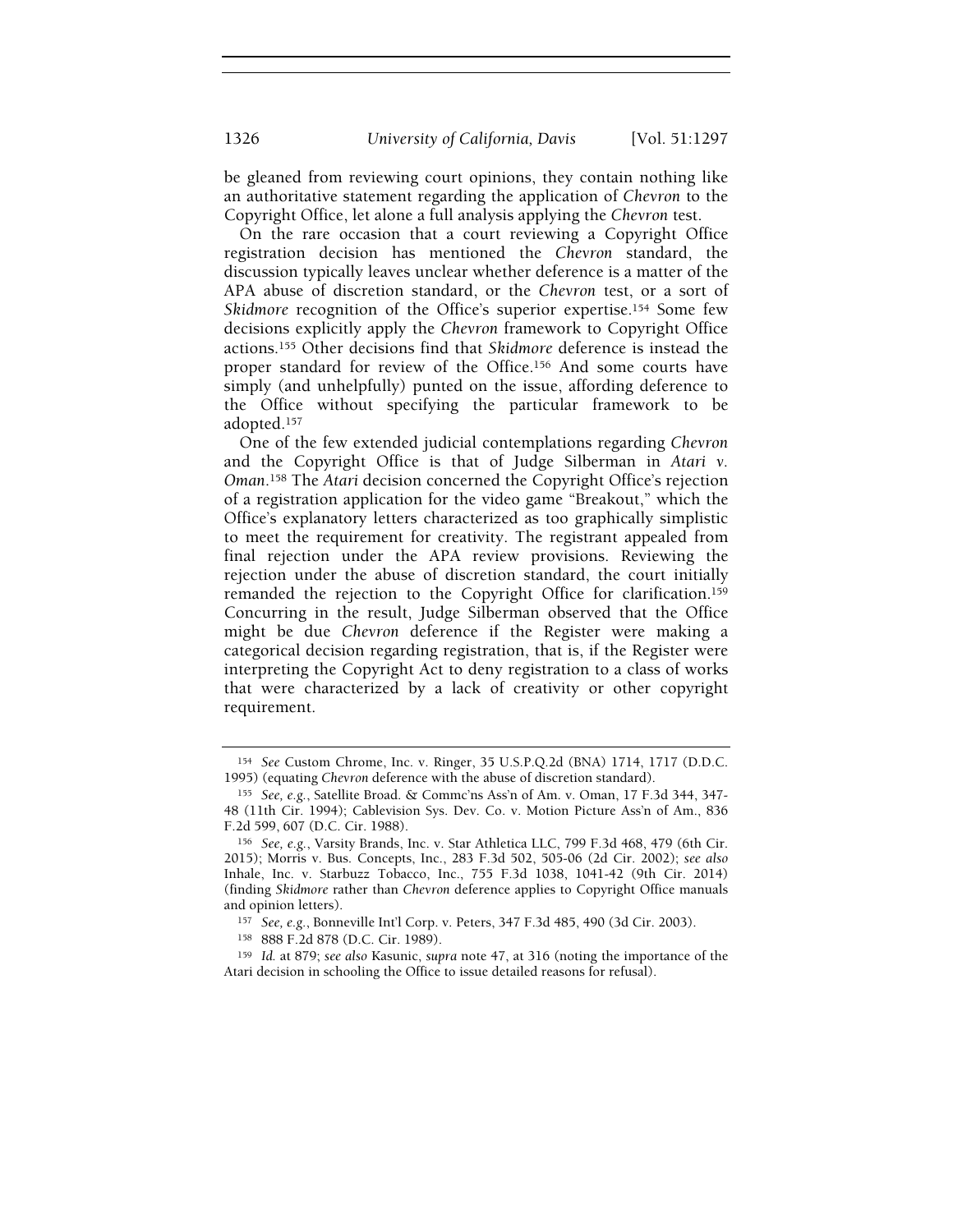be gleaned from reviewing court opinions, they contain nothing like an authoritative statement regarding the application of *Chevron* to the Copyright Office, let alone a full analysis applying the *Chevron* test.

On the rare occasion that a court reviewing a Copyright Office registration decision has mentioned the *Chevron* standard, the discussion typically leaves unclear whether deference is a matter of the APA abuse of discretion standard, or the *Chevron* test, or a sort of *Skidmore* recognition of the Office's superior expertise.[154] Some few decisions explicitly apply the *Chevron* framework to Copyright Office actions.[155] Other decisions find that *Skidmore* deference is instead the proper standard for review of the Office.[156] And some courts have simply (and unhelpfully) punted on the issue, affording deference to the Office without specifying the particular framework to be adopted.[157]

One of the few extended judicial contemplations regarding *Chevron* and the Copyright Office is that of Judge Silberman in *Atari v. Oman*.[158] The *Atari* decision concerned the Copyright Office's rejection of a registration application for the video game "Breakout," which the Office's explanatory letters characterized as too graphically simplistic to meet the requirement for creativity. The registrant appealed from final rejection under the APA review provisions. Reviewing the rejection under the abuse of discretion standard, the court initially remanded the rejection to the Copyright Office for clarification.[159] Concurring in the result, Judge Silberman observed that the Office might be due *Chevron* deference if the Register were making a categorical decision regarding registration, that is, if the Register were interpreting the Copyright Act to deny registration to a class of works that were characterized by a lack of creativity or other copyright requirement.

---

[154] *See* Custom Chrome, Inc. v. Ringer, 35 U.S.P.Q.2d (BNA) 1714, 1717 (D.D.C. 1995) (equating *Chevron* deference with the abuse of discretion standard).

[155] *See, e.g.*, Satellite Broad. & Commc'ns Ass'n of Am. v. Oman, 17 F.3d 344, 347-48 (11th Cir. 1994); Cablevision Sys. Dev. Co. v. Motion Picture Ass'n of Am., 836 F.2d 599, 607 (D.C. Cir. 1988).

[156] *See, e.g.*, Varsity Brands, Inc. v. Star Athletica LLC, 799 F.3d 468, 479 (6th Cir. 2015); Morris v. Bus. Concepts, Inc., 283 F.3d 502, 505-06 (2d Cir. 2002); *see also* Inhale, Inc. v. Starbuzz Tobacco, Inc., 755 F.3d 1038, 1041-42 (9th Cir. 2014) (finding *Skidmore* rather than *Chevron* deference applies to Copyright Office manuals and opinion letters).

[157] *See, e.g.*, Bonneville Int'l Corp. v. Peters, 347 F.3d 485, 490 (3d Cir. 2003).

[158] 888 F.2d 878 (D.C. Cir. 1989).

[159] *Id.* at 879; *see also* Kasunic, *supra* note 47, at 316 (noting the importance of the Atari decision in schooling the Office to issue detailed reasons for refusal).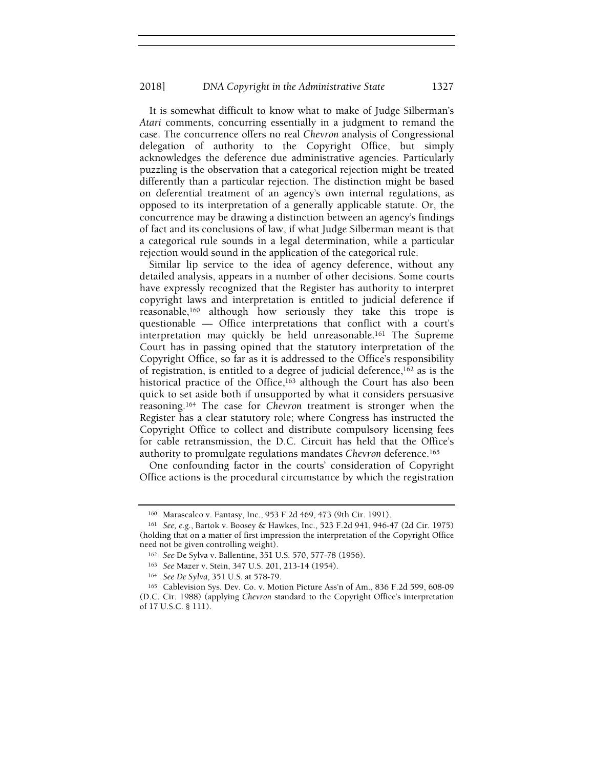It is somewhat difficult to know what to make of Judge Silberman's *Atari* comments, concurring essentially in a judgment to remand the case. The concurrence offers no real *Chevron* analysis of Congressional delegation of authority to the Copyright Office, but simply acknowledges the deference due administrative agencies. Particularly puzzling is the observation that a categorical rejection might be treated differently than a particular rejection. The distinction might be based on deferential treatment of an agency's own internal regulations, as opposed to its interpretation of a generally applicable statute. Or, the concurrence may be drawing a distinction between an agency's findings of fact and its conclusions of law, if what Judge Silberman meant is that a categorical rule sounds in a legal determination, while a particular rejection would sound in the application of the categorical rule.

Similar lip service to the idea of agency deference, without any detailed analysis, appears in a number of other decisions. Some courts have expressly recognized that the Register has authority to interpret copyright laws and interpretation is entitled to judicial deference if reasonable,[160] although how seriously they take this trope is questionable — Office interpretations that conflict with a court's interpretation may quickly be held unreasonable.[161] The Supreme Court has in passing opined that the statutory interpretation of the Copyright Office, so far as it is addressed to the Office's responsibility of registration, is entitled to a degree of judicial deference,[162] as is the historical practice of the Office,[163] although the Court has also been quick to set aside both if unsupported by what it considers persuasive reasoning.[164] The case for *Chevron* treatment is stronger when the Register has a clear statutory role; where Congress has instructed the Copyright Office to collect and distribute compulsory licensing fees for cable retransmission, the D.C. Circuit has held that the Office's authority to promulgate regulations mandates *Chevron* deference.[165]

One confounding factor in the courts' consideration of Copyright Office actions is the procedural circumstance by which the registration

---

[160] Marascalco v. Fantasy, Inc., 953 F.2d 469, 473 (9th Cir. 1991).

[161] *See, e.g.*, Bartok v. Boosey & Hawkes, Inc., 523 F.2d 941, 946-47 (2d Cir. 1975) (holding that on a matter of first impression the interpretation of the Copyright Office need not be given controlling weight).

[162] *See* De Sylva v. Ballentine, 351 U.S. 570, 577-78 (1956).

[163] *See* Mazer v. Stein, 347 U.S. 201, 213-14 (1954).

[164] *See De Sylva*, 351 U.S. at 578-79.

[165] Cablevision Sys. Dev. Co. v. Motion Picture Ass'n of Am., 836 F.2d 599, 608-09 (D.C. Cir. 1988) (applying *Chevron* standard to the Copyright Office's interpretation of 17 U.S.C. § 111).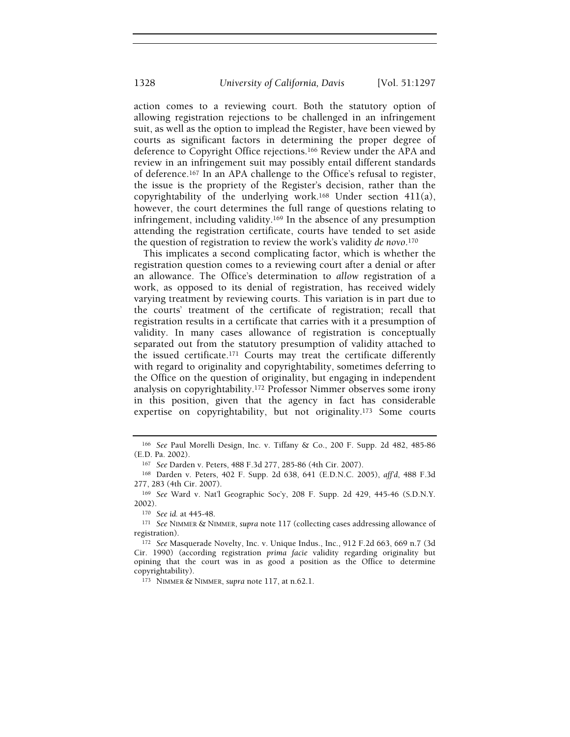action comes to a reviewing court. Both the statutory option of allowing registration rejections to be challenged in an infringement suit, as well as the option to implead the Register, have been viewed by courts as significant factors in determining the proper degree of deference to Copyright Office rejections.[166] Review under the APA and review in an infringement suit may possibly entail different standards of deference.[167] In an APA challenge to the Office's refusal to register, the issue is the propriety of the Register's decision, rather than the copyrightability of the underlying work.[168] Under section 411(a), however, the court determines the full range of questions relating to infringement, including validity.[169] In the absence of any presumption attending the registration certificate, courts have tended to set aside the question of registration to review the work's validity *de novo*.[170]

This implicates a second complicating factor, which is whether the registration question comes to a reviewing court after a denial or after an allowance. The Office's determination to *allow* registration of a work, as opposed to its denial of registration, has received widely varying treatment by reviewing courts. This variation is in part due to the courts' treatment of the certificate of registration; recall that registration results in a certificate that carries with it a presumption of validity. In many cases allowance of registration is conceptually separated out from the statutory presumption of validity attached to the issued certificate.[171] Courts may treat the certificate differently with regard to originality and copyrightability, sometimes deferring to the Office on the question of originality, but engaging in independent analysis on copyrightability.[172] Professor Nimmer observes some irony in this position, given that the agency in fact has considerable expertise on copyrightability, but not originality.[173] Some courts

---

[166] *See* Paul Morelli Design, Inc. v. Tiffany & Co., 200 F. Supp. 2d 482, 485-86 (E.D. Pa. 2002).

[167] *See* Darden v. Peters, 488 F.3d 277, 285-86 (4th Cir. 2007).

[168] Darden v. Peters, 402 F. Supp. 2d 638, 641 (E.D.N.C. 2005), *aff'd*, 488 F.3d 277, 283 (4th Cir. 2007).

[169] *See* Ward v. Nat'l Geographic Soc'y, 208 F. Supp. 2d 429, 445-46 (S.D.N.Y. 2002).

[170] *See id.* at 445-48.

[171] *See* NIMMER & NIMMER, *supra* note 117 (collecting cases addressing allowance of registration).

[172] *See* Masquerade Novelty, Inc. v. Unique Indus., Inc., 912 F.2d 663, 669 n.7 (3d Cir. 1990) (according registration *prima facie* validity regarding originality but opining that the court was in as good a position as the Office to determine copyrightability).

[173] NIMMER & NIMMER, *supra* note 117, at n.62.1.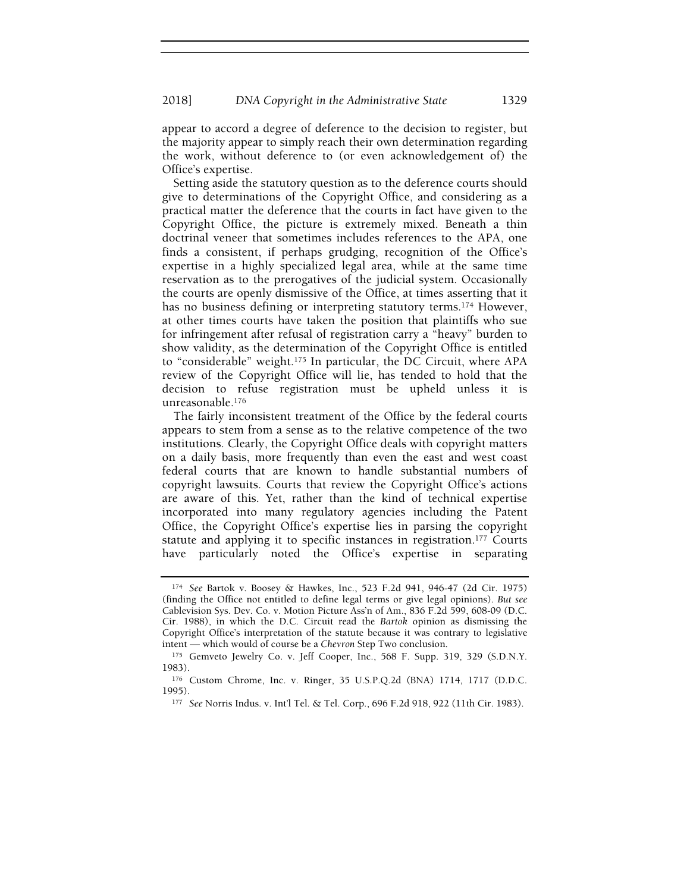appear to accord a degree of deference to the decision to register, but the majority appear to simply reach their own determination regarding the work, without deference to (or even acknowledgement of) the Office's expertise.

Setting aside the statutory question as to the deference courts should give to determinations of the Copyright Office, and considering as a practical matter the deference that the courts in fact have given to the Copyright Office, the picture is extremely mixed. Beneath a thin doctrinal veneer that sometimes includes references to the APA, one finds a consistent, if perhaps grudging, recognition of the Office's expertise in a highly specialized legal area, while at the same time reservation as to the prerogatives of the judicial system. Occasionally the courts are openly dismissive of the Office, at times asserting that it has no business defining or interpreting statutory terms.[174] However, at other times courts have taken the position that plaintiffs who sue for infringement after refusal of registration carry a "heavy" burden to show validity, as the determination of the Copyright Office is entitled to "considerable" weight.[175] In particular, the DC Circuit, where APA review of the Copyright Office will lie, has tended to hold that the decision to refuse registration must be upheld unless it is unreasonable.[176]

The fairly inconsistent treatment of the Office by the federal courts appears to stem from a sense as to the relative competence of the two institutions. Clearly, the Copyright Office deals with copyright matters on a daily basis, more frequently than even the east and west coast federal courts that are known to handle substantial numbers of copyright lawsuits. Courts that review the Copyright Office's actions are aware of this. Yet, rather than the kind of technical expertise incorporated into many regulatory agencies including the Patent Office, the Copyright Office's expertise lies in parsing the copyright statute and applying it to specific instances in registration.[177] Courts have particularly noted the Office's expertise in separating

---

[174] *See* Bartok v. Boosey & Hawkes, Inc., 523 F.2d 941, 946-47 (2d Cir. 1975) (finding the Office not entitled to define legal terms or give legal opinions). *But see* Cablevision Sys. Dev. Co. v. Motion Picture Ass'n of Am., 836 F.2d 599, 608-09 (D.C. Cir. 1988), in which the D.C. Circuit read the *Bartok* opinion as dismissing the Copyright Office's interpretation of the statute because it was contrary to legislative intent — which would of course be a *Chevron* Step Two conclusion.

[175] Gemveto Jewelry Co. v. Jeff Cooper, Inc., 568 F. Supp. 319, 329 (S.D.N.Y. 1983).

[176] Custom Chrome, Inc. v. Ringer, 35 U.S.P.Q.2d (BNA) 1714, 1717 (D.D.C. 1995).

[177] *See* Norris Indus. v. Int'l Tel. & Tel. Corp., 696 F.2d 918, 922 (11th Cir. 1983).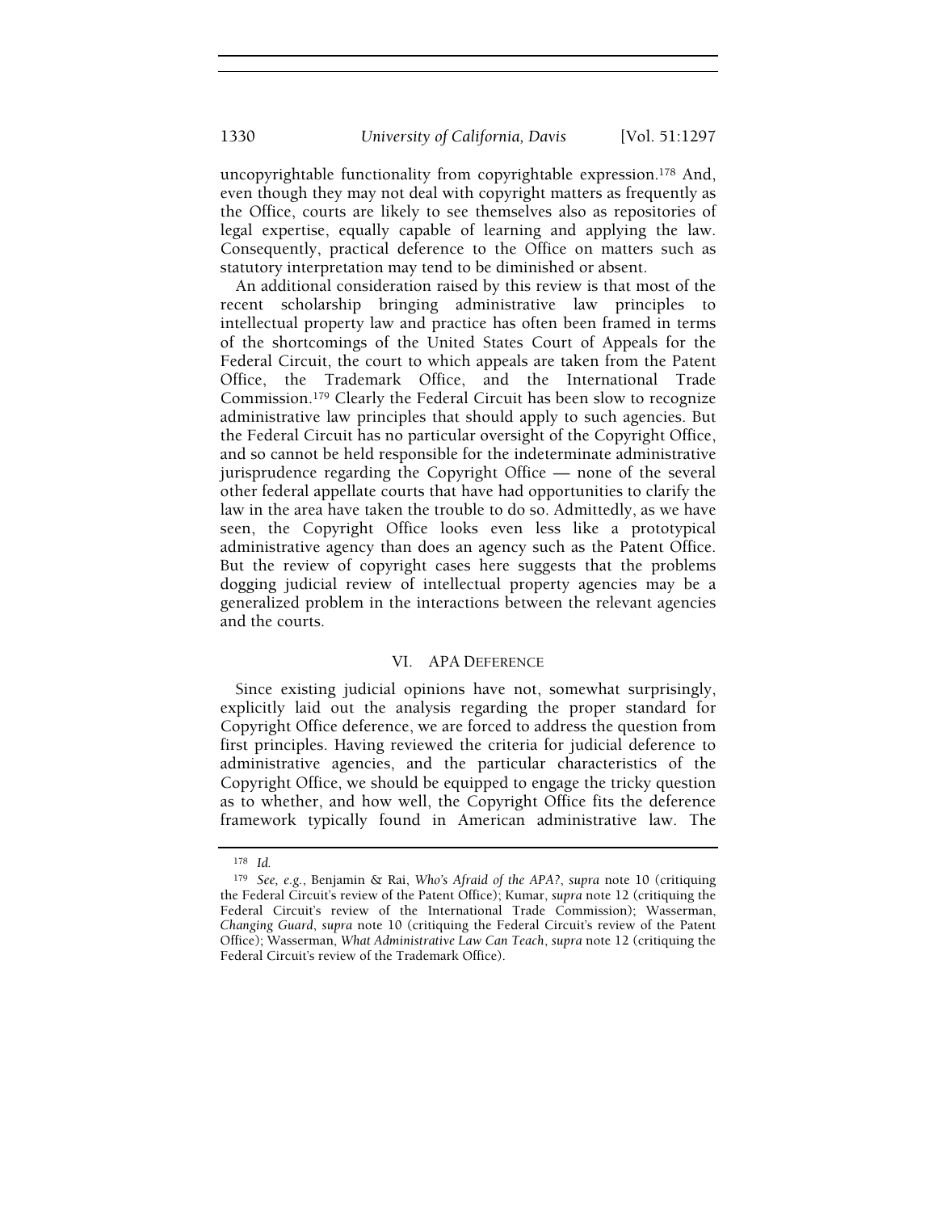uncopyrightable functionality from copyrightable expression.[178] And, even though they may not deal with copyright matters as frequently as the Office, courts are likely to see themselves also as repositories of legal expertise, equally capable of learning and applying the law. Consequently, practical deference to the Office on matters such as statutory interpretation may tend to be diminished or absent.

An additional consideration raised by this review is that most of the recent scholarship bringing administrative law principles to intellectual property law and practice has often been framed in terms of the shortcomings of the United States Court of Appeals for the Federal Circuit, the court to which appeals are taken from the Patent Office, the Trademark Office, and the International Trade Commission.[179] Clearly the Federal Circuit has been slow to recognize administrative law principles that should apply to such agencies. But the Federal Circuit has no particular oversight of the Copyright Office, and so cannot be held responsible for the indeterminate administrative jurisprudence regarding the Copyright Office — none of the several other federal appellate courts that have had opportunities to clarify the law in the area have taken the trouble to do so. Admittedly, as we have seen, the Copyright Office looks even less like a prototypical administrative agency than does an agency such as the Patent Office. But the review of copyright cases here suggests that the problems dogging judicial review of intellectual property agencies may be a generalized problem in the interactions between the relevant agencies and the courts.

## VI. APA DEFERENCE

Since existing judicial opinions have not, somewhat surprisingly, explicitly laid out the analysis regarding the proper standard for Copyright Office deference, we are forced to address the question from first principles. Having reviewed the criteria for judicial deference to administrative agencies, and the particular characteristics of the Copyright Office, we should be equipped to engage the tricky question as to whether, and how well, the Copyright Office fits the deference framework typically found in American administrative law. The

---

[178] *Id.*

[179] *See, e.g.*, Benjamin & Rai, *Who's Afraid of the APA?*, *supra* note 10 (critiquing the Federal Circuit's review of the Patent Office); Kumar, *supra* note 12 (critiquing the Federal Circuit's review of the International Trade Commission); Wasserman, *Changing Guard*, *supra* note 10 (critiquing the Federal Circuit's review of the Patent Office); Wasserman, *What Administrative Law Can Teach*, *supra* note 12 (critiquing the Federal Circuit's review of the Trademark Office).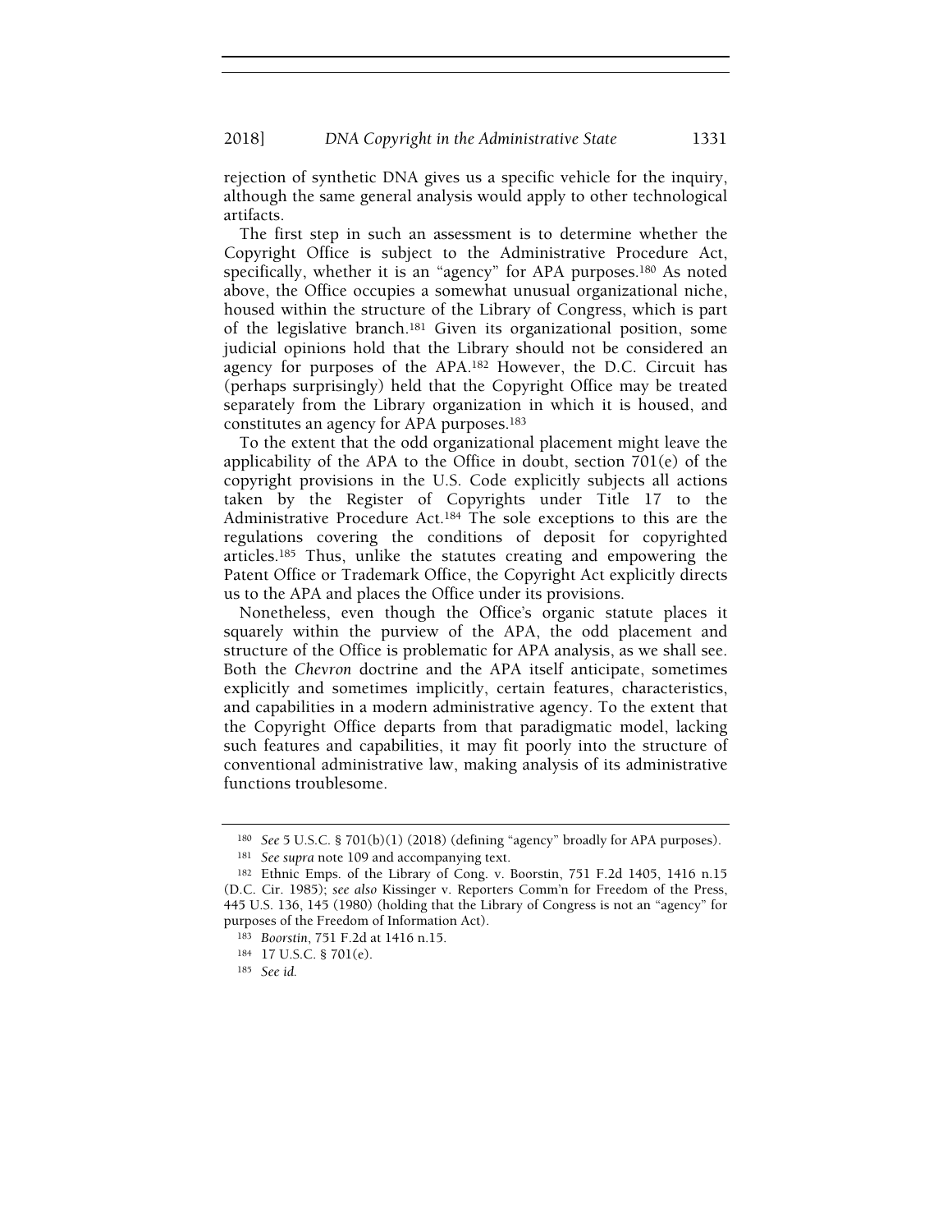rejection of synthetic DNA gives us a specific vehicle for the inquiry, although the same general analysis would apply to other technological artifacts.

The first step in such an assessment is to determine whether the Copyright Office is subject to the Administrative Procedure Act, specifically, whether it is an "agency" for APA purposes.[180] As noted above, the Office occupies a somewhat unusual organizational niche, housed within the structure of the Library of Congress, which is part of the legislative branch.[181] Given its organizational position, some judicial opinions hold that the Library should not be considered an agency for purposes of the APA.[182] However, the D.C. Circuit has (perhaps surprisingly) held that the Copyright Office may be treated separately from the Library organization in which it is housed, and constitutes an agency for APA purposes.[183]

To the extent that the odd organizational placement might leave the applicability of the APA to the Office in doubt, section 701(e) of the copyright provisions in the U.S. Code explicitly subjects all actions taken by the Register of Copyrights under Title 17 to the Administrative Procedure Act.[184] The sole exceptions to this are the regulations covering the conditions of deposit for copyrighted articles.[185] Thus, unlike the statutes creating and empowering the Patent Office or Trademark Office, the Copyright Act explicitly directs us to the APA and places the Office under its provisions.

Nonetheless, even though the Office's organic statute places it squarely within the purview of the APA, the odd placement and structure of the Office is problematic for APA analysis, as we shall see. Both the *Chevron* doctrine and the APA itself anticipate, sometimes explicitly and sometimes implicitly, certain features, characteristics, and capabilities in a modern administrative agency. To the extent that the Copyright Office departs from that paradigmatic model, lacking such features and capabilities, it may fit poorly into the structure of conventional administrative law, making analysis of its administrative functions troublesome.

---

[180] *See* 5 U.S.C. § 701(b)(1) (2018) (defining "agency" broadly for APA purposes).

[181] *See supra* note 109 and accompanying text.

[182] Ethnic Emps. of the Library of Cong. v. Boorstin, 751 F.2d 1405, 1416 n.15 (D.C. Cir. 1985); *see also* Kissinger v. Reporters Comm'n for Freedom of the Press, 445 U.S. 136, 145 (1980) (holding that the Library of Congress is not an "agency" for purposes of the Freedom of Information Act).

[183] *Boorstin*, 751 F.2d at 1416 n.15.

[184] 17 U.S.C. § 701(e).

[185] *See id.*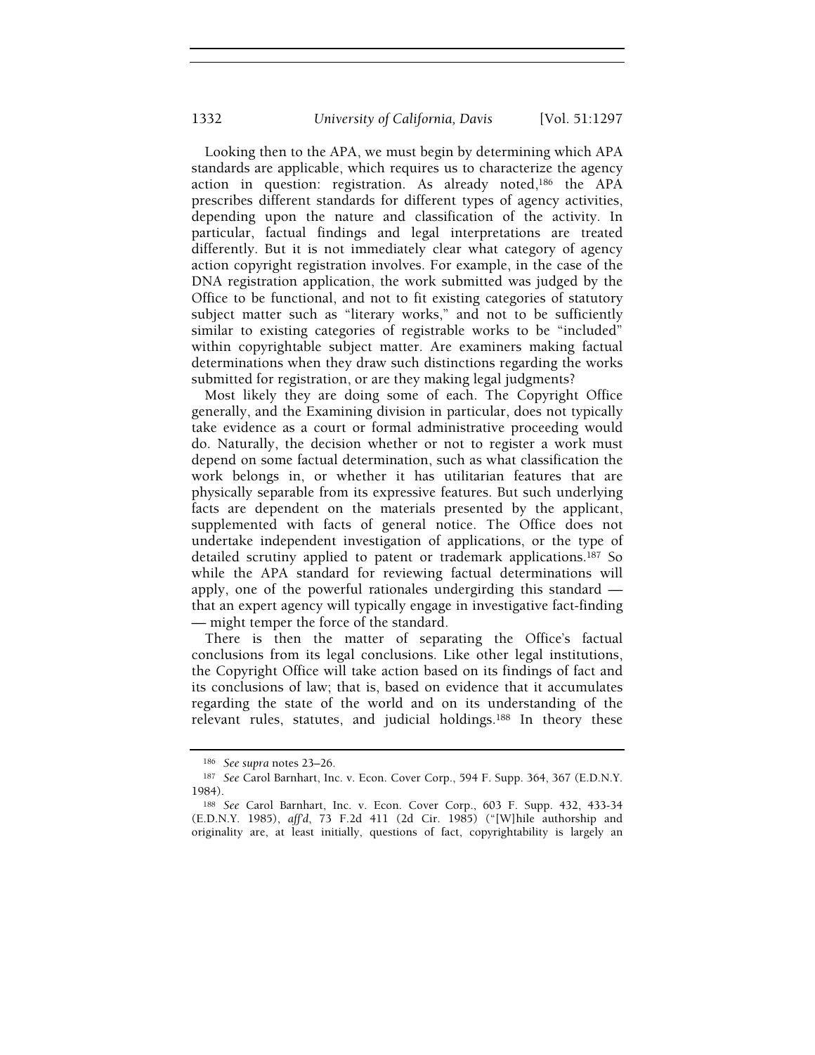Looking then to the APA, we must begin by determining which APA standards are applicable, which requires us to characterize the agency action in question: registration. As already noted,[186] the APA prescribes different standards for different types of agency activities, depending upon the nature and classification of the activity. In particular, factual findings and legal interpretations are treated differently. But it is not immediately clear what category of agency action copyright registration involves. For example, in the case of the DNA registration application, the work submitted was judged by the Office to be functional, and not to fit existing categories of statutory subject matter such as "literary works," and not to be sufficiently similar to existing categories of registrable works to be "included" within copyrightable subject matter. Are examiners making factual determinations when they draw such distinctions regarding the works submitted for registration, or are they making legal judgments?

Most likely they are doing some of each. The Copyright Office generally, and the Examining division in particular, does not typically take evidence as a court or formal administrative proceeding would do. Naturally, the decision whether or not to register a work must depend on some factual determination, such as what classification the work belongs in, or whether it has utilitarian features that are physically separable from its expressive features. But such underlying facts are dependent on the materials presented by the applicant, supplemented with facts of general notice. The Office does not undertake independent investigation of applications, or the type of detailed scrutiny applied to patent or trademark applications.[187] So while the APA standard for reviewing factual determinations will apply, one of the powerful rationales undergirding this standard — that an expert agency will typically engage in investigative fact-finding — might temper the force of the standard.

There is then the matter of separating the Office's factual conclusions from its legal conclusions. Like other legal institutions, the Copyright Office will take action based on its findings of fact and its conclusions of law; that is, based on evidence that it accumulates regarding the state of the world and on its understanding of the relevant rules, statutes, and judicial holdings.[188] In theory these

---

[186] *See supra* notes 23–26.

[187] *See* Carol Barnhart, Inc. v. Econ. Cover Corp., 594 F. Supp. 364, 367 (E.D.N.Y. 1984).

[188] *See* Carol Barnhart, Inc. v. Econ. Cover Corp., 603 F. Supp. 432, 433-34 (E.D.N.Y. 1985), *aff'd*, 73 F.2d 411 (2d Cir. 1985) ("[W]hile authorship and originality are, at least initially, questions of fact, copyrightability is largely an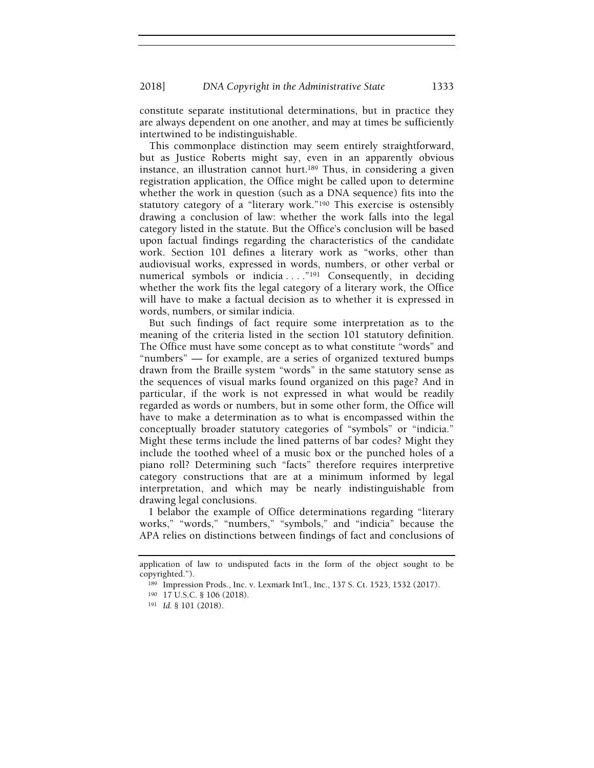constitute separate institutional determinations, but in practice they are always dependent on one another, and may at times be sufficiently intertwined to be indistinguishable.

This commonplace distinction may seem entirely straightforward, but as Justice Roberts might say, even in an apparently obvious instance, an illustration cannot hurt.[189] Thus, in considering a given registration application, the Office might be called upon to determine whether the work in question (such as a DNA sequence) fits into the statutory category of a "literary work."[190] This exercise is ostensibly drawing a conclusion of law: whether the work falls into the legal category listed in the statute. But the Office's conclusion will be based upon factual findings regarding the characteristics of the candidate work. Section 101 defines a literary work as "works, other than audiovisual works, expressed in words, numbers, or other verbal or numerical symbols or indicia . . . ."[191] Consequently, in deciding whether the work fits the legal category of a literary work, the Office will have to make a factual decision as to whether it is expressed in words, numbers, or similar indicia.

But such findings of fact require some interpretation as to the meaning of the criteria listed in the section 101 statutory definition. The Office must have some concept as to what constitute "words" and "numbers" — for example, are a series of organized textured bumps drawn from the Braille system "words" in the same statutory sense as the sequences of visual marks found organized on this page? And in particular, if the work is not expressed in what would be readily regarded as words or numbers, but in some other form, the Office will have to make a determination as to what is encompassed within the conceptually broader statutory categories of "symbols" or "indicia." Might these terms include the lined patterns of bar codes? Might they include the toothed wheel of a music box or the punched holes of a piano roll? Determining such "facts" therefore requires interpretive category constructions that are at a minimum informed by legal interpretation, and which may be nearly indistinguishable from drawing legal conclusions.

I belabor the example of Office determinations regarding "literary works," "words," "numbers," "symbols," and "indicia" because the APA relies on distinctions between findings of fact and conclusions of

---

application of law to undisputed facts in the form of the object sought to be copyrighted.").

[189] Impression Prods., Inc. v. Lexmark Int'l., Inc., 137 S. Ct. 1523, 1532 (2017).

[190] 17 U.S.C. § 106 (2018).

[191] *Id.* § 101 (2018).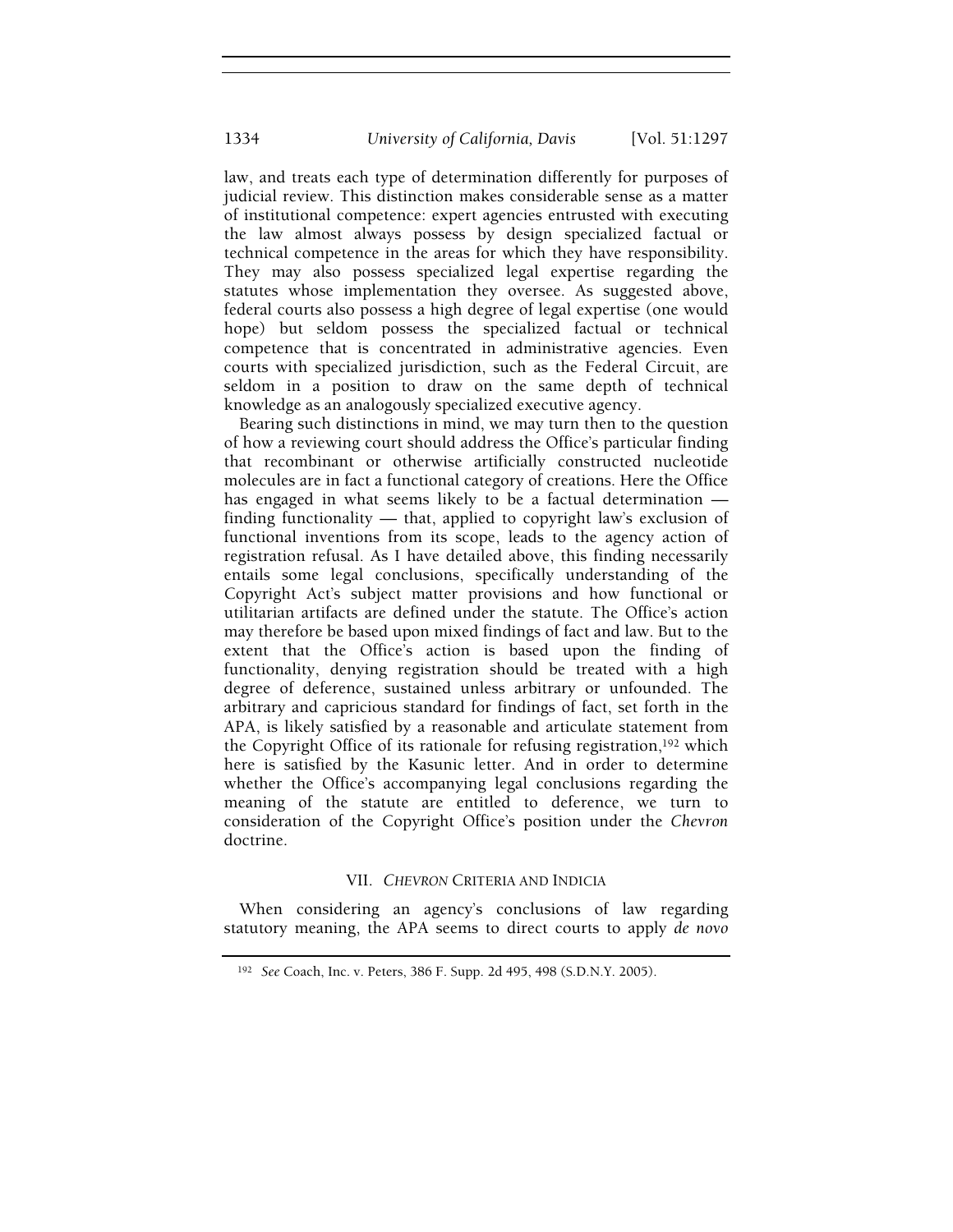law, and treats each type of determination differently for purposes of judicial review. This distinction makes considerable sense as a matter of institutional competence: expert agencies entrusted with executing the law almost always possess by design specialized factual or technical competence in the areas for which they have responsibility. They may also possess specialized legal expertise regarding the statutes whose implementation they oversee. As suggested above, federal courts also possess a high degree of legal expertise (one would hope) but seldom possess the specialized factual or technical competence that is concentrated in administrative agencies. Even courts with specialized jurisdiction, such as the Federal Circuit, are seldom in a position to draw on the same depth of technical knowledge as an analogously specialized executive agency.

Bearing such distinctions in mind, we may turn then to the question of how a reviewing court should address the Office's particular finding that recombinant or otherwise artificially constructed nucleotide molecules are in fact a functional category of creations. Here the Office has engaged in what seems likely to be a factual determination — finding functionality — that, applied to copyright law's exclusion of functional inventions from its scope, leads to the agency action of registration refusal. As I have detailed above, this finding necessarily entails some legal conclusions, specifically understanding of the Copyright Act's subject matter provisions and how functional or utilitarian artifacts are defined under the statute. The Office's action may therefore be based upon mixed findings of fact and law. But to the extent that the Office's action is based upon the finding of functionality, denying registration should be treated with a high degree of deference, sustained unless arbitrary or unfounded. The arbitrary and capricious standard for findings of fact, set forth in the APA, is likely satisfied by a reasonable and articulate statement from the Copyright Office of its rationale for refusing registration,[192] which here is satisfied by the Kasunic letter. And in order to determine whether the Office's accompanying legal conclusions regarding the meaning of the statute are entitled to deference, we turn to consideration of the Copyright Office's position under the *Chevron* doctrine.

## VII. *CHEVRON* CRITERIA AND INDICIA

When considering an agency's conclusions of law regarding statutory meaning, the APA seems to direct courts to apply *de novo*

[192] *See* Coach, Inc. v. Peters, 386 F. Supp. 2d 495, 498 (S.D.N.Y. 2005).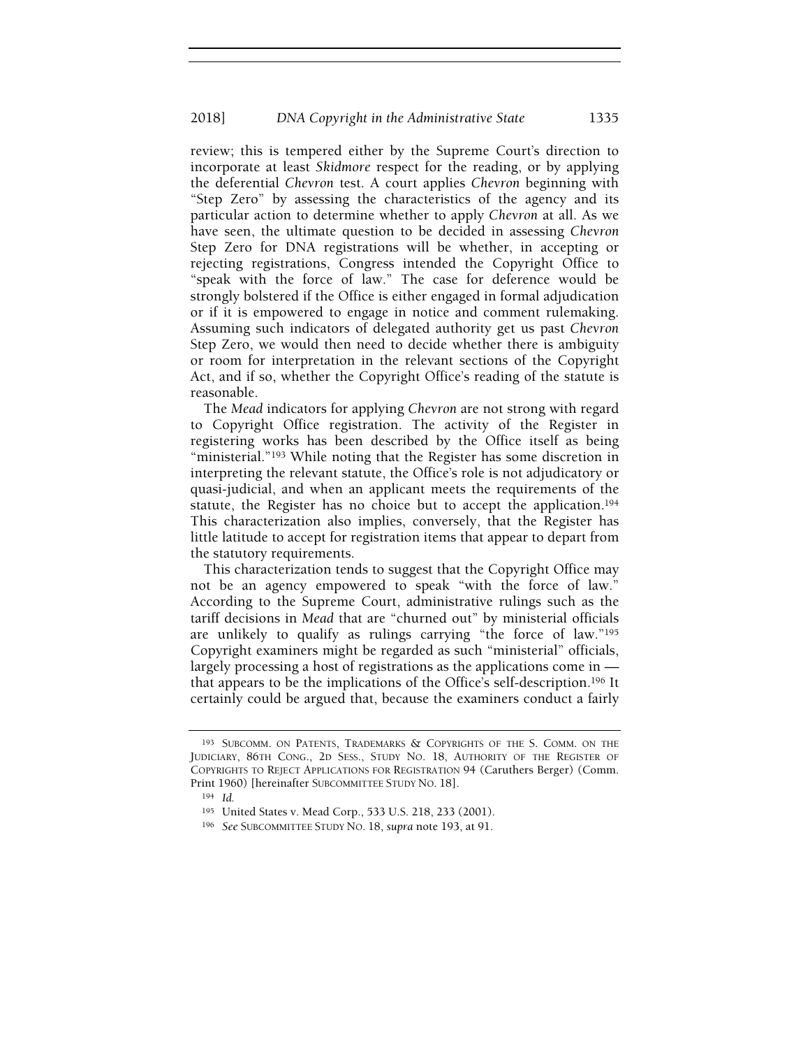review; this is tempered either by the Supreme Court's direction to incorporate at least *Skidmore* respect for the reading, or by applying the deferential *Chevron* test. A court applies *Chevron* beginning with "Step Zero" by assessing the characteristics of the agency and its particular action to determine whether to apply *Chevron* at all. As we have seen, the ultimate question to be decided in assessing *Chevron* Step Zero for DNA registrations will be whether, in accepting or rejecting registrations, Congress intended the Copyright Office to "speak with the force of law." The case for deference would be strongly bolstered if the Office is either engaged in formal adjudication or if it is empowered to engage in notice and comment rulemaking. Assuming such indicators of delegated authority get us past *Chevron* Step Zero, we would then need to decide whether there is ambiguity or room for interpretation in the relevant sections of the Copyright Act, and if so, whether the Copyright Office's reading of the statute is reasonable.

The *Mead* indicators for applying *Chevron* are not strong with regard to Copyright Office registration. The activity of the Register in registering works has been described by the Office itself as being "ministerial."[193] While noting that the Register has some discretion in interpreting the relevant statute, the Office's role is not adjudicatory or quasi-judicial, and when an applicant meets the requirements of the statute, the Register has no choice but to accept the application.[194] This characterization also implies, conversely, that the Register has little latitude to accept for registration items that appear to depart from the statutory requirements.

This characterization tends to suggest that the Copyright Office may not be an agency empowered to speak "with the force of law." According to the Supreme Court, administrative rulings such as the tariff decisions in *Mead* that are "churned out" by ministerial officials are unlikely to qualify as rulings carrying "the force of law."[195] Copyright examiners might be regarded as such "ministerial" officials, largely processing a host of registrations as the applications come in — that appears to be the implications of the Office's self-description.[196] It certainly could be argued that, because the examiners conduct a fairly

---

[193] SUBCOMM. ON PATENTS, TRADEMARKS & COPYRIGHTS OF THE S. COMM. ON THE JUDICIARY, 86TH CONG., 2D SESS., STUDY NO. 18, AUTHORITY OF THE REGISTER OF COPYRIGHTS TO REJECT APPLICATIONS FOR REGISTRATION 94 (Caruthers Berger) (Comm. Print 1960) [hereinafter SUBCOMMITTEE STUDY NO. 18].

[194] *Id.*

[195] United States v. Mead Corp., 533 U.S. 218, 233 (2001).

[196] *See* SUBCOMMITTEE STUDY NO. 18, *supra* note 193, at 91.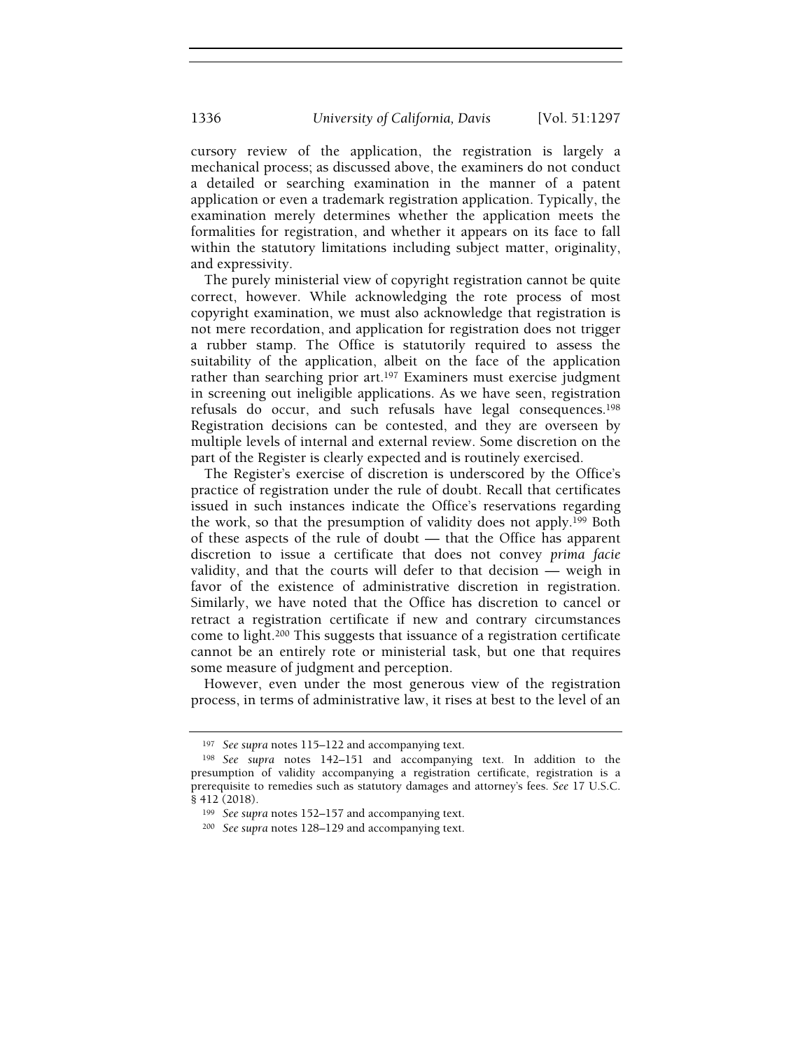cursory review of the application, the registration is largely a mechanical process; as discussed above, the examiners do not conduct a detailed or searching examination in the manner of a patent application or even a trademark registration application. Typically, the examination merely determines whether the application meets the formalities for registration, and whether it appears on its face to fall within the statutory limitations including subject matter, originality, and expressivity.

The purely ministerial view of copyright registration cannot be quite correct, however. While acknowledging the rote process of most copyright examination, we must also acknowledge that registration is not mere recordation, and application for registration does not trigger a rubber stamp. The Office is statutorily required to assess the suitability of the application, albeit on the face of the application rather than searching prior art.[197] Examiners must exercise judgment in screening out ineligible applications. As we have seen, registration refusals do occur, and such refusals have legal consequences.[198] Registration decisions can be contested, and they are overseen by multiple levels of internal and external review. Some discretion on the part of the Register is clearly expected and is routinely exercised.

The Register's exercise of discretion is underscored by the Office's practice of registration under the rule of doubt. Recall that certificates issued in such instances indicate the Office's reservations regarding the work, so that the presumption of validity does not apply.[199] Both of these aspects of the rule of doubt — that the Office has apparent discretion to issue a certificate that does not convey *prima facie* validity, and that the courts will defer to that decision — weigh in favor of the existence of administrative discretion in registration. Similarly, we have noted that the Office has discretion to cancel or retract a registration certificate if new and contrary circumstances come to light.[200] This suggests that issuance of a registration certificate cannot be an entirely rote or ministerial task, but one that requires some measure of judgment and perception.

However, even under the most generous view of the registration process, in terms of administrative law, it rises at best to the level of an

---

[197] *See supra* notes 115–122 and accompanying text.

[198] *See supra* notes 142–151 and accompanying text. In addition to the presumption of validity accompanying a registration certificate, registration is a prerequisite to remedies such as statutory damages and attorney's fees. *See* 17 U.S.C. § 412 (2018).

[199] *See supra* notes 152–157 and accompanying text.

[200] *See supra* notes 128–129 and accompanying text.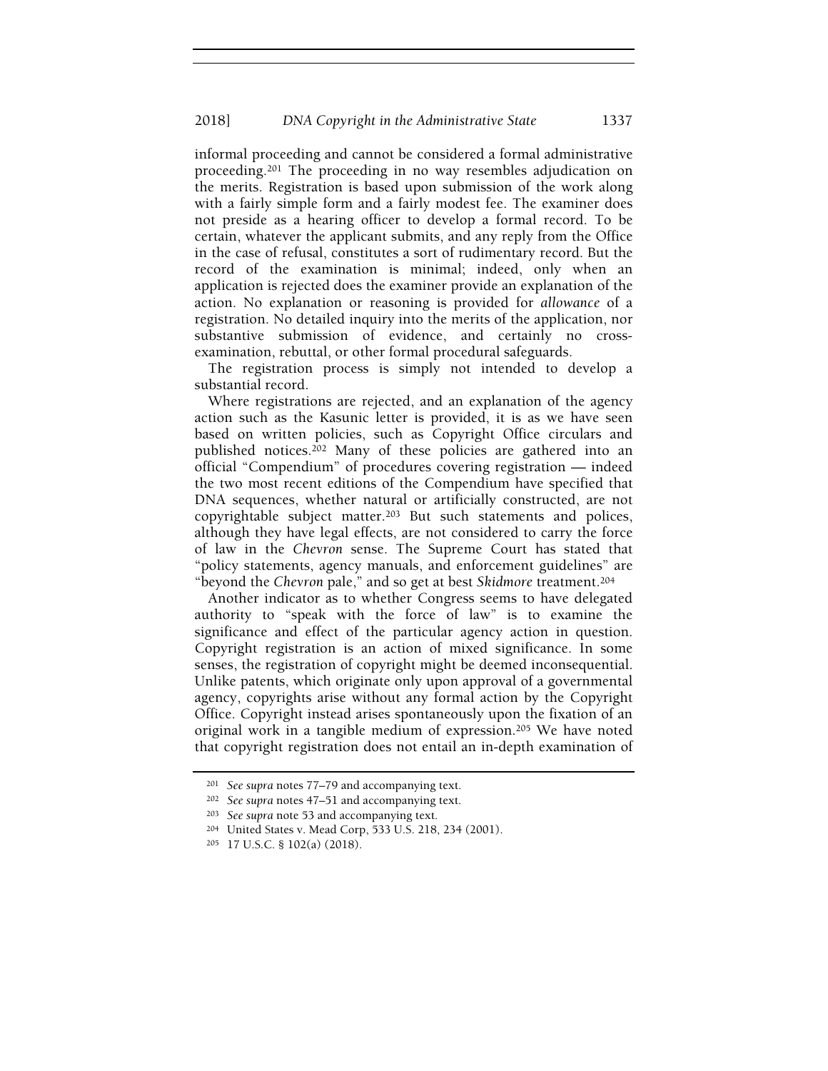informal proceeding and cannot be considered a formal administrative proceeding.[201] The proceeding in no way resembles adjudication on the merits. Registration is based upon submission of the work along with a fairly simple form and a fairly modest fee. The examiner does not preside as a hearing officer to develop a formal record. To be certain, whatever the applicant submits, and any reply from the Office in the case of refusal, constitutes a sort of rudimentary record. But the record of the examination is minimal; indeed, only when an application is rejected does the examiner provide an explanation of the action. No explanation or reasoning is provided for *allowance* of a registration. No detailed inquiry into the merits of the application, nor substantive submission of evidence, and certainly no cross-examination, rebuttal, or other formal procedural safeguards.

The registration process is simply not intended to develop a substantial record.

Where registrations are rejected, and an explanation of the agency action such as the Kasunic letter is provided, it is as we have seen based on written policies, such as Copyright Office circulars and published notices.[202] Many of these policies are gathered into an official "Compendium" of procedures covering registration — indeed the two most recent editions of the Compendium have specified that DNA sequences, whether natural or artificially constructed, are not copyrightable subject matter.[203] But such statements and polices, although they have legal effects, are not considered to carry the force of law in the *Chevron* sense. The Supreme Court has stated that "policy statements, agency manuals, and enforcement guidelines" are "beyond the *Chevron* pale," and so get at best *Skidmore* treatment.[204]

Another indicator as to whether Congress seems to have delegated authority to "speak with the force of law" is to examine the significance and effect of the particular agency action in question. Copyright registration is an action of mixed significance. In some senses, the registration of copyright might be deemed inconsequential. Unlike patents, which originate only upon approval of a governmental agency, copyrights arise without any formal action by the Copyright Office. Copyright instead arises spontaneously upon the fixation of an original work in a tangible medium of expression.[205] We have noted that copyright registration does not entail an in-depth examination of

---

[201] *See supra* notes 77–79 and accompanying text.

[202] *See supra* notes 47–51 and accompanying text.

[203] *See supra* note 53 and accompanying text.

[204] United States v. Mead Corp, 533 U.S. 218, 234 (2001).

[205] 17 U.S.C. § 102(a) (2018).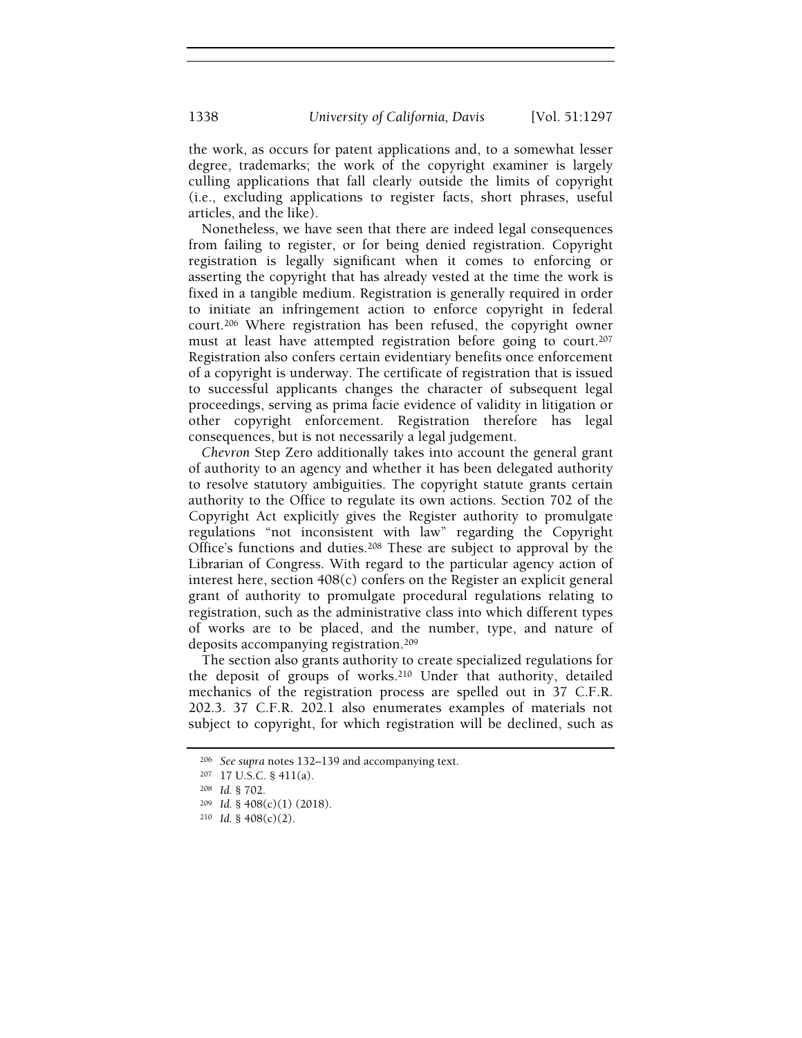the work, as occurs for patent applications and, to a somewhat lesser degree, trademarks; the work of the copyright examiner is largely culling applications that fall clearly outside the limits of copyright (i.e., excluding applications to register facts, short phrases, useful articles, and the like).

Nonetheless, we have seen that there are indeed legal consequences from failing to register, or for being denied registration. Copyright registration is legally significant when it comes to enforcing or asserting the copyright that has already vested at the time the work is fixed in a tangible medium. Registration is generally required in order to initiate an infringement action to enforce copyright in federal court.[206] Where registration has been refused, the copyright owner must at least have attempted registration before going to court.[207] Registration also confers certain evidentiary benefits once enforcement of a copyright is underway. The certificate of registration that is issued to successful applicants changes the character of subsequent legal proceedings, serving as prima facie evidence of validity in litigation or other copyright enforcement. Registration therefore has legal consequences, but is not necessarily a legal judgement.

*Chevron* Step Zero additionally takes into account the general grant of authority to an agency and whether it has been delegated authority to resolve statutory ambiguities. The copyright statute grants certain authority to the Office to regulate its own actions. Section 702 of the Copyright Act explicitly gives the Register authority to promulgate regulations "not inconsistent with law" regarding the Copyright Office's functions and duties.[208] These are subject to approval by the Librarian of Congress. With regard to the particular agency action of interest here, section 408(c) confers on the Register an explicit general grant of authority to promulgate procedural regulations relating to registration, such as the administrative class into which different types of works are to be placed, and the number, type, and nature of deposits accompanying registration.[209]

The section also grants authority to create specialized regulations for the deposit of groups of works.[210] Under that authority, detailed mechanics of the registration process are spelled out in 37 C.F.R. 202.3. 37 C.F.R. 202.1 also enumerates examples of materials not subject to copyright, for which registration will be declined, such as

---

[206] *See supra* notes 132–139 and accompanying text.

[207] 17 U.S.C. § 411(a).

[208] *Id.* § 702.

[209] *Id.* § 408(c)(1) (2018).

[210] *Id.* § 408(c)(2).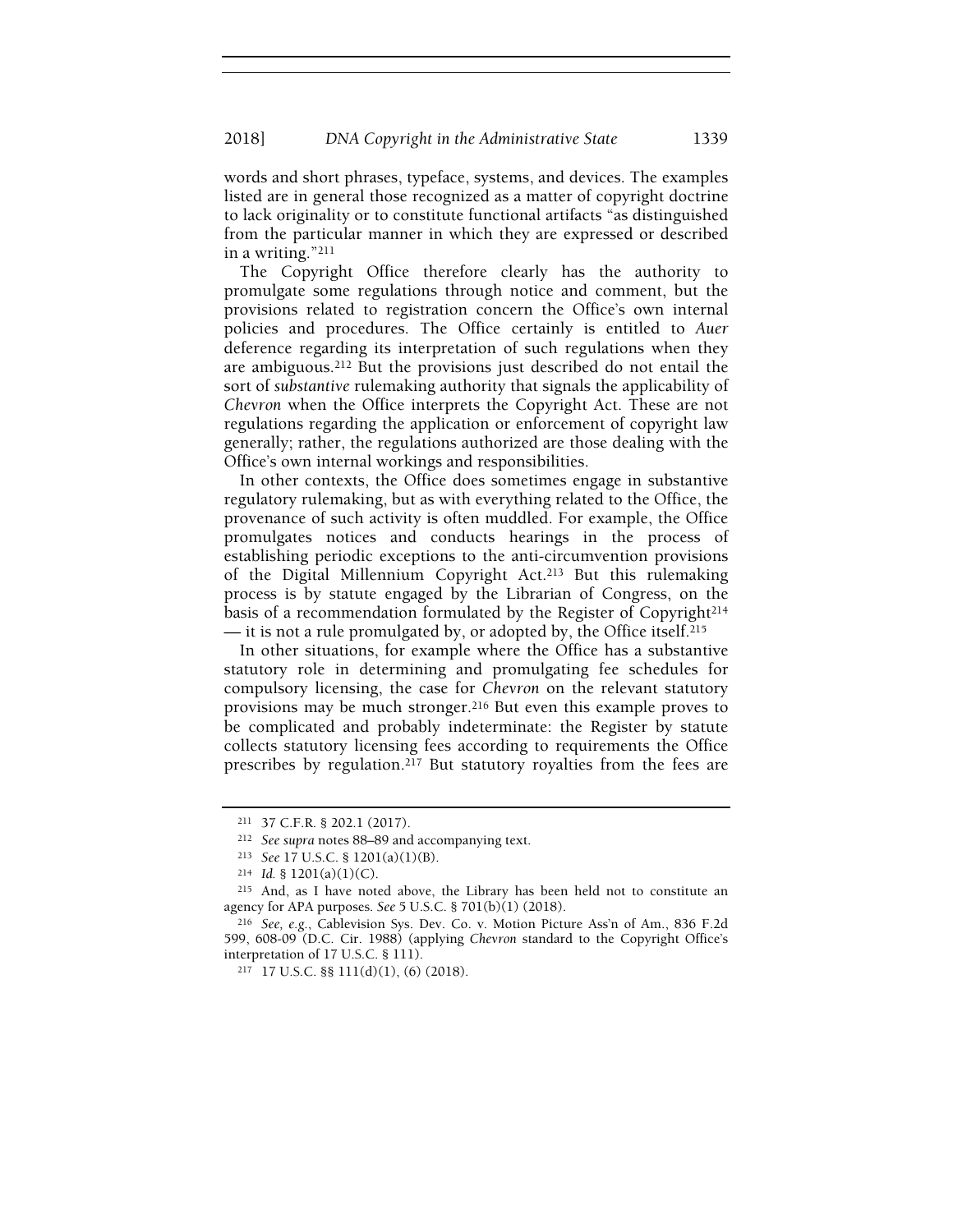words and short phrases, typeface, systems, and devices. The examples listed are in general those recognized as a matter of copyright doctrine to lack originality or to constitute functional artifacts "as distinguished from the particular manner in which they are expressed or described in a writing."[211]

The Copyright Office therefore clearly has the authority to promulgate some regulations through notice and comment, but the provisions related to registration concern the Office's own internal policies and procedures. The Office certainly is entitled to *Auer* deference regarding its interpretation of such regulations when they are ambiguous.[212] But the provisions just described do not entail the sort of *substantive* rulemaking authority that signals the applicability of *Chevron* when the Office interprets the Copyright Act. These are not regulations regarding the application or enforcement of copyright law generally; rather, the regulations authorized are those dealing with the Office's own internal workings and responsibilities.

In other contexts, the Office does sometimes engage in substantive regulatory rulemaking, but as with everything related to the Office, the provenance of such activity is often muddled. For example, the Office promulgates notices and conducts hearings in the process of establishing periodic exceptions to the anti-circumvention provisions of the Digital Millennium Copyright Act.[213] But this rulemaking process is by statute engaged by the Librarian of Congress, on the basis of a recommendation formulated by the Register of Copyright[214] — it is not a rule promulgated by, or adopted by, the Office itself.[215]

In other situations, for example where the Office has a substantive statutory role in determining and promulgating fee schedules for compulsory licensing, the case for *Chevron* on the relevant statutory provisions may be much stronger.[216] But even this example proves to be complicated and probably indeterminate: the Register by statute collects statutory licensing fees according to requirements the Office prescribes by regulation.[217] But statutory royalties from the fees are

---

[211] 37 C.F.R. § 202.1 (2017).

[212] *See supra* notes 88–89 and accompanying text.

[213] *See* 17 U.S.C. § 1201(a)(1)(B).

[214] *Id.* § 1201(a)(1)(C).

[215] And, as I have noted above, the Library has been held not to constitute an agency for APA purposes. *See* 5 U.S.C. § 701(b)(1) (2018).

[216] *See, e.g.*, Cablevision Sys. Dev. Co. v. Motion Picture Ass'n of Am., 836 F.2d 599, 608-09 (D.C. Cir. 1988) (applying *Chevron* standard to the Copyright Office's interpretation of 17 U.S.C. § 111).

[217] 17 U.S.C. §§ 111(d)(1), (6) (2018).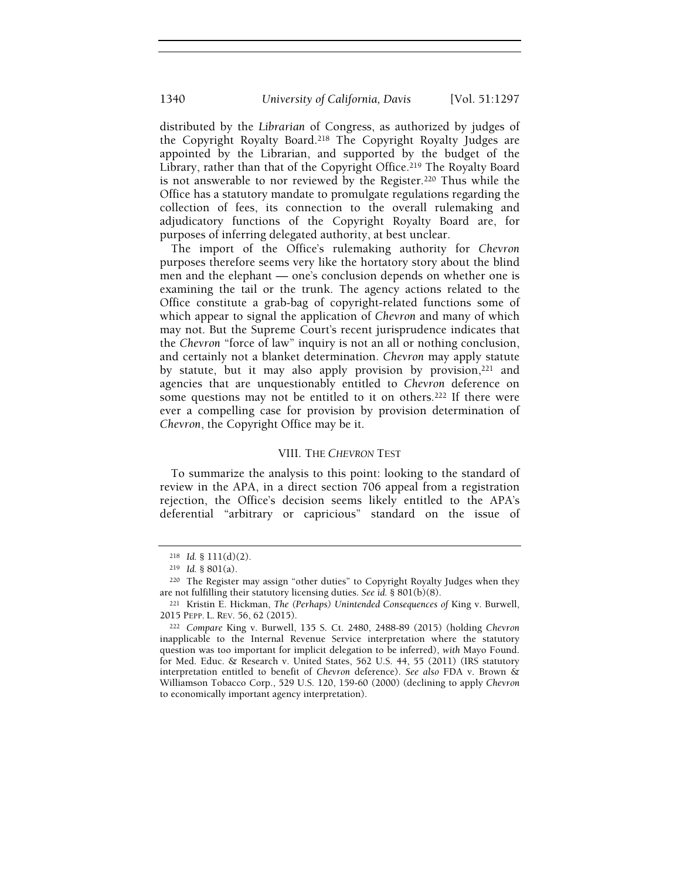distributed by the *Librarian* of Congress, as authorized by judges of the Copyright Royalty Board.[218] The Copyright Royalty Judges are appointed by the Librarian, and supported by the budget of the Library, rather than that of the Copyright Office.[219] The Royalty Board is not answerable to nor reviewed by the Register.[220] Thus while the Office has a statutory mandate to promulgate regulations regarding the collection of fees, its connection to the overall rulemaking and adjudicatory functions of the Copyright Royalty Board are, for purposes of inferring delegated authority, at best unclear.

The import of the Office's rulemaking authority for *Chevron* purposes therefore seems very like the hortatory story about the blind men and the elephant — one's conclusion depends on whether one is examining the tail or the trunk. The agency actions related to the Office constitute a grab-bag of copyright-related functions some of which appear to signal the application of *Chevron* and many of which may not. But the Supreme Court's recent jurisprudence indicates that the *Chevron* "force of law" inquiry is not an all or nothing conclusion, and certainly not a blanket determination. *Chevron* may apply statute by statute, but it may also apply provision by provision,[221] and agencies that are unquestionably entitled to *Chevron* deference on some questions may not be entitled to it on others.[222] If there were ever a compelling case for provision by provision determination of *Chevron*, the Copyright Office may be it.

## VIII. THE *CHEVRON* TEST

To summarize the analysis to this point: looking to the standard of review in the APA, in a direct section 706 appeal from a registration rejection, the Office's decision seems likely entitled to the APA's deferential "arbitrary or capricious" standard on the issue of

---

[218] *Id.* § 111(d)(2).

[219] *Id.* § 801(a).

[220] The Register may assign "other duties" to Copyright Royalty Judges when they are not fulfilling their statutory licensing duties. *See id.* § 801(b)(8).

[221] Kristin E. Hickman, *The (Perhaps) Unintended Consequences of* King v. Burwell, 2015 PEPP. L. REV. 56, 62 (2015).

[222] *Compare* King v. Burwell, 135 S. Ct. 2480, 2488-89 (2015) (holding *Chevron* inapplicable to the Internal Revenue Service interpretation where the statutory question was too important for implicit delegation to be inferred), *with* Mayo Found. for Med. Educ. & Research v. United States, 562 U.S. 44, 55 (2011) (IRS statutory interpretation entitled to benefit of *Chevron* deference). *See also* FDA v. Brown & Williamson Tobacco Corp., 529 U.S. 120, 159-60 (2000) (declining to apply *Chevron* to economically important agency interpretation).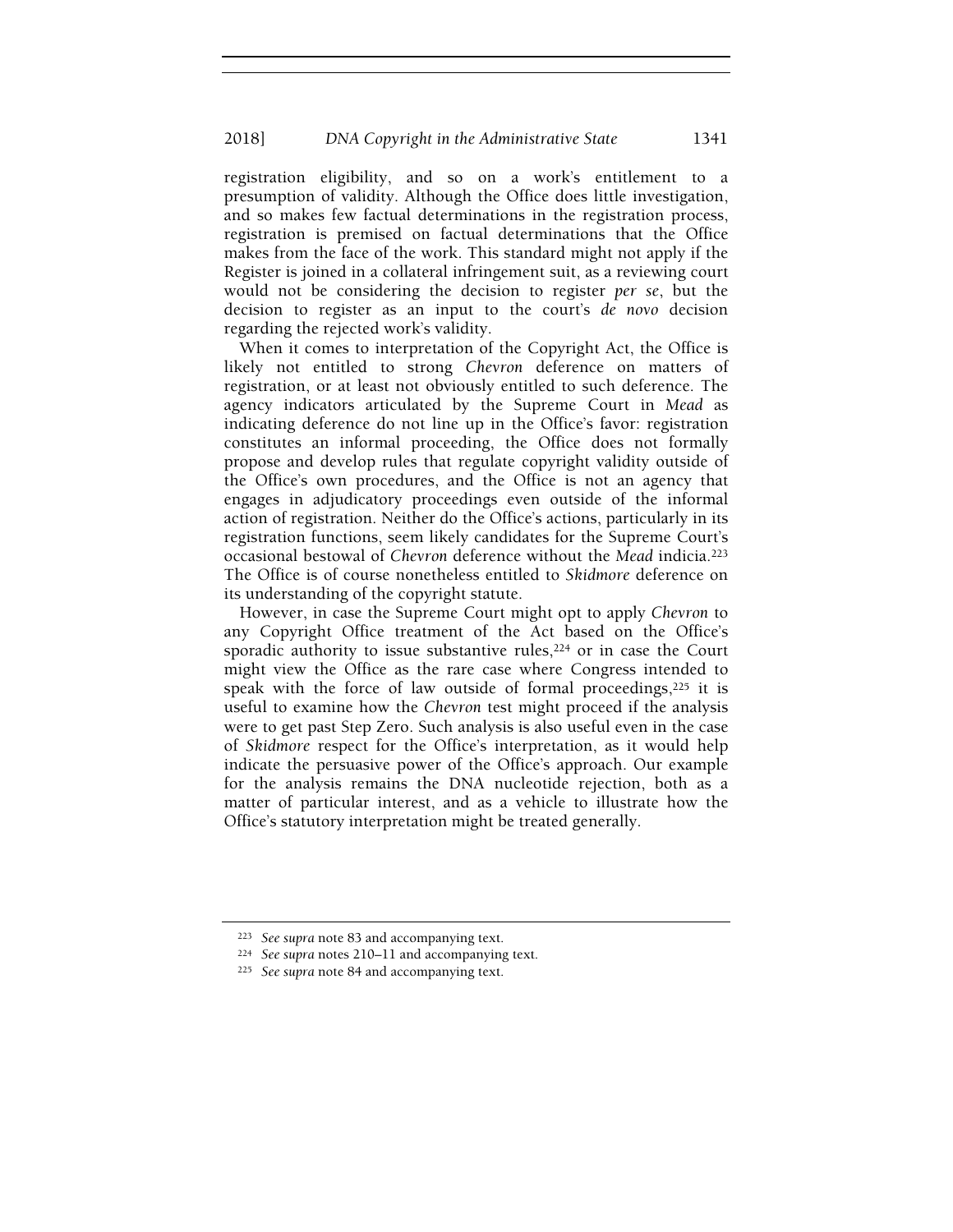registration eligibility, and so on a work's entitlement to a presumption of validity. Although the Office does little investigation, and so makes few factual determinations in the registration process, registration is premised on factual determinations that the Office makes from the face of the work. This standard might not apply if the Register is joined in a collateral infringement suit, as a reviewing court would not be considering the decision to register *per se*, but the decision to register as an input to the court's *de novo* decision regarding the rejected work's validity.

When it comes to interpretation of the Copyright Act, the Office is likely not entitled to strong *Chevron* deference on matters of registration, or at least not obviously entitled to such deference. The agency indicators articulated by the Supreme Court in *Mead* as indicating deference do not line up in the Office's favor: registration constitutes an informal proceeding, the Office does not formally propose and develop rules that regulate copyright validity outside of the Office's own procedures, and the Office is not an agency that engages in adjudicatory proceedings even outside of the informal action of registration. Neither do the Office's actions, particularly in its registration functions, seem likely candidates for the Supreme Court's occasional bestowal of *Chevron* deference without the *Mead* indicia.[223] The Office is of course nonetheless entitled to *Skidmore* deference on its understanding of the copyright statute.

However, in case the Supreme Court might opt to apply *Chevron* to any Copyright Office treatment of the Act based on the Office's sporadic authority to issue substantive rules,[224] or in case the Court might view the Office as the rare case where Congress intended to speak with the force of law outside of formal proceedings,[225] it is useful to examine how the *Chevron* test might proceed if the analysis were to get past Step Zero. Such analysis is also useful even in the case of *Skidmore* respect for the Office's interpretation, as it would help indicate the persuasive power of the Office's approach. Our example for the analysis remains the DNA nucleotide rejection, both as a matter of particular interest, and as a vehicle to illustrate how the Office's statutory interpretation might be treated generally.

---

[223] *See supra* note 83 and accompanying text.

[224] *See supra* notes 210–11 and accompanying text.

[225] *See supra* note 84 and accompanying text.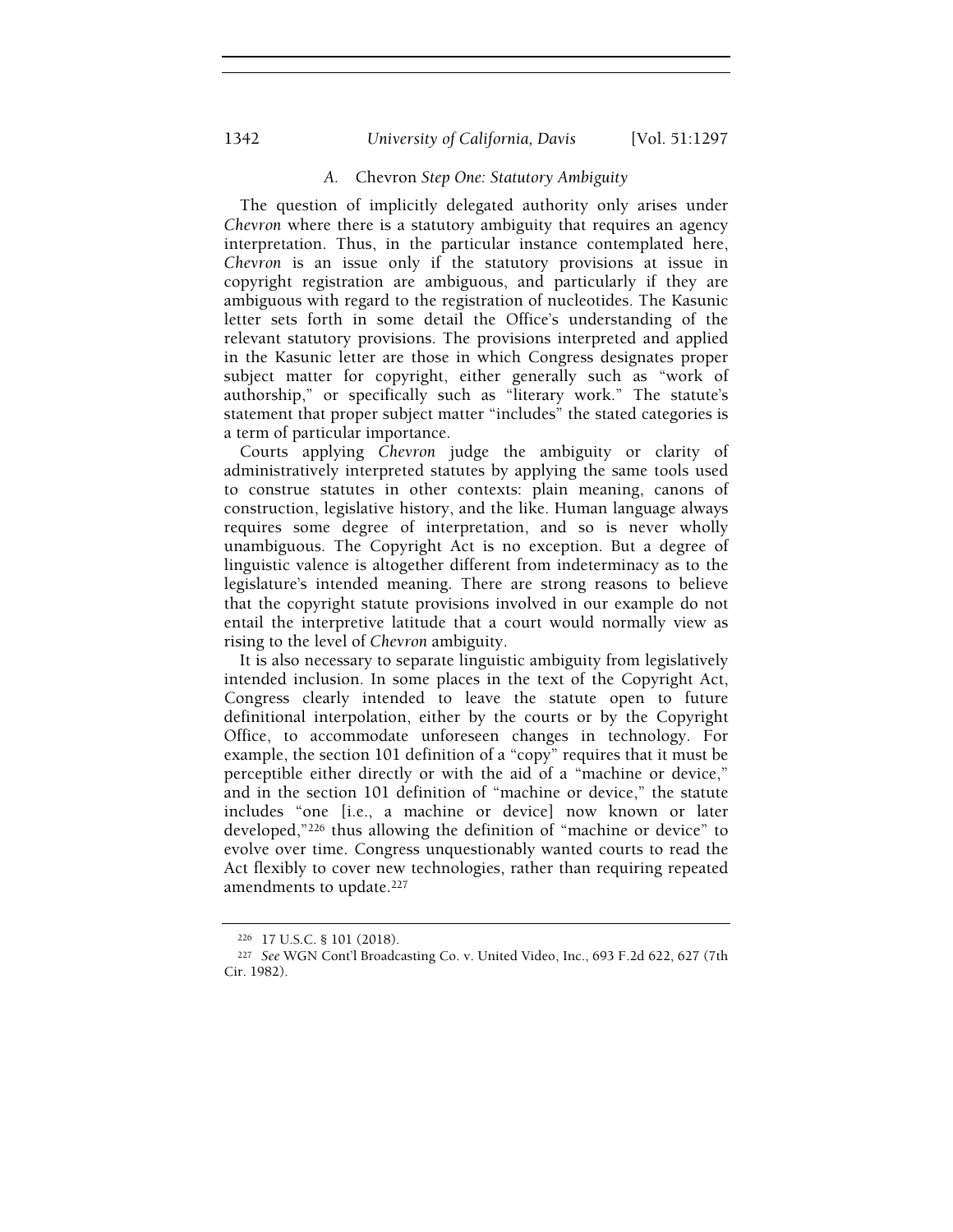### A. *Chevron* Step One: Statutory Ambiguity

The question of implicitly delegated authority only arises under *Chevron* where there is a statutory ambiguity that requires an agency interpretation. Thus, in the particular instance contemplated here, *Chevron* is an issue only if the statutory provisions at issue in copyright registration are ambiguous, and particularly if they are ambiguous with regard to the registration of nucleotides. The Kasunic letter sets forth in some detail the Office's understanding of the relevant statutory provisions. The provisions interpreted and applied in the Kasunic letter are those in which Congress designates proper subject matter for copyright, either generally such as "work of authorship," or specifically such as "literary work." The statute's statement that proper subject matter "includes" the stated categories is a term of particular importance.

Courts applying *Chevron* judge the ambiguity or clarity of administratively interpreted statutes by applying the same tools used to construe statutes in other contexts: plain meaning, canons of construction, legislative history, and the like. Human language always requires some degree of interpretation, and so is never wholly unambiguous. The Copyright Act is no exception. But a degree of linguistic valence is altogether different from indeterminacy as to the legislature's intended meaning. There are strong reasons to believe that the copyright statute provisions involved in our example do not entail the interpretive latitude that a court would normally view as rising to the level of *Chevron* ambiguity.

It is also necessary to separate linguistic ambiguity from legislatively intended inclusion. In some places in the text of the Copyright Act, Congress clearly intended to leave the statute open to future definitional interpolation, either by the courts or by the Copyright Office, to accommodate unforeseen changes in technology. For example, the section 101 definition of a "copy" requires that it must be perceptible either directly or with the aid of a "machine or device," and in the section 101 definition of "machine or device," the statute includes "one [i.e., a machine or device] now known or later developed,"[226] thus allowing the definition of "machine or device" to evolve over time. Congress unquestionably wanted courts to read the Act flexibly to cover new technologies, rather than requiring repeated amendments to update.[227]

---

[226] 17 U.S.C. § 101 (2018).

[227] *See* WGN Cont'l Broadcasting Co. v. United Video, Inc., 693 F.2d 622, 627 (7th Cir. 1982).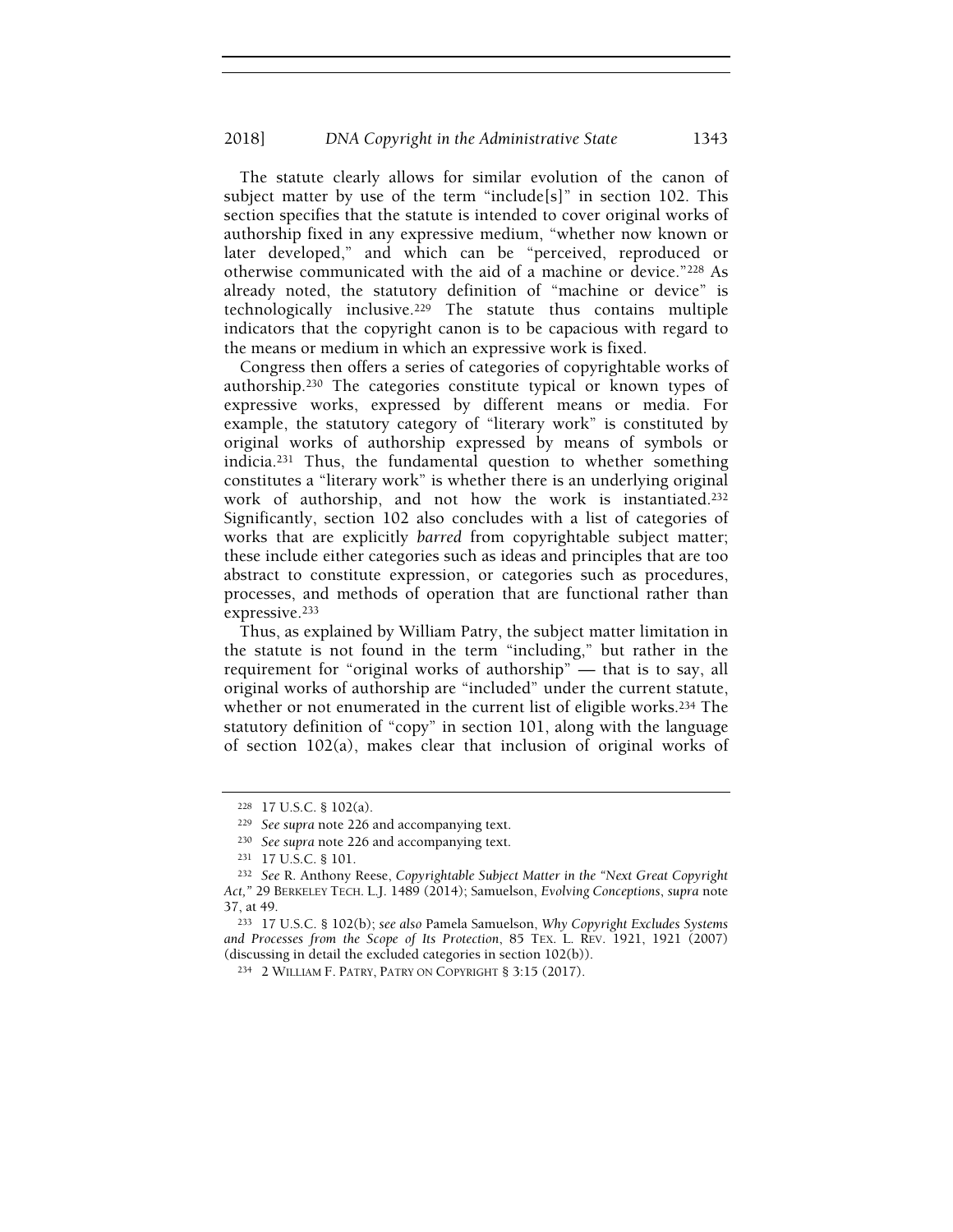The statute clearly allows for similar evolution of the canon of subject matter by use of the term "include[s]" in section 102. This section specifies that the statute is intended to cover original works of authorship fixed in any expressive medium, "whether now known or later developed," and which can be "perceived, reproduced or otherwise communicated with the aid of a machine or device."[228] As already noted, the statutory definition of "machine or device" is technologically inclusive.[229] The statute thus contains multiple indicators that the copyright canon is to be capacious with regard to the means or medium in which an expressive work is fixed.

Congress then offers a series of categories of copyrightable works of authorship.[230] The categories constitute typical or known types of expressive works, expressed by different means or media. For example, the statutory category of "literary work" is constituted by original works of authorship expressed by means of symbols or indicia.[231] Thus, the fundamental question to whether something constitutes a "literary work" is whether there is an underlying original work of authorship, and not how the work is instantiated.[232] Significantly, section 102 also concludes with a list of categories of works that are explicitly *barred* from copyrightable subject matter; these include either categories such as ideas and principles that are too abstract to constitute expression, or categories such as procedures, processes, and methods of operation that are functional rather than expressive.[233]

Thus, as explained by William Patry, the subject matter limitation in the statute is not found in the term "including," but rather in the requirement for "original works of authorship" — that is to say, all original works of authorship are "included" under the current statute, whether or not enumerated in the current list of eligible works.[234] The statutory definition of "copy" in section 101, along with the language of section 102(a), makes clear that inclusion of original works of

---

[228] 17 U.S.C. § 102(a).

[229] *See supra* note 226 and accompanying text.

[230] *See supra* note 226 and accompanying text.

[231] 17 U.S.C. § 101.

[232] *See* R. Anthony Reese, *Copyrightable Subject Matter in the "Next Great Copyright Act,"* 29 BERKELEY TECH. L.J. 1489 (2014); Samuelson, *Evolving Conceptions*, *supra* note 37, at 49.

[233] 17 U.S.C. § 102(b); *see also* Pamela Samuelson, *Why Copyright Excludes Systems and Processes from the Scope of Its Protection*, 85 TEX. L. REV. 1921, 1921 (2007) (discussing in detail the excluded categories in section 102(b)).

[234] 2 WILLIAM F. PATRY, PATRY ON COPYRIGHT § 3:15 (2017).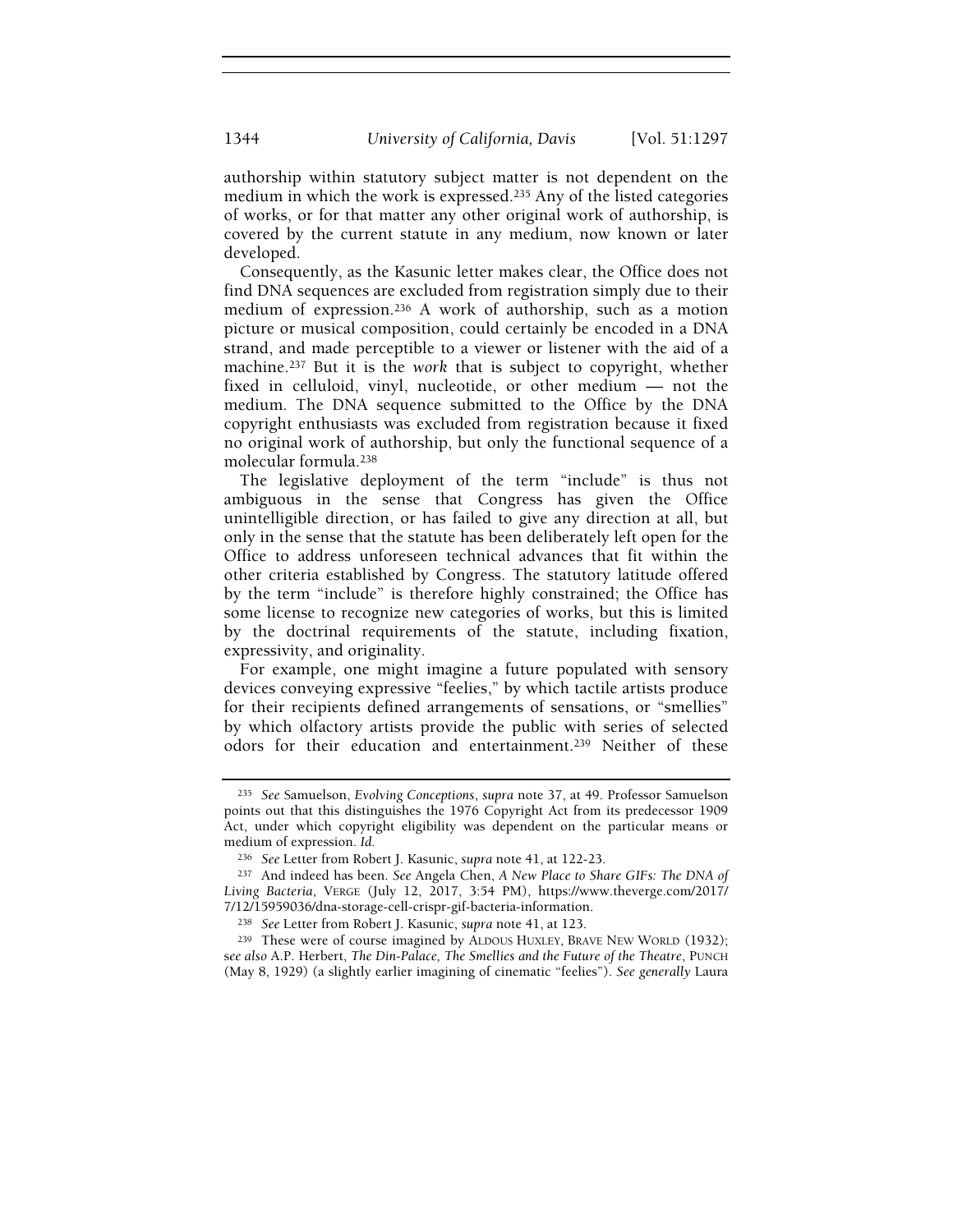authorship within statutory subject matter is not dependent on the medium in which the work is expressed.[235] Any of the listed categories of works, or for that matter any other original work of authorship, is covered by the current statute in any medium, now known or later developed.

Consequently, as the Kasunic letter makes clear, the Office does not find DNA sequences are excluded from registration simply due to their medium of expression.[236] A work of authorship, such as a motion picture or musical composition, could certainly be encoded in a DNA strand, and made perceptible to a viewer or listener with the aid of a machine.[237] But it is the *work* that is subject to copyright, whether fixed in celluloid, vinyl, nucleotide, or other medium — not the medium. The DNA sequence submitted to the Office by the DNA copyright enthusiasts was excluded from registration because it fixed no original work of authorship, but only the functional sequence of a molecular formula.[238]

The legislative deployment of the term "include" is thus not ambiguous in the sense that Congress has given the Office unintelligible direction, or has failed to give any direction at all, but only in the sense that the statute has been deliberately left open for the Office to address unforeseen technical advances that fit within the other criteria established by Congress. The statutory latitude offered by the term "include" is therefore highly constrained; the Office has some license to recognize new categories of works, but this is limited by the doctrinal requirements of the statute, including fixation, expressivity, and originality.

For example, one might imagine a future populated with sensory devices conveying expressive "feelies," by which tactile artists produce for their recipients defined arrangements of sensations, or "smellies" by which olfactory artists provide the public with series of selected odors for their education and entertainment.[239] Neither of these

---

[235] *See* Samuelson, *Evolving Conceptions*, *supra* note 37, at 49. Professor Samuelson points out that this distinguishes the 1976 Copyright Act from its predecessor 1909 Act, under which copyright eligibility was dependent on the particular means or medium of expression. *Id.*

[236] *See* Letter from Robert J. Kasunic, *supra* note 41, at 122-23.

[237] And indeed has been. *See* Angela Chen, *A New Place to Share GIFs: The DNA of Living Bacteria*, VERGE (July 12, 2017, 3:54 PM), https://www.theverge.com/2017/7/12/15959036/dna-storage-cell-crispr-gif-bacteria-information.

[238] *See* Letter from Robert J. Kasunic, *supra* note 41, at 123.

[239] These were of course imagined by ALDOUS HUXLEY, BRAVE NEW WORLD (1932); *see also* A.P. Herbert, *The Din-Palace, The Smellies and the Future of the Theatre*, PUNCH (May 8, 1929) (a slightly earlier imagining of cinematic "feelies"). *See generally* Laura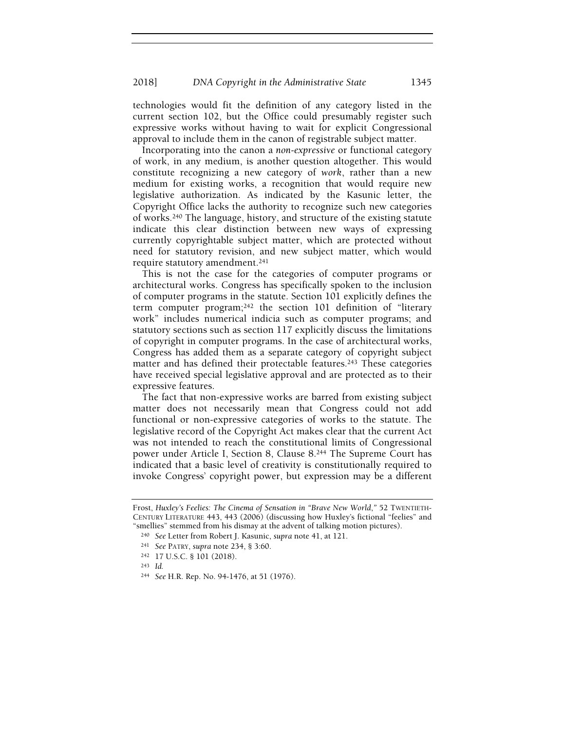technologies would fit the definition of any category listed in the current section 102, but the Office could presumably register such expressive works without having to wait for explicit Congressional approval to include them in the canon of registrable subject matter.

Incorporating into the canon a *non-expressive* or functional category of work, in any medium, is another question altogether. This would constitute recognizing a new category of *work*, rather than a new medium for existing works, a recognition that would require new legislative authorization. As indicated by the Kasunic letter, the Copyright Office lacks the authority to recognize such new categories of works.[240] The language, history, and structure of the existing statute indicate this clear distinction between new ways of expressing currently copyrightable subject matter, which are protected without need for statutory revision, and new subject matter, which would require statutory amendment.[241]

This is not the case for the categories of computer programs or architectural works. Congress has specifically spoken to the inclusion of computer programs in the statute. Section 101 explicitly defines the term computer program;[242] the section 101 definition of "literary work" includes numerical indicia such as computer programs; and statutory sections such as section 117 explicitly discuss the limitations of copyright in computer programs. In the case of architectural works, Congress has added them as a separate category of copyright subject matter and has defined their protectable features.[243] These categories have received special legislative approval and are protected as to their expressive features.

The fact that non-expressive works are barred from existing subject matter does not necessarily mean that Congress could not add functional or non-expressive categories of works to the statute. The legislative record of the Copyright Act makes clear that the current Act was not intended to reach the constitutional limits of Congressional power under Article I, Section 8, Clause 8.[244] The Supreme Court has indicated that a basic level of creativity is constitutionally required to invoke Congress' copyright power, but expression may be a different

---

Frost, *Huxley's Feelies: The Cinema of Sensation in "Brave New World,"* 52 TWENTIETH-CENTURY LITERATURE 443, 443 (2006) (discussing how Huxley's fictional "feelies" and "smellies" stemmed from his dismay at the advent of talking motion pictures).

[240] *See* Letter from Robert J. Kasunic, *supra* note 41, at 121.

[241] *See* PATRY, *supra* note 234, § 3:60.

[242] 17 U.S.C. § 101 (2018).

[243] *Id.*

[244] *See* H.R. Rep. No. 94-1476, at 51 (1976).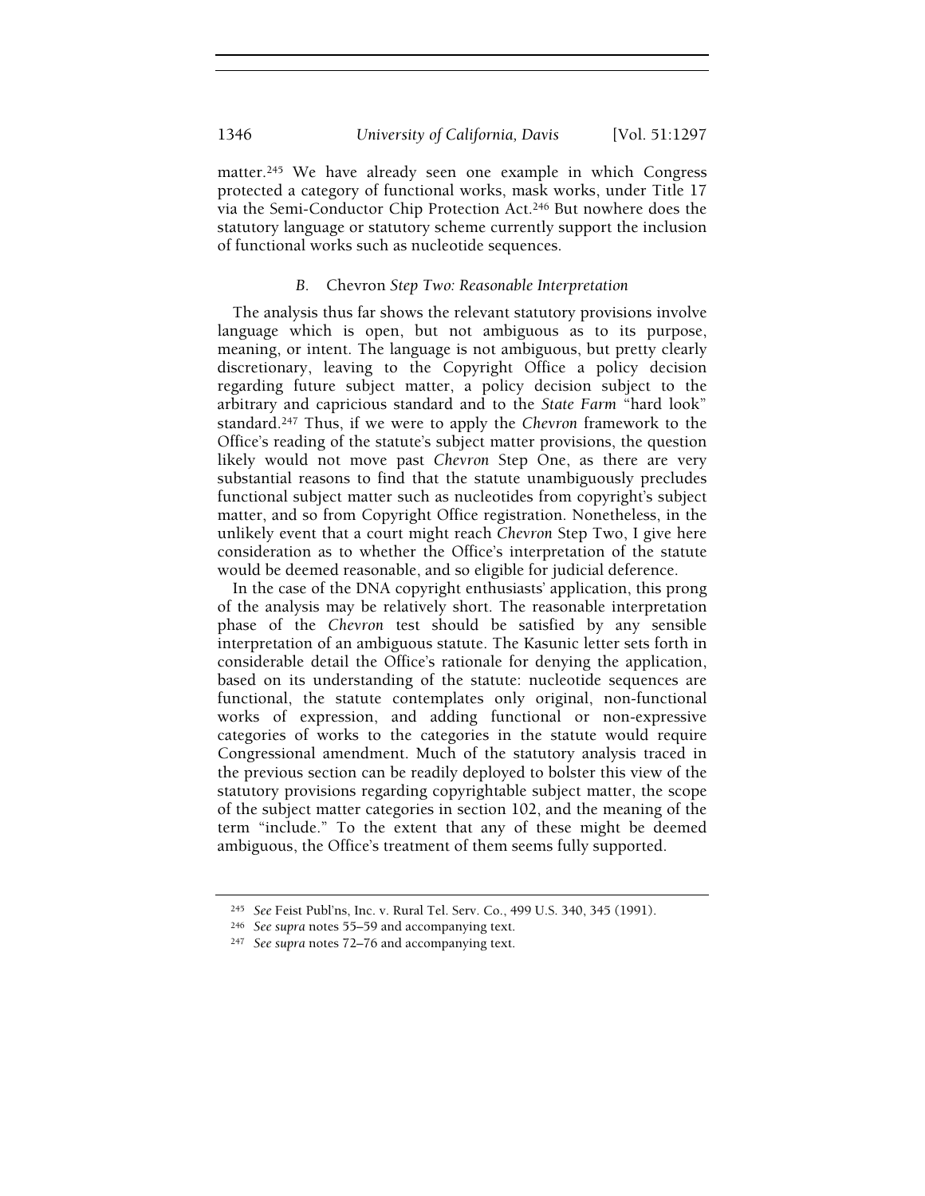matter.[245] We have already seen one example in which Congress protected a category of functional works, mask works, under Title 17 via the Semi-Conductor Chip Protection Act.[246] But nowhere does the statutory language or statutory scheme currently support the inclusion of functional works such as nucleotide sequences.

### B. *Chevron Step Two: Reasonable Interpretation*

The analysis thus far shows the relevant statutory provisions involve language which is open, but not ambiguous as to its purpose, meaning, or intent. The language is not ambiguous, but pretty clearly discretionary, leaving to the Copyright Office a policy decision regarding future subject matter, a policy decision subject to the arbitrary and capricious standard and to the *State Farm* "hard look" standard.[247] Thus, if we were to apply the *Chevron* framework to the Office's reading of the statute's subject matter provisions, the question likely would not move past *Chevron* Step One, as there are very substantial reasons to find that the statute unambiguously precludes functional subject matter such as nucleotides from copyright's subject matter, and so from Copyright Office registration. Nonetheless, in the unlikely event that a court might reach *Chevron* Step Two, I give here consideration as to whether the Office's interpretation of the statute would be deemed reasonable, and so eligible for judicial deference.

In the case of the DNA copyright enthusiasts' application, this prong of the analysis may be relatively short. The reasonable interpretation phase of the *Chevron* test should be satisfied by any sensible interpretation of an ambiguous statute. The Kasunic letter sets forth in considerable detail the Office's rationale for denying the application, based on its understanding of the statute: nucleotide sequences are functional, the statute contemplates only original, non-functional works of expression, and adding functional or non-expressive categories of works to the categories in the statute would require Congressional amendment. Much of the statutory analysis traced in the previous section can be readily deployed to bolster this view of the statutory provisions regarding copyrightable subject matter, the scope of the subject matter categories in section 102, and the meaning of the term "include." To the extent that any of these might be deemed ambiguous, the Office's treatment of them seems fully supported.

---

[245] *See* Feist Publ'ns, Inc. v. Rural Tel. Serv. Co., 499 U.S. 340, 345 (1991).

[246] *See supra* notes 55–59 and accompanying text.

[247] *See supra* notes 72–76 and accompanying text.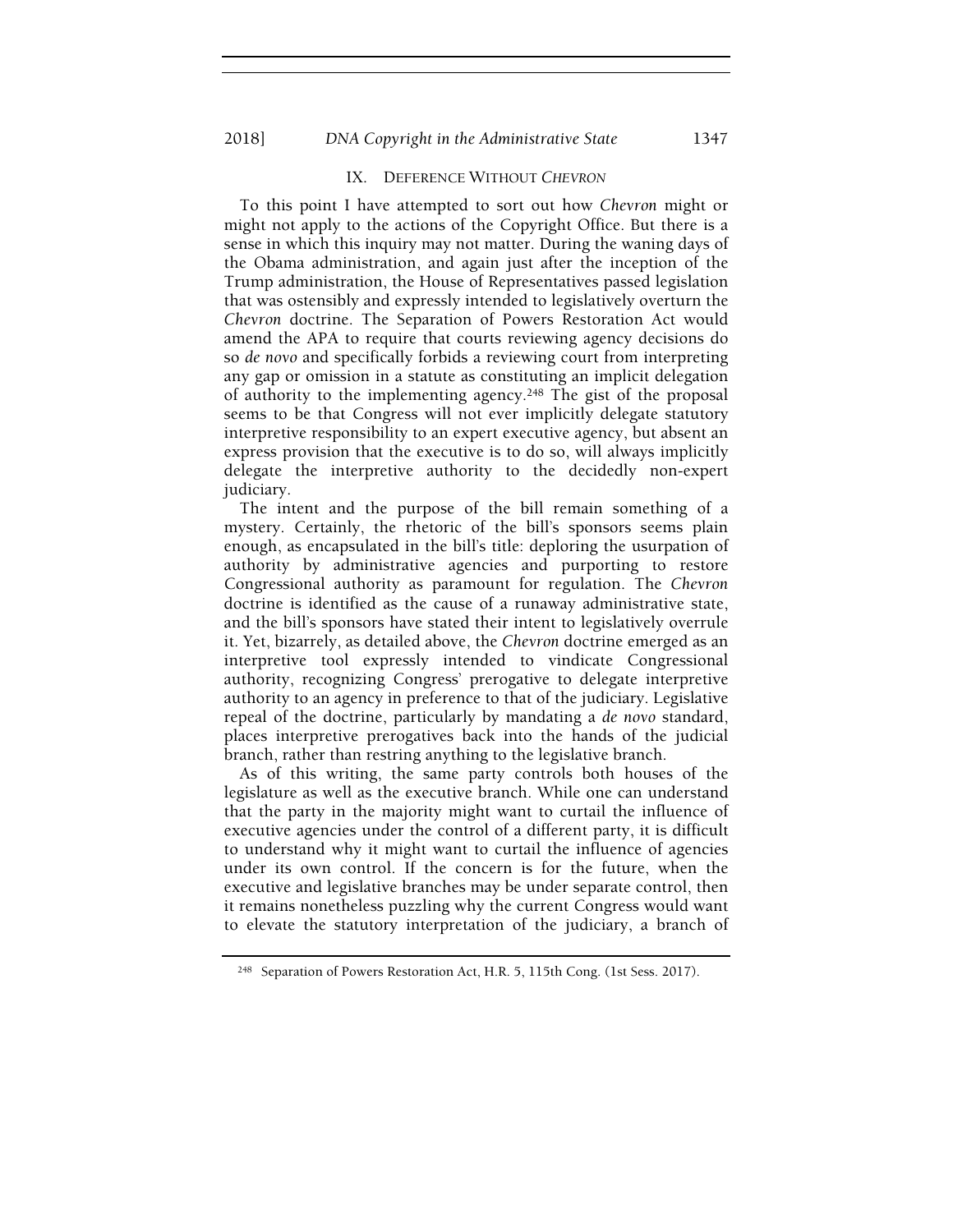## IX. DEFERENCE WITHOUT *CHEVRON*

To this point I have attempted to sort out how *Chevron* might or might not apply to the actions of the Copyright Office. But there is a sense in which this inquiry may not matter. During the waning days of the Obama administration, and again just after the inception of the Trump administration, the House of Representatives passed legislation that was ostensibly and expressly intended to legislatively overturn the *Chevron* doctrine. The Separation of Powers Restoration Act would amend the APA to require that courts reviewing agency decisions do so *de novo* and specifically forbids a reviewing court from interpreting any gap or omission in a statute as constituting an implicit delegation of authority to the implementing agency.[248] The gist of the proposal seems to be that Congress will not ever implicitly delegate statutory interpretive responsibility to an expert executive agency, but absent an express provision that the executive is to do so, will always implicitly delegate the interpretive authority to the decidedly non-expert judiciary.

The intent and the purpose of the bill remain something of a mystery. Certainly, the rhetoric of the bill's sponsors seems plain enough, as encapsulated in the bill's title: deploring the usurpation of authority by administrative agencies and purporting to restore Congressional authority as paramount for regulation. The *Chevron* doctrine is identified as the cause of a runaway administrative state, and the bill's sponsors have stated their intent to legislatively overrule it. Yet, bizarrely, as detailed above, the *Chevron* doctrine emerged as an interpretive tool expressly intended to vindicate Congressional authority, recognizing Congress' prerogative to delegate interpretive authority to an agency in preference to that of the judiciary. Legislative repeal of the doctrine, particularly by mandating a *de novo* standard, places interpretive prerogatives back into the hands of the judicial branch, rather than restring anything to the legislative branch.

As of this writing, the same party controls both houses of the legislature as well as the executive branch. While one can understand that the party in the majority might want to curtail the influence of executive agencies under the control of a different party, it is difficult to understand why it might want to curtail the influence of agencies under its own control. If the concern is for the future, when the executive and legislative branches may be under separate control, then it remains nonetheless puzzling why the current Congress would want to elevate the statutory interpretation of the judiciary, a branch of

---

[248] Separation of Powers Restoration Act, H.R. 5, 115th Cong. (1st Sess. 2017).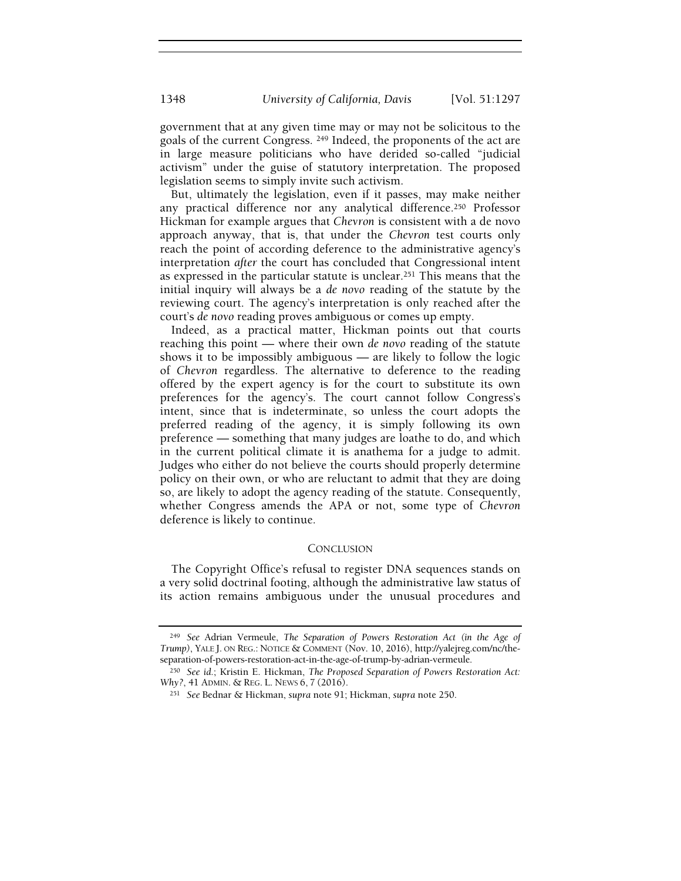government that at any given time may or may not be solicitous to the goals of the current Congress.[249] Indeed, the proponents of the act are in large measure politicians who have derided so-called "judicial activism" under the guise of statutory interpretation. The proposed legislation seems to simply invite such activism.

But, ultimately the legislation, even if it passes, may make neither any practical difference nor any analytical difference.[250] Professor Hickman for example argues that *Chevron* is consistent with a de novo approach anyway, that is, that under the *Chevron* test courts only reach the point of according deference to the administrative agency's interpretation *after* the court has concluded that Congressional intent as expressed in the particular statute is unclear.[251] This means that the initial inquiry will always be a *de novo* reading of the statute by the reviewing court. The agency's interpretation is only reached after the court's *de novo* reading proves ambiguous or comes up empty.

Indeed, as a practical matter, Hickman points out that courts reaching this point — where their own *de novo* reading of the statute shows it to be impossibly ambiguous — are likely to follow the logic of *Chevron* regardless. The alternative to deference to the reading offered by the expert agency is for the court to substitute its own preferences for the agency's. The court cannot follow Congress's intent, since that is indeterminate, so unless the court adopts the preferred reading of the agency, it is simply following its own preference — something that many judges are loathe to do, and which in the current political climate it is anathema for a judge to admit. Judges who either do not believe the courts should properly determine policy on their own, or who are reluctant to admit that they are doing so, are likely to adopt the agency reading of the statute. Consequently, whether Congress amends the APA or not, some type of *Chevron* deference is likely to continue.

## CONCLUSION

The Copyright Office's refusal to register DNA sequences stands on a very solid doctrinal footing, although the administrative law status of its action remains ambiguous under the unusual procedures and

---

[249] *See* Adrian Vermeule, *The Separation of Powers Restoration Act (in the Age of Trump)*, YALE J. ON REG.: NOTICE & COMMENT (Nov. 10, 2016), http://yalejreg.com/nc/the-separation-of-powers-restoration-act-in-the-age-of-trump-by-adrian-vermeule.

[250] *See id.*; Kristin E. Hickman, *The Proposed Separation of Powers Restoration Act: Why?*, 41 ADMIN. & REG. L. NEWS 6, 7 (2016).

[251] *See* Bednar & Hickman, *supra* note 91; Hickman, *supra* note 250.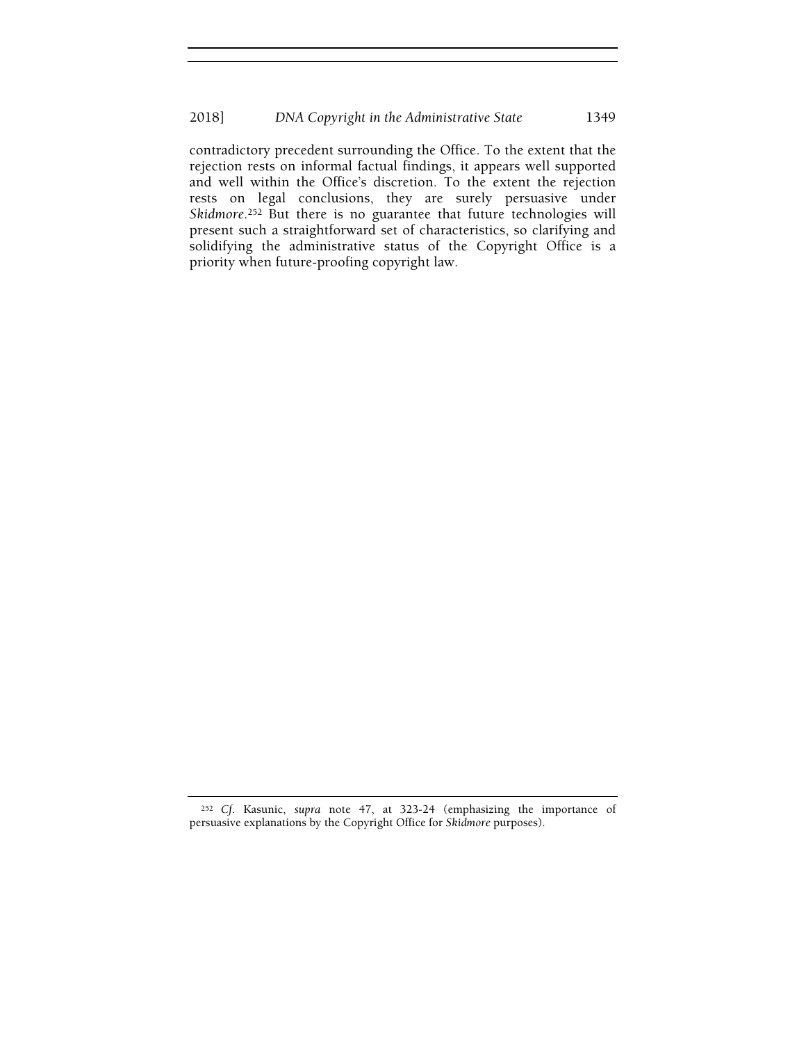contradictory precedent surrounding the Office. To the extent that the rejection rests on informal factual findings, it appears well supported and well within the Office's discretion. To the extent the rejection rests on legal conclusions, they are surely persuasive under *Skidmore*.[252] But there is no guarantee that future technologies will present such a straightforward set of characteristics, so clarifying and solidifying the administrative status of the Copyright Office is a priority when future-proofing copyright law.

---

[252] *Cf.* Kasunic, *supra* note 47, at 323-24 (emphasizing the importance of persuasive explanations by the Copyright Office for *Skidmore* purposes).